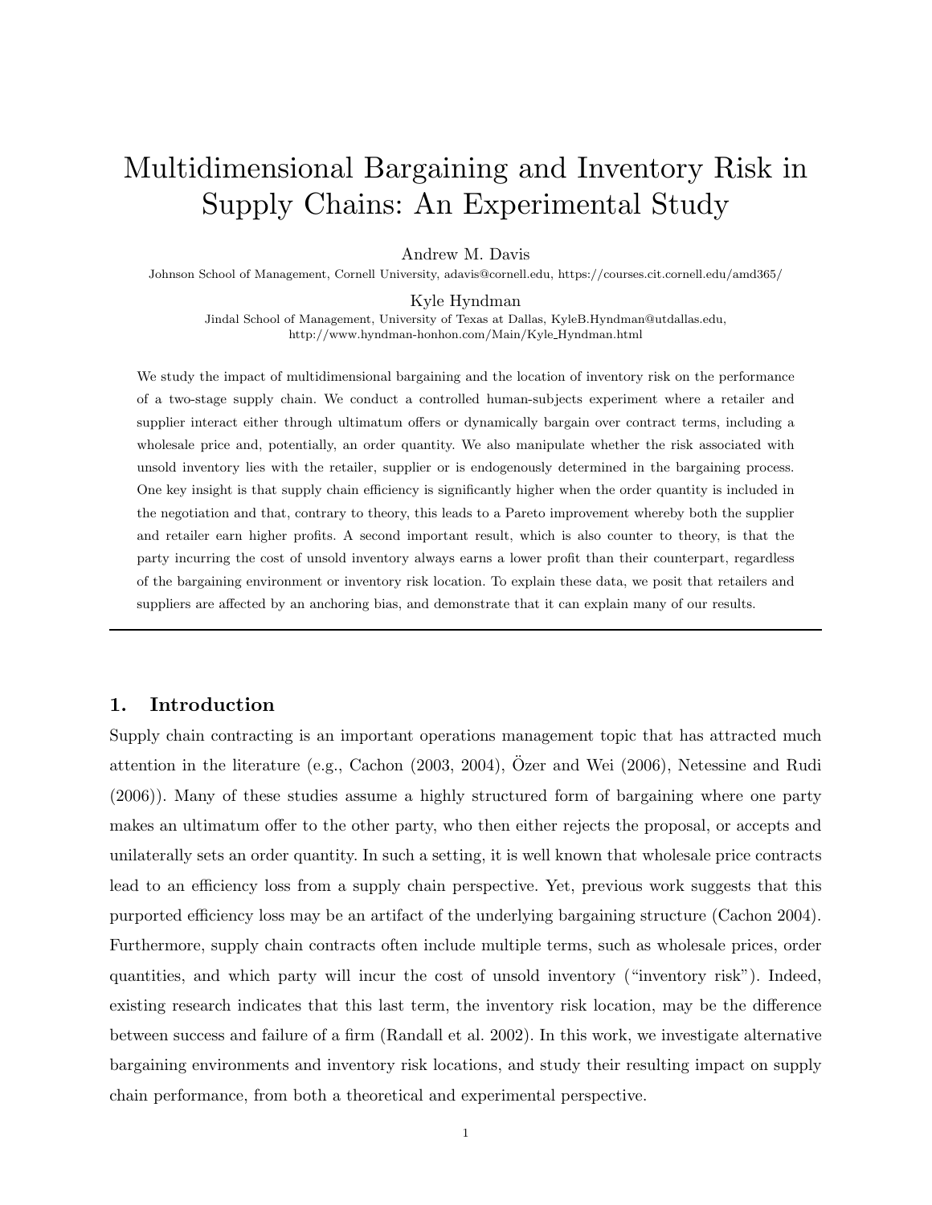# Multidimensional Bargaining and Inventory Risk in Supply Chains: An Experimental Study

Andrew M. Davis

Johnson School of Management, Cornell University, adavis@cornell.edu, https://courses.cit.cornell.edu/amd365/

Kyle Hyndman

Jindal School of Management, University of Texas at Dallas, KyleB.Hyndman@utdallas.edu, http://www.hyndman-honhon.com/Main/Kyle_Hyndman.html

We study the impact of multidimensional bargaining and the location of inventory risk on the performance of a two-stage supply chain. We conduct a controlled human-subjects experiment where a retailer and supplier interact either through ultimatum offers or dynamically bargain over contract terms, including a wholesale price and, potentially, an order quantity. We also manipulate whether the risk associated with unsold inventory lies with the retailer, supplier or is endogenously determined in the bargaining process. One key insight is that supply chain efficiency is significantly higher when the order quantity is included in the negotiation and that, contrary to theory, this leads to a Pareto improvement whereby both the supplier and retailer earn higher profits. A second important result, which is also counter to theory, is that the party incurring the cost of unsold inventory always earns a lower profit than their counterpart, regardless of the bargaining environment or inventory risk location. To explain these data, we posit that retailers and suppliers are affected by an anchoring bias, and demonstrate that it can explain many of our results.

---

## 1. Introduction

Supply chain contracting is an important operations management topic that has attracted much attention in the literature (e.g., Cachon (2003, 2004), Özer and Wei (2006), Netessine and Rudi (2006)). Many of these studies assume a highly structured form of bargaining where one party makes an ultimatum offer to the other party, who then either rejects the proposal, or accepts and unilaterally sets an order quantity. In such a setting, it is well known that wholesale price contracts lead to an efficiency loss from a supply chain perspective. Yet, previous work suggests that this purported efficiency loss may be an artifact of the underlying bargaining structure (Cachon 2004). Furthermore, supply chain contracts often include multiple terms, such as wholesale prices, order quantities, and which party will incur the cost of unsold inventory ("inventory risk"). Indeed, existing research indicates that this last term, the inventory risk location, may be the difference between success and failure of a firm (Randall et al. 2002). In this work, we investigate alternative bargaining environments and inventory risk locations, and study their resulting impact on supply chain performance, from both a theoretical and experimental perspective.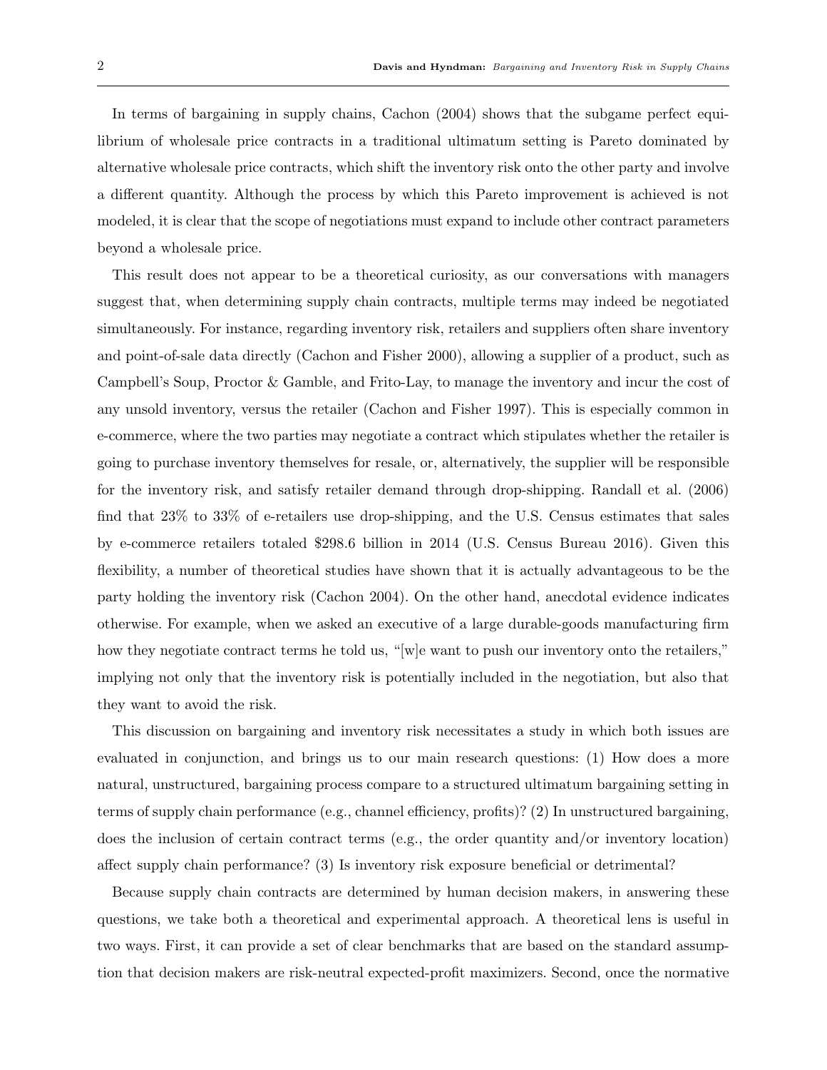In terms of bargaining in supply chains, Cachon (2004) shows that the subgame perfect equilibrium of wholesale price contracts in a traditional ultimatum setting is Pareto dominated by alternative wholesale price contracts, which shift the inventory risk onto the other party and involve a different quantity. Although the process by which this Pareto improvement is achieved is not modeled, it is clear that the scope of negotiations must expand to include other contract parameters beyond a wholesale price.

This result does not appear to be a theoretical curiosity, as our conversations with managers suggest that, when determining supply chain contracts, multiple terms may indeed be negotiated simultaneously. For instance, regarding inventory risk, retailers and suppliers often share inventory and point-of-sale data directly (Cachon and Fisher 2000), allowing a supplier of a product, such as Campbell's Soup, Proctor & Gamble, and Frito-Lay, to manage the inventory and incur the cost of any unsold inventory, versus the retailer (Cachon and Fisher 1997). This is especially common in e-commerce, where the two parties may negotiate a contract which stipulates whether the retailer is going to purchase inventory themselves for resale, or, alternatively, the supplier will be responsible for the inventory risk, and satisfy retailer demand through drop-shipping. Randall et al. (2006) find that 23% to 33% of e-retailers use drop-shipping, and the U.S. Census estimates that sales by e-commerce retailers totaled $298.6 billion in 2014 (U.S. Census Bureau 2016). Given this flexibility, a number of theoretical studies have shown that it is actually advantageous to be the party holding the inventory risk (Cachon 2004). On the other hand, anecdotal evidence indicates otherwise. For example, when we asked an executive of a large durable-goods manufacturing firm how they negotiate contract terms he told us, "[w]e want to push our inventory onto the retailers," implying not only that the inventory risk is potentially included in the negotiation, but also that they want to avoid the risk.

This discussion on bargaining and inventory risk necessitates a study in which both issues are evaluated in conjunction, and brings us to our main research questions: (1) How does a more natural, unstructured, bargaining process compare to a structured ultimatum bargaining setting in terms of supply chain performance (e.g., channel efficiency, profits)? (2) In unstructured bargaining, does the inclusion of certain contract terms (e.g., the order quantity and/or inventory location) affect supply chain performance? (3) Is inventory risk exposure beneficial or detrimental?

Because supply chain contracts are determined by human decision makers, in answering these questions, we take both a theoretical and experimental approach. A theoretical lens is useful in two ways. First, it can provide a set of clear benchmarks that are based on the standard assumption that decision makers are risk-neutral expected-profit maximizers. Second, once the normative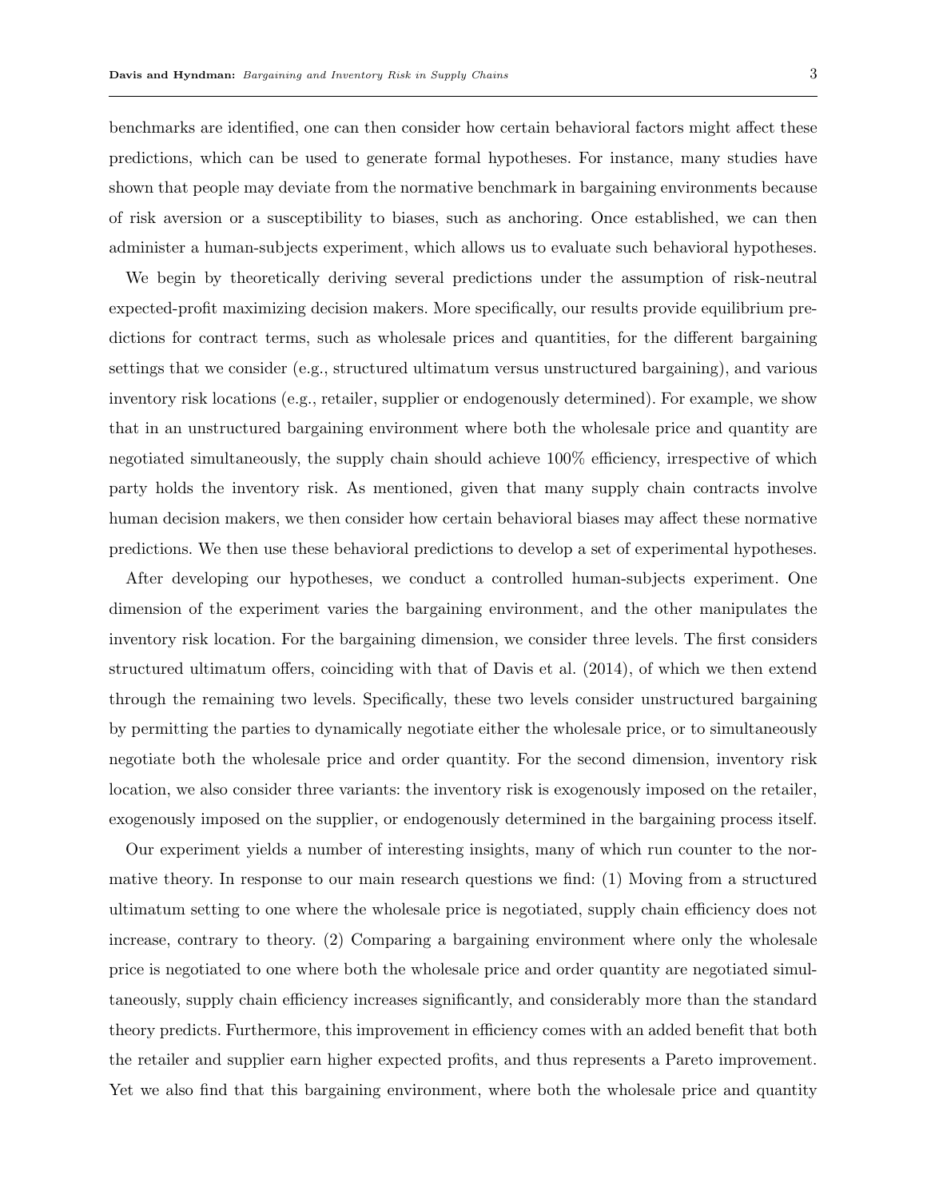benchmarks are identified, one can then consider how certain behavioral factors might affect these predictions, which can be used to generate formal hypotheses. For instance, many studies have shown that people may deviate from the normative benchmark in bargaining environments because of risk aversion or a susceptibility to biases, such as anchoring. Once established, we can then administer a human-subjects experiment, which allows us to evaluate such behavioral hypotheses.

We begin by theoretically deriving several predictions under the assumption of risk-neutral expected-profit maximizing decision makers. More specifically, our results provide equilibrium predictions for contract terms, such as wholesale prices and quantities, for the different bargaining settings that we consider (e.g., structured ultimatum versus unstructured bargaining), and various inventory risk locations (e.g., retailer, supplier or endogenously determined). For example, we show that in an unstructured bargaining environment where both the wholesale price and quantity are negotiated simultaneously, the supply chain should achieve 100% efficiency, irrespective of which party holds the inventory risk. As mentioned, given that many supply chain contracts involve human decision makers, we then consider how certain behavioral biases may affect these normative predictions. We then use these behavioral predictions to develop a set of experimental hypotheses.

After developing our hypotheses, we conduct a controlled human-subjects experiment. One dimension of the experiment varies the bargaining environment, and the other manipulates the inventory risk location. For the bargaining dimension, we consider three levels. The first considers structured ultimatum offers, coinciding with that of Davis et al. (2014), of which we then extend through the remaining two levels. Specifically, these two levels consider unstructured bargaining by permitting the parties to dynamically negotiate either the wholesale price, or to simultaneously negotiate both the wholesale price and order quantity. For the second dimension, inventory risk location, we also consider three variants: the inventory risk is exogenously imposed on the retailer, exogenously imposed on the supplier, or endogenously determined in the bargaining process itself.

Our experiment yields a number of interesting insights, many of which run counter to the normative theory. In response to our main research questions we find: (1) Moving from a structured ultimatum setting to one where the wholesale price is negotiated, supply chain efficiency does not increase, contrary to theory. (2) Comparing a bargaining environment where only the wholesale price is negotiated to one where both the wholesale price and order quantity are negotiated simultaneously, supply chain efficiency increases significantly, and considerably more than the standard theory predicts. Furthermore, this improvement in efficiency comes with an added benefit that both the retailer and supplier earn higher expected profits, and thus represents a Pareto improvement. Yet we also find that this bargaining environment, where both the wholesale price and quantity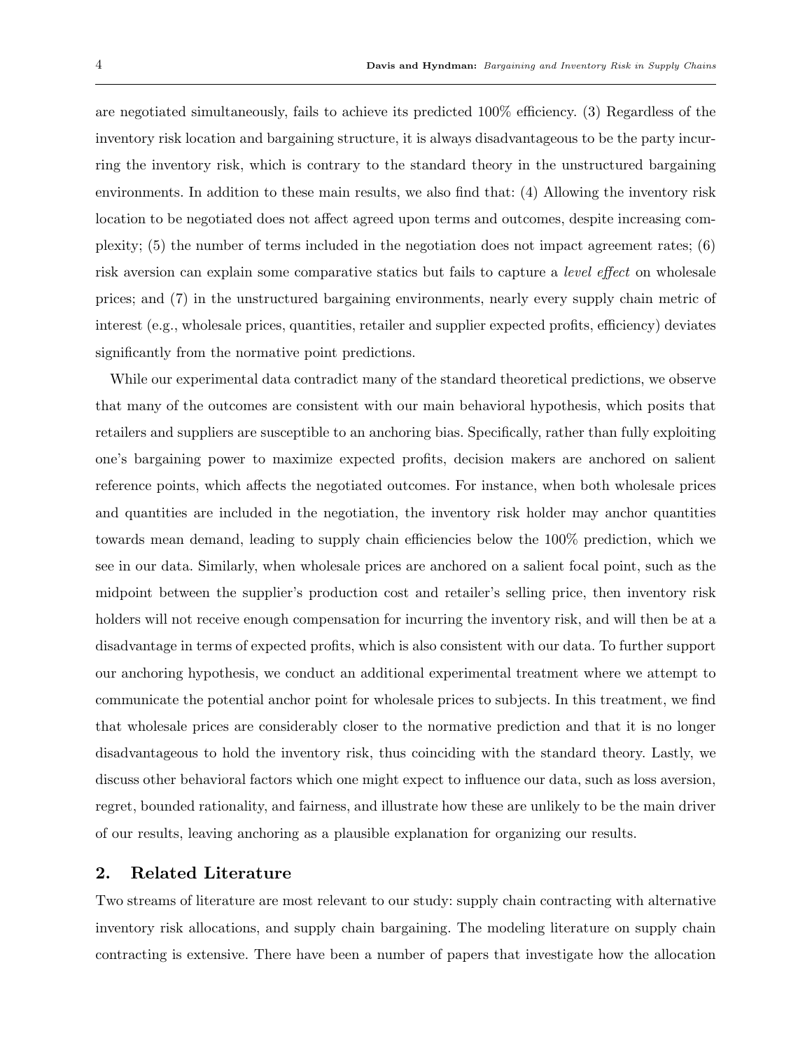are negotiated simultaneously, fails to achieve its predicted 100% efficiency. (3) Regardless of the inventory risk location and bargaining structure, it is always disadvantageous to be the party incurring the inventory risk, which is contrary to the standard theory in the unstructured bargaining environments. In addition to these main results, we also find that: (4) Allowing the inventory risk location to be negotiated does not affect agreed upon terms and outcomes, despite increasing complexity; (5) the number of terms included in the negotiation does not impact agreement rates; (6) risk aversion can explain some comparative statics but fails to capture a *level effect* on wholesale prices; and (7) in the unstructured bargaining environments, nearly every supply chain metric of interest (e.g., wholesale prices, quantities, retailer and supplier expected profits, efficiency) deviates significantly from the normative point predictions.

While our experimental data contradict many of the standard theoretical predictions, we observe that many of the outcomes are consistent with our main behavioral hypothesis, which posits that retailers and suppliers are susceptible to an anchoring bias. Specifically, rather than fully exploiting one's bargaining power to maximize expected profits, decision makers are anchored on salient reference points, which affects the negotiated outcomes. For instance, when both wholesale prices and quantities are included in the negotiation, the inventory risk holder may anchor quantities towards mean demand, leading to supply chain efficiencies below the 100% prediction, which we see in our data. Similarly, when wholesale prices are anchored on a salient focal point, such as the midpoint between the supplier's production cost and retailer's selling price, then inventory risk holders will not receive enough compensation for incurring the inventory risk, and will then be at a disadvantage in terms of expected profits, which is also consistent with our data. To further support our anchoring hypothesis, we conduct an additional experimental treatment where we attempt to communicate the potential anchor point for wholesale prices to subjects. In this treatment, we find that wholesale prices are considerably closer to the normative prediction and that it is no longer disadvantageous to hold the inventory risk, thus coinciding with the standard theory. Lastly, we discuss other behavioral factors which one might expect to influence our data, such as loss aversion, regret, bounded rationality, and fairness, and illustrate how these are unlikely to be the main driver of our results, leaving anchoring as a plausible explanation for organizing our results.

## 2. Related Literature

Two streams of literature are most relevant to our study: supply chain contracting with alternative inventory risk allocations, and supply chain bargaining. The modeling literature on supply chain contracting is extensive. There have been a number of papers that investigate how the allocation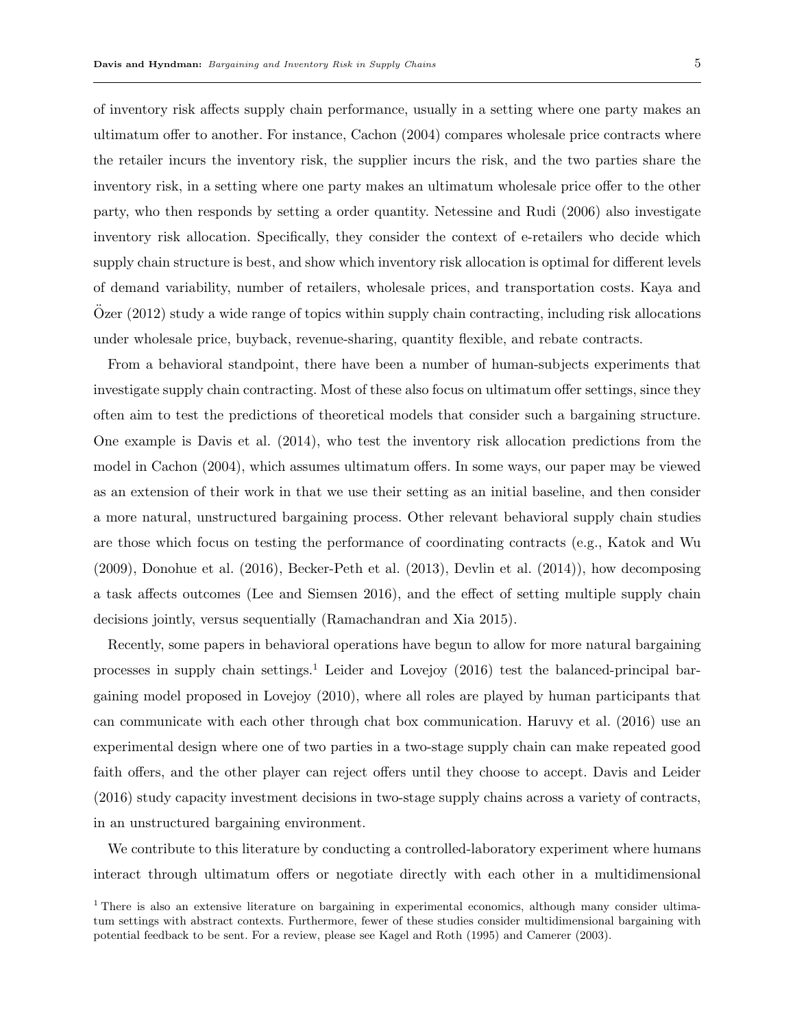of inventory risk affects supply chain performance, usually in a setting where one party makes an ultimatum offer to another. For instance, Cachon (2004) compares wholesale price contracts where the retailer incurs the inventory risk, the supplier incurs the risk, and the two parties share the inventory risk, in a setting where one party makes an ultimatum wholesale price offer to the other party, who then responds by setting a order quantity. Netessine and Rudi (2006) also investigate inventory risk allocation. Specifically, they consider the context of e-retailers who decide which supply chain structure is best, and show which inventory risk allocation is optimal for different levels of demand variability, number of retailers, wholesale prices, and transportation costs. Kaya and Özer (2012) study a wide range of topics within supply chain contracting, including risk allocations under wholesale price, buyback, revenue-sharing, quantity flexible, and rebate contracts.

From a behavioral standpoint, there have been a number of human-subjects experiments that investigate supply chain contracting. Most of these also focus on ultimatum offer settings, since they often aim to test the predictions of theoretical models that consider such a bargaining structure. One example is Davis et al. (2014), who test the inventory risk allocation predictions from the model in Cachon (2004), which assumes ultimatum offers. In some ways, our paper may be viewed as an extension of their work in that we use their setting as an initial baseline, and then consider a more natural, unstructured bargaining process. Other relevant behavioral supply chain studies are those which focus on testing the performance of coordinating contracts (e.g., Katok and Wu (2009), Donohue et al. (2016), Becker-Peth et al. (2013), Devlin et al. (2014)), how decomposing a task affects outcomes (Lee and Siemsen 2016), and the effect of setting multiple supply chain decisions jointly, versus sequentially (Ramachandran and Xia 2015).

Recently, some papers in behavioral operations have begun to allow for more natural bargaining processes in supply chain settings.[1] Leider and Lovejoy (2016) test the balanced-principal bargaining model proposed in Lovejoy (2010), where all roles are played by human participants that can communicate with each other through chat box communication. Haruvy et al. (2016) use an experimental design where one of two parties in a two-stage supply chain can make repeated good faith offers, and the other player can reject offers until they choose to accept. Davis and Leider (2016) study capacity investment decisions in two-stage supply chains across a variety of contracts, in an unstructured bargaining environment.

We contribute to this literature by conducting a controlled-laboratory experiment where humans interact through ultimatum offers or negotiate directly with each other in a multidimensional

[1] There is also an extensive literature on bargaining in experimental economics, although many consider ultimatum settings with abstract contexts. Furthermore, fewer of these studies consider multidimensional bargaining with potential feedback to be sent. For a review, please see Kagel and Roth (1995) and Camerer (2003).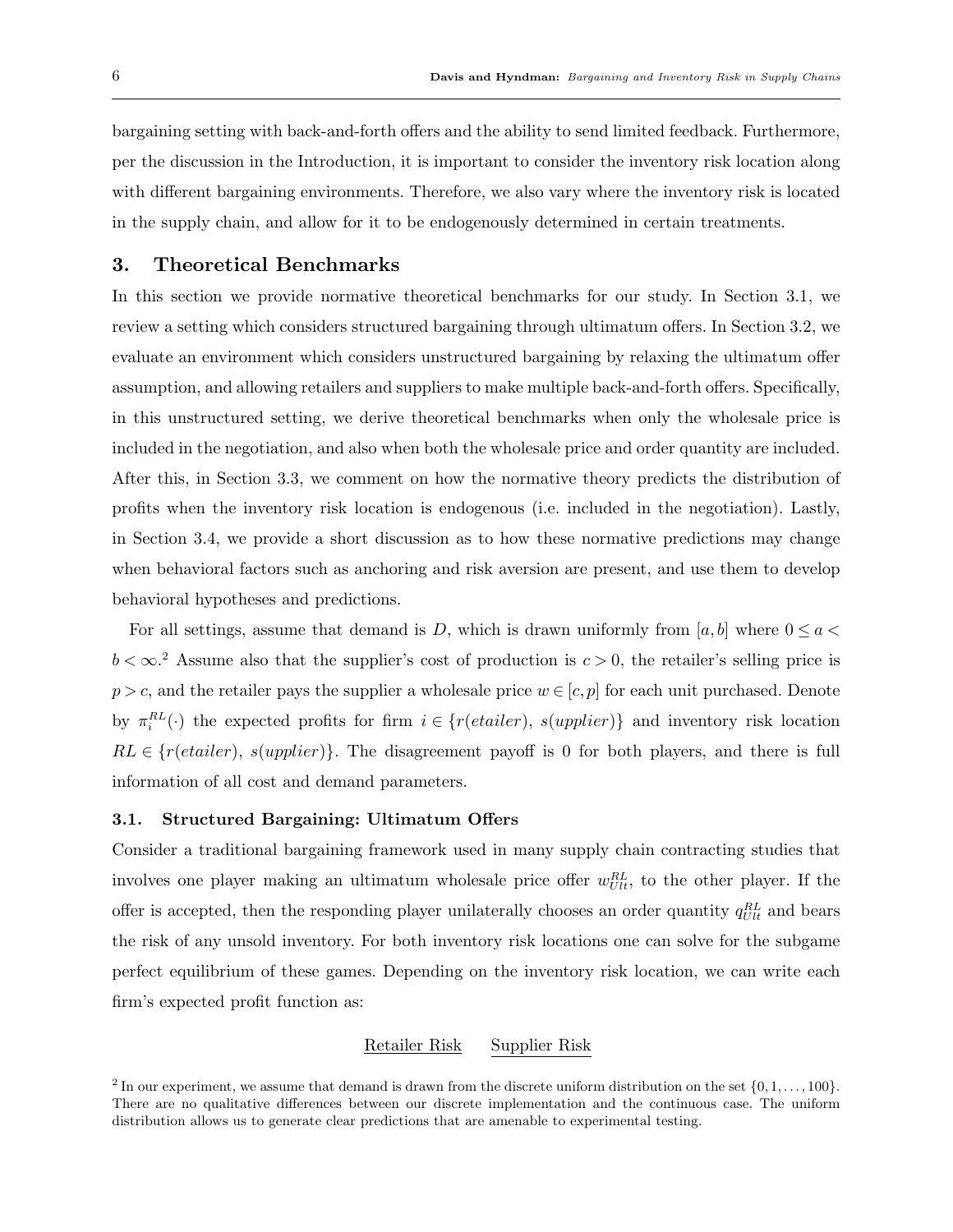bargaining setting with back-and-forth offers and the ability to send limited feedback. Furthermore, per the discussion in the Introduction, it is important to consider the inventory risk location along with different bargaining environments. Therefore, we also vary where the inventory risk is located in the supply chain, and allow for it to be endogenously determined in certain treatments.

## 3. Theoretical Benchmarks

In this section we provide normative theoretical benchmarks for our study. In Section 3.1, we review a setting which considers structured bargaining through ultimatum offers. In Section 3.2, we evaluate an environment which considers unstructured bargaining by relaxing the ultimatum offer assumption, and allowing retailers and suppliers to make multiple back-and-forth offers. Specifically, in this unstructured setting, we derive theoretical benchmarks when only the wholesale price is included in the negotiation, and also when both the wholesale price and order quantity are included. After this, in Section 3.3, we comment on how the normative theory predicts the distribution of profits when the inventory risk location is endogenous (i.e. included in the negotiation). Lastly, in Section 3.4, we provide a short discussion as to how these normative predictions may change when behavioral factors such as anchoring and risk aversion are present, and use them to develop behavioral hypotheses and predictions.

For all settings, assume that demand is $D$, which is drawn uniformly from $[a, b]$ where $0 \leq a < b < \infty$.[2] Assume also that the supplier's cost of production is $c > 0$, the retailer's selling price is $p > c$, and the retailer pays the supplier a wholesale price $w \in [c, p]$ for each unit purchased. Denote by $\pi_i^{RL}(\cdot)$ the expected profits for firm $i \in \{r(etailer),\ s(upplier)\}$ and inventory risk location $RL \in \{r(etailer),\ s(upplier)\}$. The disagreement payoff is 0 for both players, and there is full information of all cost and demand parameters.

### 3.1. Structured Bargaining: Ultimatum Offers

Consider a traditional bargaining framework used in many supply chain contracting studies that involves one player making an ultimatum wholesale price offer $w_{Ult}^{RL}$, to the other player. If the offer is accepted, then the responding player unilaterally chooses an order quantity $q_{Ult}^{RL}$ and bears the risk of any unsold inventory. For both inventory risk locations one can solve for the subgame perfect equilibrium of these games. Depending on the inventory risk location, we can write each firm's expected profit function as:

Retailer Risk    Supplier Risk

[2] In our experiment, we assume that demand is drawn from the discrete uniform distribution on the set $\{0, 1, \ldots, 100\}$. There are no qualitative differences between our discrete implementation and the continuous case. The uniform distribution allows us to generate clear predictions that are amenable to experimental testing.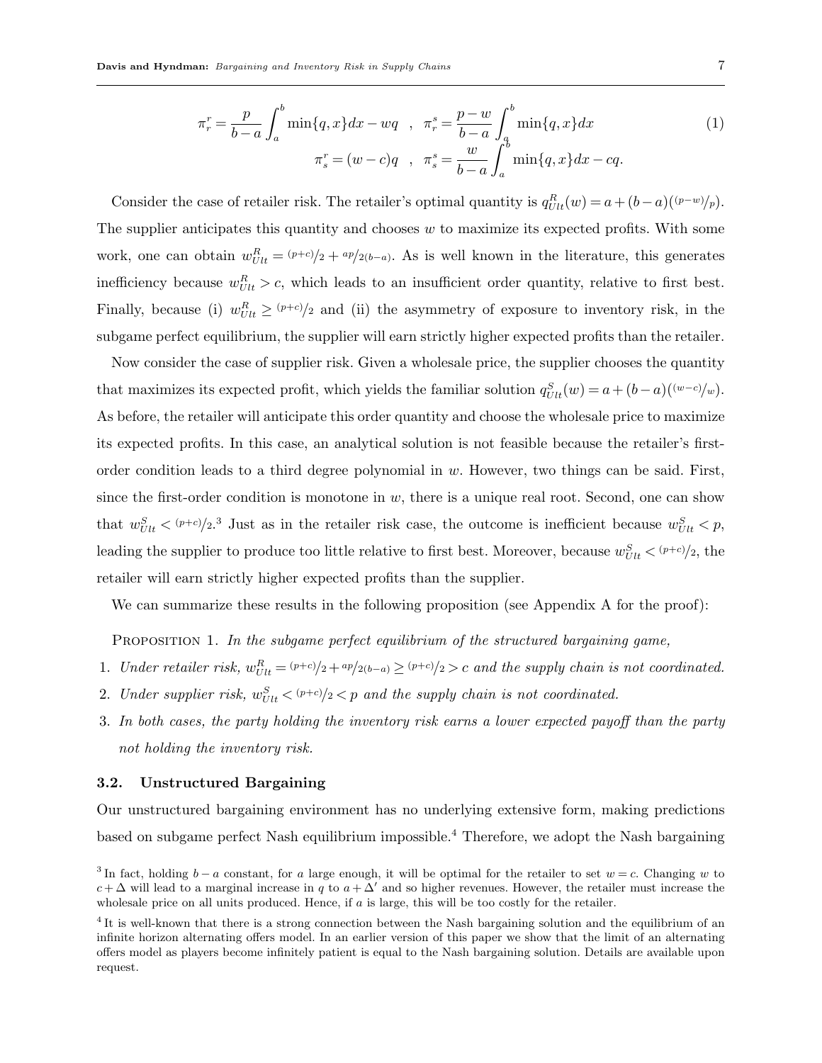$$\pi_r^r = \frac{p}{b-a}\int_a^b \min\{q,x\}dx - wq \quad , \quad \pi_r^s = \frac{p-w}{b-a}\int_a^b \min\{q,x\}dx \tag{1}$$

$$\pi_s^r = (w-c)q \quad , \quad \pi_s^s = \frac{w}{b-a}\int_a^b \min\{q,x\}dx - cq.$$

Consider the case of retailer risk. The retailer's optimal quantity is $q_{Ult}^R(w) = a + (b-a)(^{(p-w)}/_{p})$. The supplier anticipates this quantity and chooses $w$ to maximize its expected profits. With some work, one can obtain $w_{Ult}^R = {}^{(p+c)}/_{2} + {}^{ap}/_{2(b-a)}$. As is well known in the literature, this generates inefficiency because $w_{Ult}^R > c$, which leads to an insufficient order quantity, relative to first best. Finally, because (i) $w_{Ult}^R \geq {}^{(p+c)}/_{2}$ and (ii) the asymmetry of exposure to inventory risk, in the subgame perfect equilibrium, the supplier will earn strictly higher expected profits than the retailer.

Now consider the case of supplier risk. Given a wholesale price, the supplier chooses the quantity that maximizes its expected profit, which yields the familiar solution $q_{Ult}^S(w) = a + (b-a)(^{(w-c)}/_{w})$. As before, the retailer will anticipate this order quantity and choose the wholesale price to maximize its expected profits. In this case, an analytical solution is not feasible because the retailer's first-order condition leads to a third degree polynomial in $w$. However, two things can be said. First, since the first-order condition is monotone in $w$, there is a unique real root. Second, one can show that $w_{Ult}^S < {}^{(p+c)}/_{2}$.[3] Just as in the retailer risk case, the outcome is inefficient because $w_{Ult}^S < p$, leading the supplier to produce too little relative to first best. Moreover, because $w_{Ult}^S < {}^{(p+c)}/_{2}$, the retailer will earn strictly higher expected profits than the supplier.

We can summarize these results in the following proposition (see Appendix A for the proof):

Proposition 1. *In the subgame perfect equilibrium of the structured bargaining game,*

1. *Under retailer risk,* $w_{Ult}^R = {}^{(p+c)}/_{2} + {}^{ap}/_{2(b-a)} \geq {}^{(p+c)}/_{2} > c$ *and the supply chain is not coordinated.*
2. *Under supplier risk,* $w_{Ult}^S < {}^{(p+c)}/_{2} < p$ *and the supply chain is not coordinated.*
3. *In both cases, the party holding the inventory risk earns a lower expected payoff than the party not holding the inventory risk.*

### 3.2. Unstructured Bargaining

Our unstructured bargaining environment has no underlying extensive form, making predictions based on subgame perfect Nash equilibrium impossible.[4] Therefore, we adopt the Nash bargaining

[3] In fact, holding $b-a$ constant, for $a$ large enough, it will be optimal for the retailer to set $w = c$. Changing $w$ to $c + \Delta$ will lead to a marginal increase in $q$ to $a + \Delta'$ and so higher revenues. However, the retailer must increase the wholesale price on all units produced. Hence, if $a$ is large, this will be too costly for the retailer.

[4] It is well-known that there is a strong connection between the Nash bargaining solution and the equilibrium of an infinite horizon alternating offers model. In an earlier version of this paper we show that the limit of an alternating offers model as players become infinitely patient is equal to the Nash bargaining solution. Details are available upon request.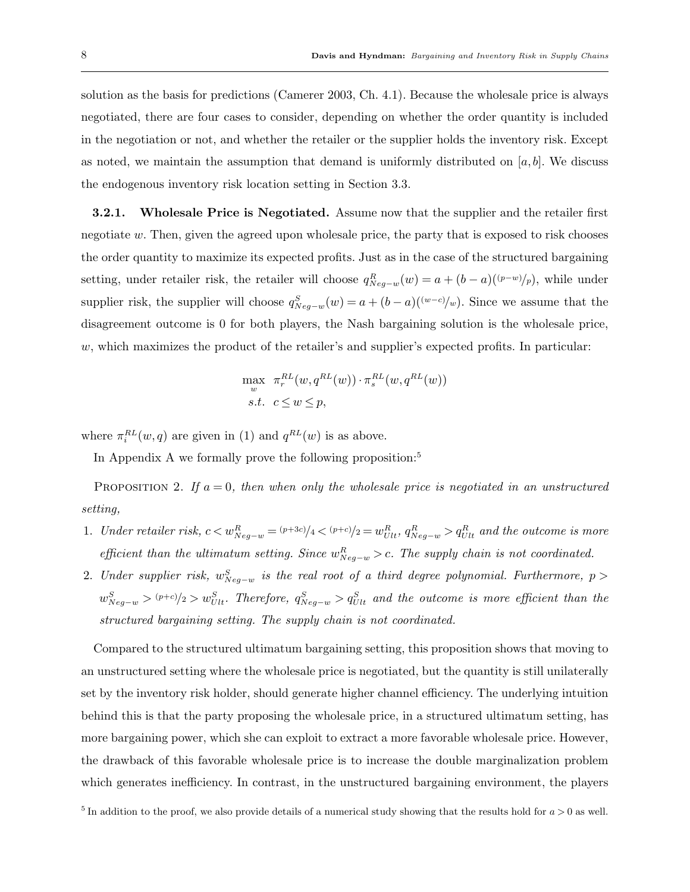solution as the basis for predictions (Camerer 2003, Ch. 4.1). Because the wholesale price is always negotiated, there are four cases to consider, depending on whether the order quantity is included in the negotiation or not, and whether the retailer or the supplier holds the inventory risk. Except as noted, we maintain the assumption that demand is uniformly distributed on $[a,b]$. We discuss the endogenous inventory risk location setting in Section 3.3.

**3.2.1. Wholesale Price is Negotiated.** Assume now that the supplier and the retailer first negotiate $w$. Then, given the agreed upon wholesale price, the party that is exposed to risk chooses the order quantity to maximize its expected profits. Just as in the case of the structured bargaining setting, under retailer risk, the retailer will choose $q^R_{Neg-w}(w) = a + (b-a)((p-w)/p)$, while under supplier risk, the supplier will choose $q^S_{Neg-w}(w) = a + (b-a)((w-c)/w)$. Since we assume that the disagreement outcome is 0 for both players, the Nash bargaining solution is the wholesale price, $w$, which maximizes the product of the retailer's and supplier's expected profits. In particular:

$$\max_{w} \;\; \pi_r^{RL}(w, q^{RL}(w)) \cdot \pi_s^{RL}(w, q^{RL}(w))$$
$$s.t. \;\; c \le w \le p,$$

where $\pi_i^{RL}(w,q)$ are given in (1) and $q^{RL}(w)$ is as above.

In Appendix A we formally prove the following proposition:[5]

Proposition 2. *If $a = 0$, then when only the wholesale price is negotiated in an unstructured setting,*

1. *Under retailer risk, $c < w^R_{Neg-w} = (p+3c)/4 < (p+c)/2 = w^R_{Ult}$, $q^R_{Neg-w} > q^R_{Ult}$ and the outcome is more efficient than the ultimatum setting. Since $w^R_{Neg-w} > c$. The supply chain is not coordinated.*
2. *Under supplier risk, $w^S_{Neg-w}$ is the real root of a third degree polynomial. Furthermore, $p > w^S_{Neg-w} > (p+c)/2 > w^S_{Ult}$. Therefore, $q^S_{Neg-w} > q^S_{Ult}$ and the outcome is more efficient than the structured bargaining setting. The supply chain is not coordinated.*

Compared to the structured ultimatum bargaining setting, this proposition shows that moving to an unstructured setting where the wholesale price is negotiated, but the quantity is still unilaterally set by the inventory risk holder, should generate higher channel efficiency. The underlying intuition behind this is that the party proposing the wholesale price, in a structured ultimatum setting, has more bargaining power, which she can exploit to extract a more favorable wholesale price. However, the drawback of this favorable wholesale price is to increase the double marginalization problem which generates inefficiency. In contrast, in the unstructured bargaining environment, the players

[5] In addition to the proof, we also provide details of a numerical study showing that the results hold for $a > 0$ as well.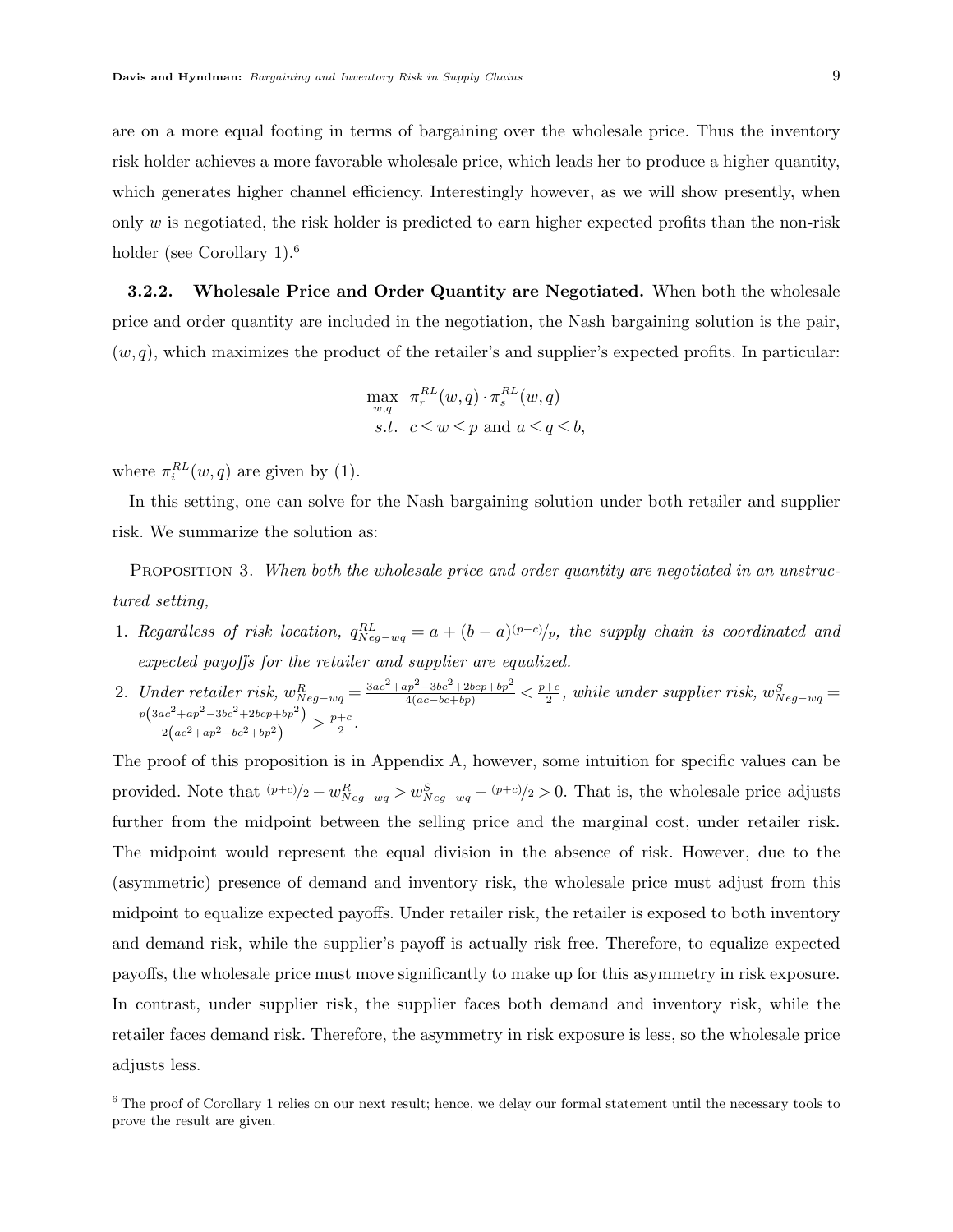are on a more equal footing in terms of bargaining over the wholesale price. Thus the inventory risk holder achieves a more favorable wholesale price, which leads her to produce a higher quantity, which generates higher channel efficiency. Interestingly however, as we will show presently, when only $w$ is negotiated, the risk holder is predicted to earn higher expected profits than the non-risk holder (see Corollary 1).[6]

**3.2.2. Wholesale Price and Order Quantity are Negotiated.** When both the wholesale price and order quantity are included in the negotiation, the Nash bargaining solution is the pair, $(w, q)$, which maximizes the product of the retailer's and supplier's expected profits. In particular:

$$\max_{w,q} \ \pi_r^{RL}(w,q) \cdot \pi_s^{RL}(w,q)$$
$$s.t. \ \ c \leq w \leq p \text{ and } a \leq q \leq b,$$

where $\pi_i^{RL}(w,q)$ are given by (1).

In this setting, one can solve for the Nash bargaining solution under both retailer and supplier risk. We summarize the solution as:

Proposition 3. *When both the wholesale price and order quantity are negotiated in an unstructured setting,*

1. *Regardless of risk location,* $q_{Neg-wq}^{RL} = a + (b-a)^{(p-c)}/_{p}$*, the supply chain is coordinated and expected payoffs for the retailer and supplier are equalized.*
2. *Under retailer risk,* $w_{Neg-wq}^{R} = \frac{3ac^2+ap^2-3bc^2+2bcp+bp^2}{4(ac-bc+bp)} < \frac{p+c}{2}$*, while under supplier risk,* $w_{Neg-wq}^{S} = \frac{p\left(3ac^2+ap^2-3bc^2+2bcp+bp^2\right)}{2\left(ac^2+ap^2-bc^2+bp^2\right)} > \frac{p+c}{2}$.

The proof of this proposition is in Appendix A, however, some intuition for specific values can be provided. Note that ${}^{(p+c)}/_{2} - w_{Neg-wq}^{R} > w_{Neg-wq}^{S} - {}^{(p+c)}/_{2} > 0$. That is, the wholesale price adjusts further from the midpoint between the selling price and the marginal cost, under retailer risk. The midpoint would represent the equal division in the absence of risk. However, due to the (asymmetric) presence of demand and inventory risk, the wholesale price must adjust from this midpoint to equalize expected payoffs. Under retailer risk, the retailer is exposed to both inventory and demand risk, while the supplier's payoff is actually risk free. Therefore, to equalize expected payoffs, the wholesale price must move significantly to make up for this asymmetry in risk exposure. In contrast, under supplier risk, the supplier faces both demand and inventory risk, while the retailer faces demand risk. Therefore, the asymmetry in risk exposure is less, so the wholesale price adjusts less.

[6] The proof of Corollary 1 relies on our next result; hence, we delay our formal statement until the necessary tools to prove the result are given.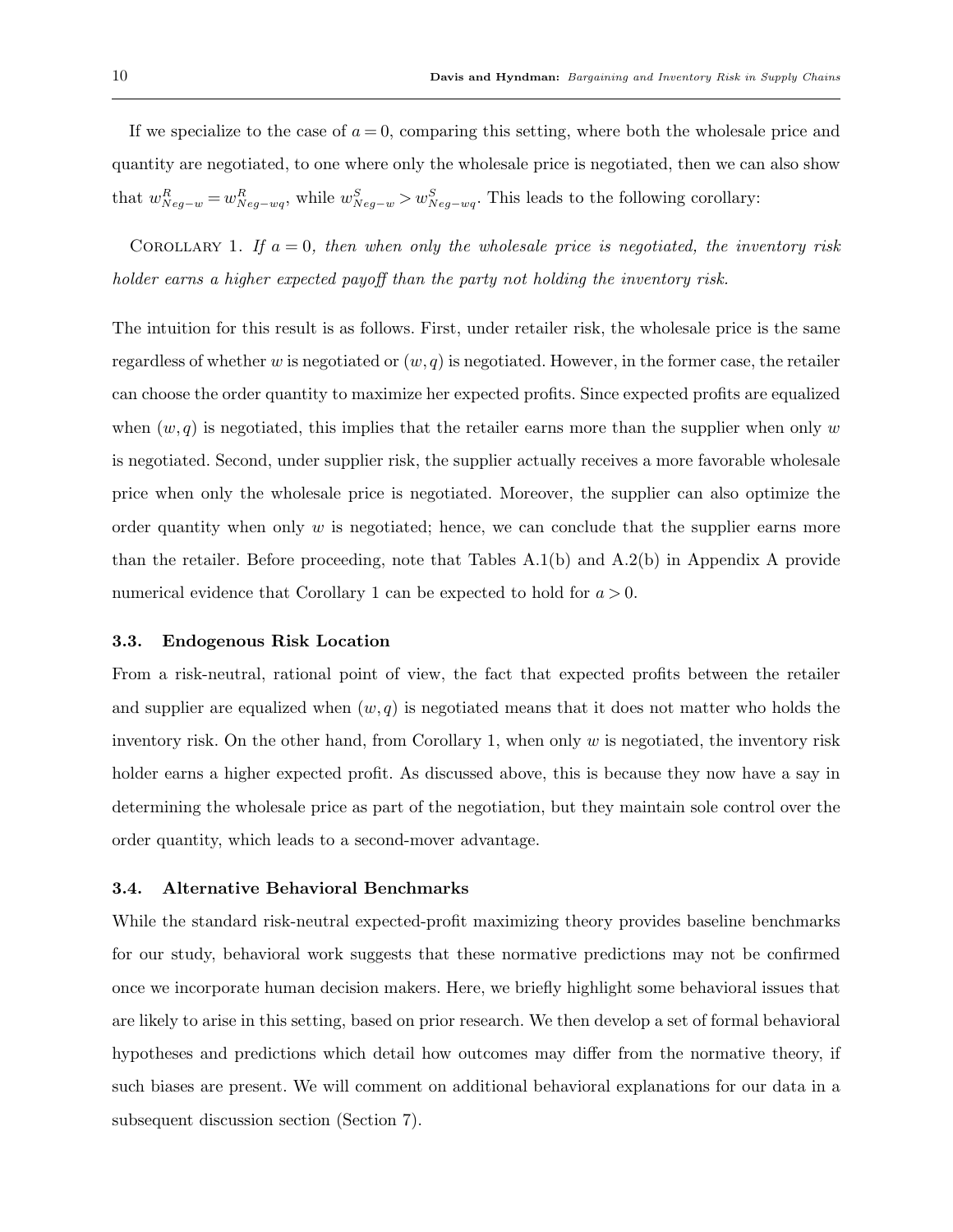If we specialize to the case of $a = 0$, comparing this setting, where both the wholesale price and quantity are negotiated, to one where only the wholesale price is negotiated, then we can also show that $w^R_{Neg-w} = w^R_{Neg-wq}$, while $w^S_{Neg-w} > w^S_{Neg-wq}$. This leads to the following corollary:

Corollary 1. *If $a = 0$, then when only the wholesale price is negotiated, the inventory risk holder earns a higher expected payoff than the party not holding the inventory risk.*

The intuition for this result is as follows. First, under retailer risk, the wholesale price is the same regardless of whether $w$ is negotiated or $(w, q)$ is negotiated. However, in the former case, the retailer can choose the order quantity to maximize her expected profits. Since expected profits are equalized when $(w, q)$ is negotiated, this implies that the retailer earns more than the supplier when only $w$ is negotiated. Second, under supplier risk, the supplier actually receives a more favorable wholesale price when only the wholesale price is negotiated. Moreover, the supplier can also optimize the order quantity when only $w$ is negotiated; hence, we can conclude that the supplier earns more than the retailer. Before proceeding, note that Tables A.1(b) and A.2(b) in Appendix A provide numerical evidence that Corollary 1 can be expected to hold for $a > 0$.

### 3.3. Endogenous Risk Location

From a risk-neutral, rational point of view, the fact that expected profits between the retailer and supplier are equalized when $(w, q)$ is negotiated means that it does not matter who holds the inventory risk. On the other hand, from Corollary 1, when only $w$ is negotiated, the inventory risk holder earns a higher expected profit. As discussed above, this is because they now have a say in determining the wholesale price as part of the negotiation, but they maintain sole control over the order quantity, which leads to a second-mover advantage.

### 3.4. Alternative Behavioral Benchmarks

While the standard risk-neutral expected-profit maximizing theory provides baseline benchmarks for our study, behavioral work suggests that these normative predictions may not be confirmed once we incorporate human decision makers. Here, we briefly highlight some behavioral issues that are likely to arise in this setting, based on prior research. We then develop a set of formal behavioral hypotheses and predictions which detail how outcomes may differ from the normative theory, if such biases are present. We will comment on additional behavioral explanations for our data in a subsequent discussion section (Section 7).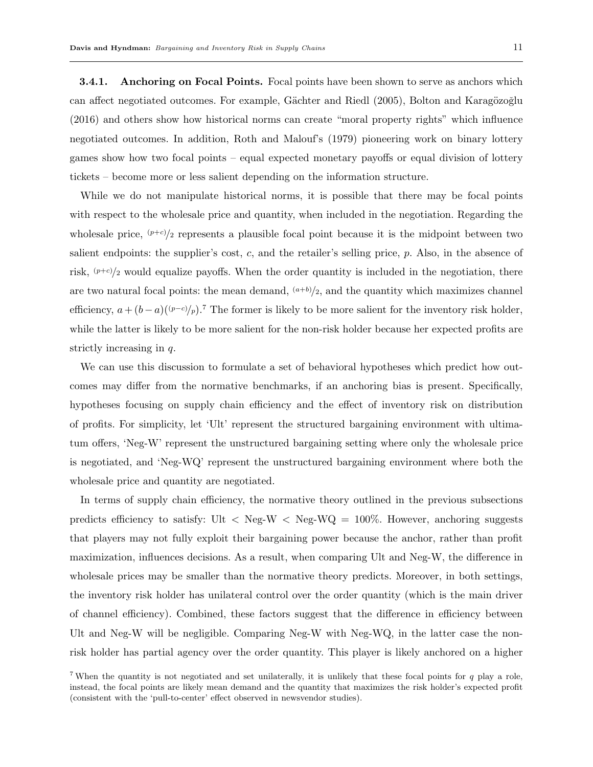#### 3.4.1. Anchoring on Focal Points.

Focal points have been shown to serve as anchors which can affect negotiated outcomes. For example, Gächter and Riedl (2005), Bolton and Karagözoğlu (2016) and others show how historical norms can create "moral property rights" which influence negotiated outcomes. In addition, Roth and Malouf's (1979) pioneering work on binary lottery games show how two focal points – equal expected monetary payoffs or equal division of lottery tickets – become more or less salient depending on the information structure.

While we do not manipulate historical norms, it is possible that there may be focal points with respect to the wholesale price and quantity, when included in the negotiation. Regarding the wholesale price, $^{(p+c)}/_2$ represents a plausible focal point because it is the midpoint between two salient endpoints: the supplier's cost, $c$, and the retailer's selling price, $p$. Also, in the absence of risk, $^{(p+c)}/_2$ would equalize payoffs. When the order quantity is included in the negotiation, there are two natural focal points: the mean demand, $^{(a+b)}/_2$, and the quantity which maximizes channel efficiency, $a+(b-a)(^{(p-c)}/_p)$.[7] The former is likely to be more salient for the inventory risk holder, while the latter is likely to be more salient for the non-risk holder because her expected profits are strictly increasing in $q$.

We can use this discussion to formulate a set of behavioral hypotheses which predict how outcomes may differ from the normative benchmarks, if an anchoring bias is present. Specifically, hypotheses focusing on supply chain efficiency and the effect of inventory risk on distribution of profits. For simplicity, let 'Ult' represent the structured bargaining environment with ultimatum offers, 'Neg-W' represent the unstructured bargaining setting where only the wholesale price is negotiated, and 'Neg-WQ' represent the unstructured bargaining environment where both the wholesale price and quantity are negotiated.

In terms of supply chain efficiency, the normative theory outlined in the previous subsections predicts efficiency to satisfy: Ult < Neg-W < Neg-WQ = 100%. However, anchoring suggests that players may not fully exploit their bargaining power because the anchor, rather than profit maximization, influences decisions. As a result, when comparing Ult and Neg-W, the difference in wholesale prices may be smaller than the normative theory predicts. Moreover, in both settings, the inventory risk holder has unilateral control over the order quantity (which is the main driver of channel efficiency). Combined, these factors suggest that the difference in efficiency between Ult and Neg-W will be negligible. Comparing Neg-W with Neg-WQ, in the latter case the non-risk holder has partial agency over the order quantity. This player is likely anchored on a higher

[7] When the quantity is not negotiated and set unilaterally, it is unlikely that these focal points for $q$ play a role, instead, the focal points are likely mean demand and the quantity that maximizes the risk holder's expected profit (consistent with the 'pull-to-center' effect observed in newsvendor studies).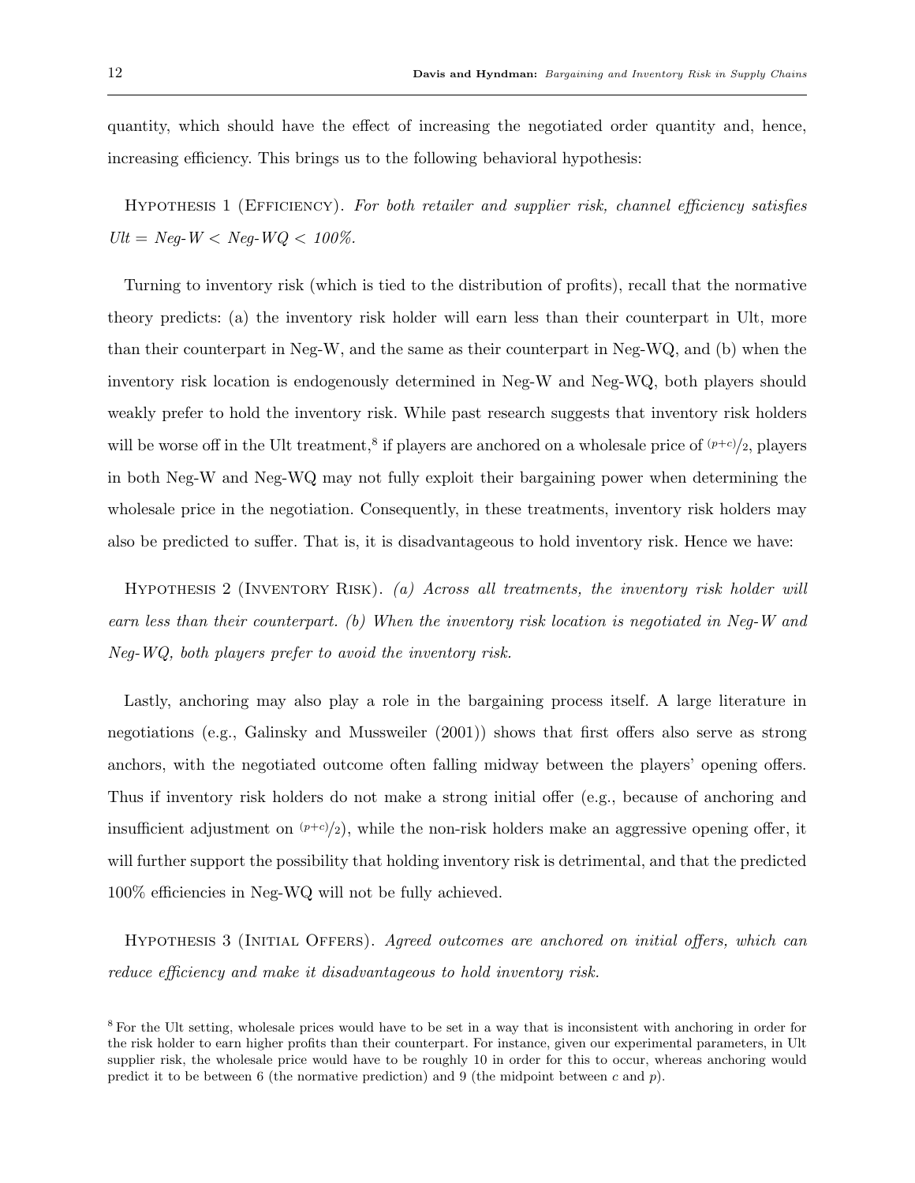quantity, which should have the effect of increasing the negotiated order quantity and, hence, increasing efficiency. This brings us to the following behavioral hypothesis:

Hypothesis 1 (Efficiency). *For both retailer and supplier risk, channel efficiency satisfies Ult = Neg-W < Neg-WQ < 100%.*

Turning to inventory risk (which is tied to the distribution of profits), recall that the normative theory predicts: (a) the inventory risk holder will earn less than their counterpart in Ult, more than their counterpart in Neg-W, and the same as their counterpart in Neg-WQ, and (b) when the inventory risk location is endogenously determined in Neg-W and Neg-WQ, both players should weakly prefer to hold the inventory risk. While past research suggests that inventory risk holders will be worse off in the Ult treatment,[8] if players are anchored on a wholesale price of $(p+c)/2$, players in both Neg-W and Neg-WQ may not fully exploit their bargaining power when determining the wholesale price in the negotiation. Consequently, in these treatments, inventory risk holders may also be predicted to suffer. That is, it is disadvantageous to hold inventory risk. Hence we have:

Hypothesis 2 (Inventory Risk). *(a) Across all treatments, the inventory risk holder will earn less than their counterpart. (b) When the inventory risk location is negotiated in Neg-W and Neg-WQ, both players prefer to avoid the inventory risk.*

Lastly, anchoring may also play a role in the bargaining process itself. A large literature in negotiations (e.g., Galinsky and Mussweiler (2001)) shows that first offers also serve as strong anchors, with the negotiated outcome often falling midway between the players' opening offers. Thus if inventory risk holders do not make a strong initial offer (e.g., because of anchoring and insufficient adjustment on $(p+c)/2$), while the non-risk holders make an aggressive opening offer, it will further support the possibility that holding inventory risk is detrimental, and that the predicted 100% efficiencies in Neg-WQ will not be fully achieved.

Hypothesis 3 (Initial Offers). *Agreed outcomes are anchored on initial offers, which can reduce efficiency and make it disadvantageous to hold inventory risk.*

[8] For the Ult setting, wholesale prices would have to be set in a way that is inconsistent with anchoring in order for the risk holder to earn higher profits than their counterpart. For instance, given our experimental parameters, in Ult supplier risk, the wholesale price would have to be roughly 10 in order for this to occur, whereas anchoring would predict it to be between 6 (the normative prediction) and 9 (the midpoint between $c$ and $p$).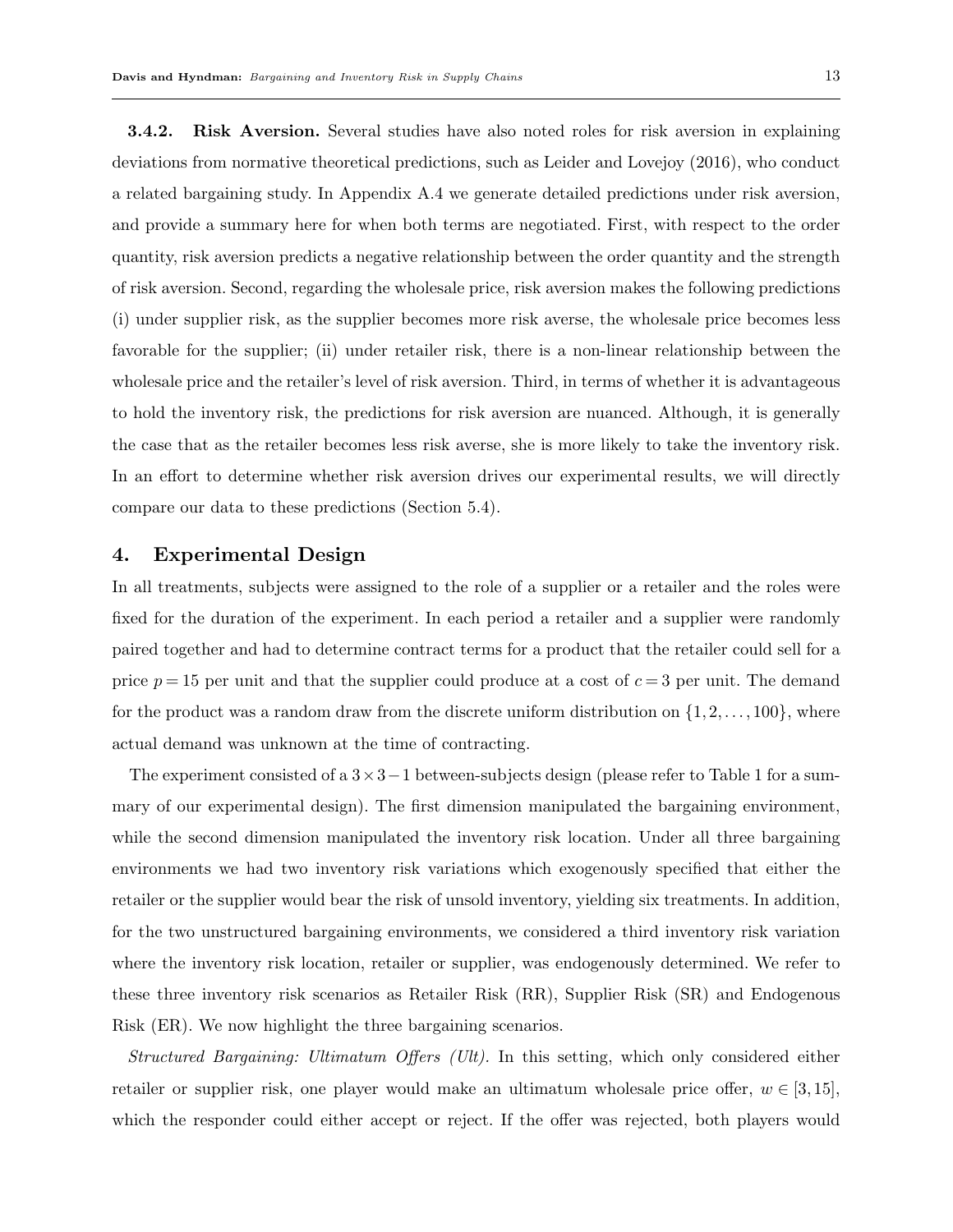**3.4.2. Risk Aversion.** Several studies have also noted roles for risk aversion in explaining deviations from normative theoretical predictions, such as Leider and Lovejoy (2016), who conduct a related bargaining study. In Appendix A.4 we generate detailed predictions under risk aversion, and provide a summary here for when both terms are negotiated. First, with respect to the order quantity, risk aversion predicts a negative relationship between the order quantity and the strength of risk aversion. Second, regarding the wholesale price, risk aversion makes the following predictions (i) under supplier risk, as the supplier becomes more risk averse, the wholesale price becomes less favorable for the supplier; (ii) under retailer risk, there is a non-linear relationship between the wholesale price and the retailer's level of risk aversion. Third, in terms of whether it is advantageous to hold the inventory risk, the predictions for risk aversion are nuanced. Although, it is generally the case that as the retailer becomes less risk averse, she is more likely to take the inventory risk. In an effort to determine whether risk aversion drives our experimental results, we will directly compare our data to these predictions (Section 5.4).

## 4. Experimental Design

In all treatments, subjects were assigned to the role of a supplier or a retailer and the roles were fixed for the duration of the experiment. In each period a retailer and a supplier were randomly paired together and had to determine contract terms for a product that the retailer could sell for a price $p = 15$ per unit and that the supplier could produce at a cost of $c = 3$ per unit. The demand for the product was a random draw from the discrete uniform distribution on $\{1, 2, \ldots, 100\}$, where actual demand was unknown at the time of contracting.

The experiment consisted of a $3 \times 3 - 1$ between-subjects design (please refer to Table 1 for a summary of our experimental design). The first dimension manipulated the bargaining environment, while the second dimension manipulated the inventory risk location. Under all three bargaining environments we had two inventory risk variations which exogenously specified that either the retailer or the supplier would bear the risk of unsold inventory, yielding six treatments. In addition, for the two unstructured bargaining environments, we considered a third inventory risk variation where the inventory risk location, retailer or supplier, was endogenously determined. We refer to these three inventory risk scenarios as Retailer Risk (RR), Supplier Risk (SR) and Endogenous Risk (ER). We now highlight the three bargaining scenarios.

*Structured Bargaining: Ultimatum Offers (Ult).* In this setting, which only considered either retailer or supplier risk, one player would make an ultimatum wholesale price offer, $w \in [3, 15]$, which the responder could either accept or reject. If the offer was rejected, both players would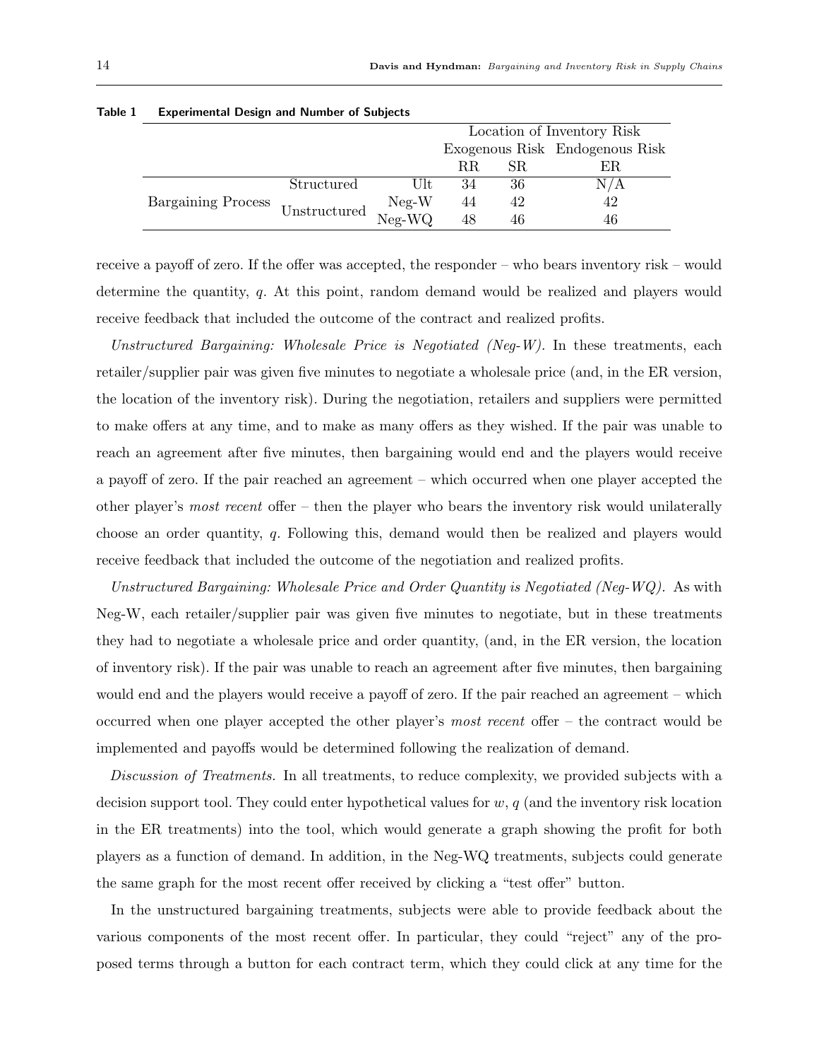**Table 1 Experimental Design and Number of Subjects**

| | | | Location of Inventory Risk | | |
|---|---|---|---|---|---|
| | | | Exogenous Risk | | Endogenous Risk |
| | | | RR | SR | ER |
| Bargaining Process | Structured | Ult | 34 | 36 | N/A |
| | Unstructured | Neg-W | 44 | 42 | 42 |
| | | Neg-WQ | 48 | 46 | 46 |

receive a payoff of zero. If the offer was accepted, the responder – who bears inventory risk – would determine the quantity, $q$. At this point, random demand would be realized and players would receive feedback that included the outcome of the contract and realized profits.

*Unstructured Bargaining: Wholesale Price is Negotiated (Neg-W).* In these treatments, each retailer/supplier pair was given five minutes to negotiate a wholesale price (and, in the ER version, the location of the inventory risk). During the negotiation, retailers and suppliers were permitted to make offers at any time, and to make as many offers as they wished. If the pair was unable to reach an agreement after five minutes, then bargaining would end and the players would receive a payoff of zero. If the pair reached an agreement – which occurred when one player accepted the other player's *most recent* offer – then the player who bears the inventory risk would unilaterally choose an order quantity, $q$. Following this, demand would then be realized and players would receive feedback that included the outcome of the negotiation and realized profits.

*Unstructured Bargaining: Wholesale Price and Order Quantity is Negotiated (Neg-WQ).* As with Neg-W, each retailer/supplier pair was given five minutes to negotiate, but in these treatments they had to negotiate a wholesale price and order quantity, (and, in the ER version, the location of inventory risk). If the pair was unable to reach an agreement after five minutes, then bargaining would end and the players would receive a payoff of zero. If the pair reached an agreement – which occurred when one player accepted the other player's *most recent* offer – the contract would be implemented and payoffs would be determined following the realization of demand.

*Discussion of Treatments.* In all treatments, to reduce complexity, we provided subjects with a decision support tool. They could enter hypothetical values for $w$, $q$ (and the inventory risk location in the ER treatments) into the tool, which would generate a graph showing the profit for both players as a function of demand. In addition, in the Neg-WQ treatments, subjects could generate the same graph for the most recent offer received by clicking a "test offer" button.

In the unstructured bargaining treatments, subjects were able to provide feedback about the various components of the most recent offer. In particular, they could "reject" any of the proposed terms through a button for each contract term, which they could click at any time for the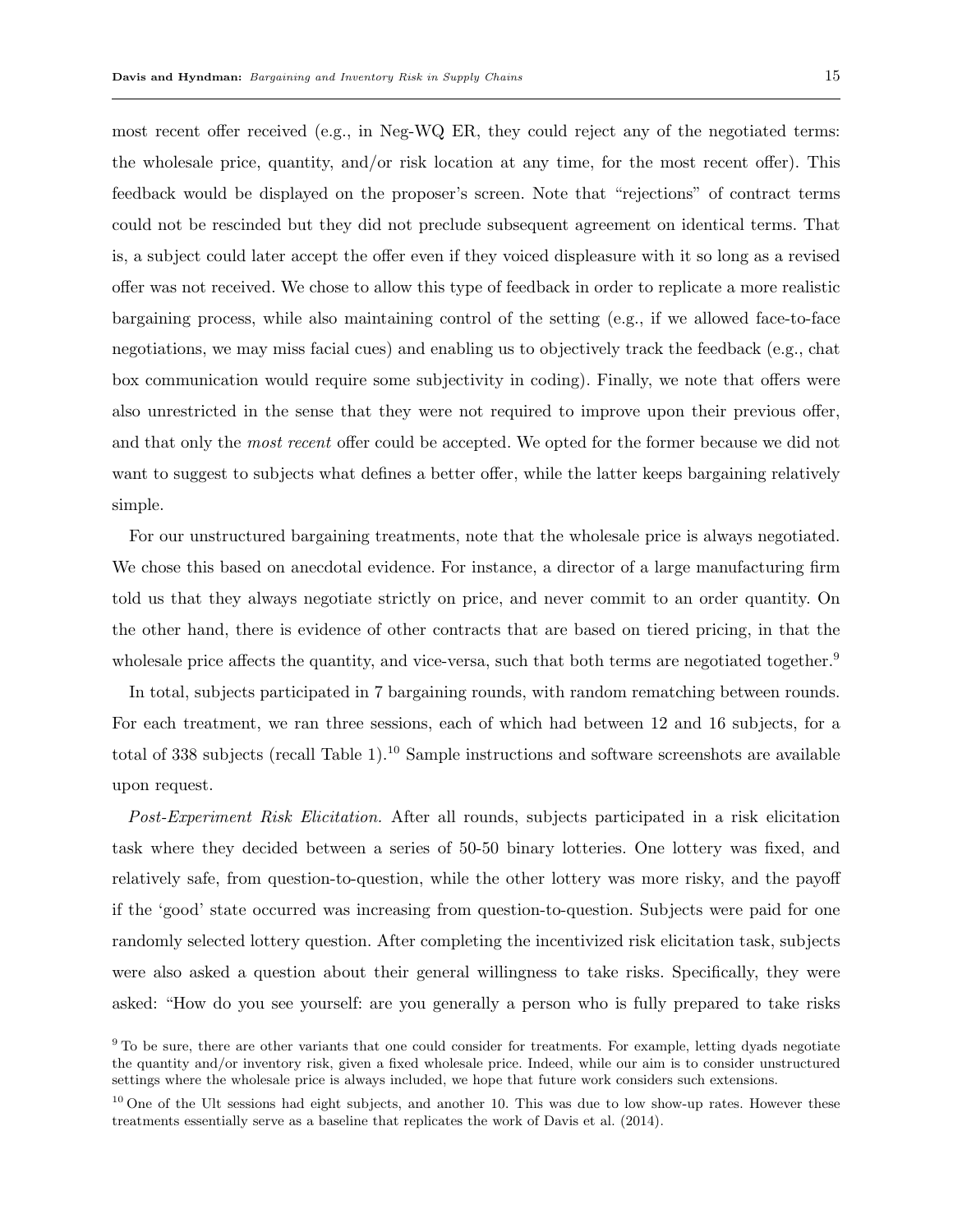most recent offer received (e.g., in Neg-WQ ER, they could reject any of the negotiated terms: the wholesale price, quantity, and/or risk location at any time, for the most recent offer). This feedback would be displayed on the proposer's screen. Note that "rejections" of contract terms could not be rescinded but they did not preclude subsequent agreement on identical terms. That is, a subject could later accept the offer even if they voiced displeasure with it so long as a revised offer was not received. We chose to allow this type of feedback in order to replicate a more realistic bargaining process, while also maintaining control of the setting (e.g., if we allowed face-to-face negotiations, we may miss facial cues) and enabling us to objectively track the feedback (e.g., chat box communication would require some subjectivity in coding). Finally, we note that offers were also unrestricted in the sense that they were not required to improve upon their previous offer, and that only the *most recent* offer could be accepted. We opted for the former because we did not want to suggest to subjects what defines a better offer, while the latter keeps bargaining relatively simple.

For our unstructured bargaining treatments, note that the wholesale price is always negotiated. We chose this based on anecdotal evidence. For instance, a director of a large manufacturing firm told us that they always negotiate strictly on price, and never commit to an order quantity. On the other hand, there is evidence of other contracts that are based on tiered pricing, in that the wholesale price affects the quantity, and vice-versa, such that both terms are negotiated together.[9]

In total, subjects participated in 7 bargaining rounds, with random rematching between rounds. For each treatment, we ran three sessions, each of which had between 12 and 16 subjects, for a total of 338 subjects (recall Table 1).[10] Sample instructions and software screenshots are available upon request.

*Post-Experiment Risk Elicitation.* After all rounds, subjects participated in a risk elicitation task where they decided between a series of 50-50 binary lotteries. One lottery was fixed, and relatively safe, from question-to-question, while the other lottery was more risky, and the payoff if the 'good' state occurred was increasing from question-to-question. Subjects were paid for one randomly selected lottery question. After completing the incentivized risk elicitation task, subjects were also asked a question about their general willingness to take risks. Specifically, they were asked: "How do you see yourself: are you generally a person who is fully prepared to take risks

[9] To be sure, there are other variants that one could consider for treatments. For example, letting dyads negotiate the quantity and/or inventory risk, given a fixed wholesale price. Indeed, while our aim is to consider unstructured settings where the wholesale price is always included, we hope that future work considers such extensions.

[10] One of the Ult sessions had eight subjects, and another 10. This was due to low show-up rates. However these treatments essentially serve as a baseline that replicates the work of Davis et al. (2014).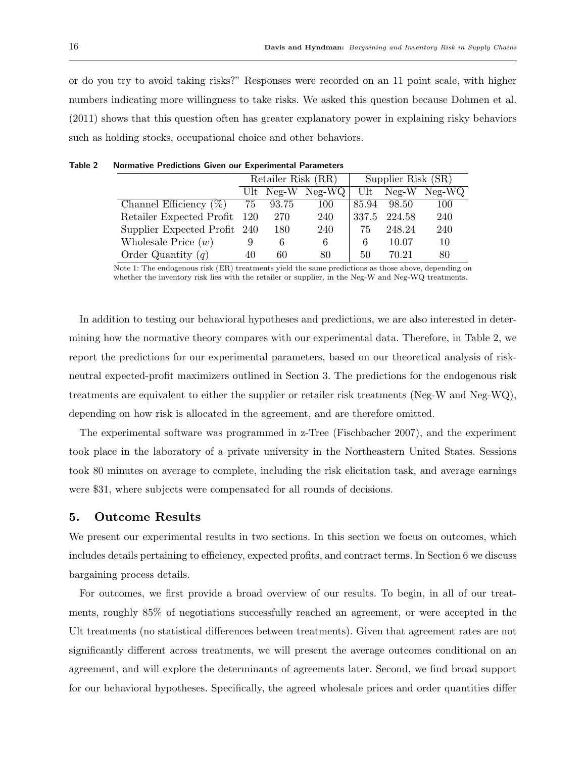or do you try to avoid taking risks?" Responses were recorded on an 11 point scale, with higher numbers indicating more willingness to take risks. We asked this question because Dohmen et al. (2011) shows that this question often has greater explanatory power in explaining risky behaviors such as holding stocks, occupational choice and other behaviors.

**Table 2 Normative Predictions Given our Experimental Parameters**

| | Retailer Risk (RR) | | | Supplier Risk (SR) | | |
|---|---|---|---|---|---|---|
| | Ult | Neg-W | Neg-WQ | Ult | Neg-W | Neg-WQ |
| Channel Efficiency (%) | 75 | 93.75 | 100 | 85.94 | 98.50 | 100 |
| Retailer Expected Profit | 120 | 270 | 240 | 337.5 | 224.58 | 240 |
| Supplier Expected Profit | 240 | 180 | 240 | 75 | 248.24 | 240 |
| Wholesale Price ($w$) | 9 | 6 | 6 | 6 | 10.07 | 10 |
| Order Quantity ($q$) | 40 | 60 | 80 | 50 | 70.21 | 80 |

Note 1: The endogenous risk (ER) treatments yield the same predictions as those above, depending on whether the inventory risk lies with the retailer or supplier, in the Neg-W and Neg-WQ treatments.

In addition to testing our behavioral hypotheses and predictions, we are also interested in determining how the normative theory compares with our experimental data. Therefore, in Table 2, we report the predictions for our experimental parameters, based on our theoretical analysis of risk-neutral expected-profit maximizers outlined in Section 3. The predictions for the endogenous risk treatments are equivalent to either the supplier or retailer risk treatments (Neg-W and Neg-WQ), depending on how risk is allocated in the agreement, and are therefore omitted.

The experimental software was programmed in z-Tree (Fischbacher 2007), and the experiment took place in the laboratory of a private university in the Northeastern United States. Sessions took 80 minutes on average to complete, including the risk elicitation task, and average earnings were \$31, where subjects were compensated for all rounds of decisions.

## 5. Outcome Results

We present our experimental results in two sections. In this section we focus on outcomes, which includes details pertaining to efficiency, expected profits, and contract terms. In Section 6 we discuss bargaining process details.

For outcomes, we first provide a broad overview of our results. To begin, in all of our treatments, roughly 85% of negotiations successfully reached an agreement, or were accepted in the Ult treatments (no statistical differences between treatments). Given that agreement rates are not significantly different across treatments, we will present the average outcomes conditional on an agreement, and will explore the determinants of agreements later. Second, we find broad support for our behavioral hypotheses. Specifically, the agreed wholesale prices and order quantities differ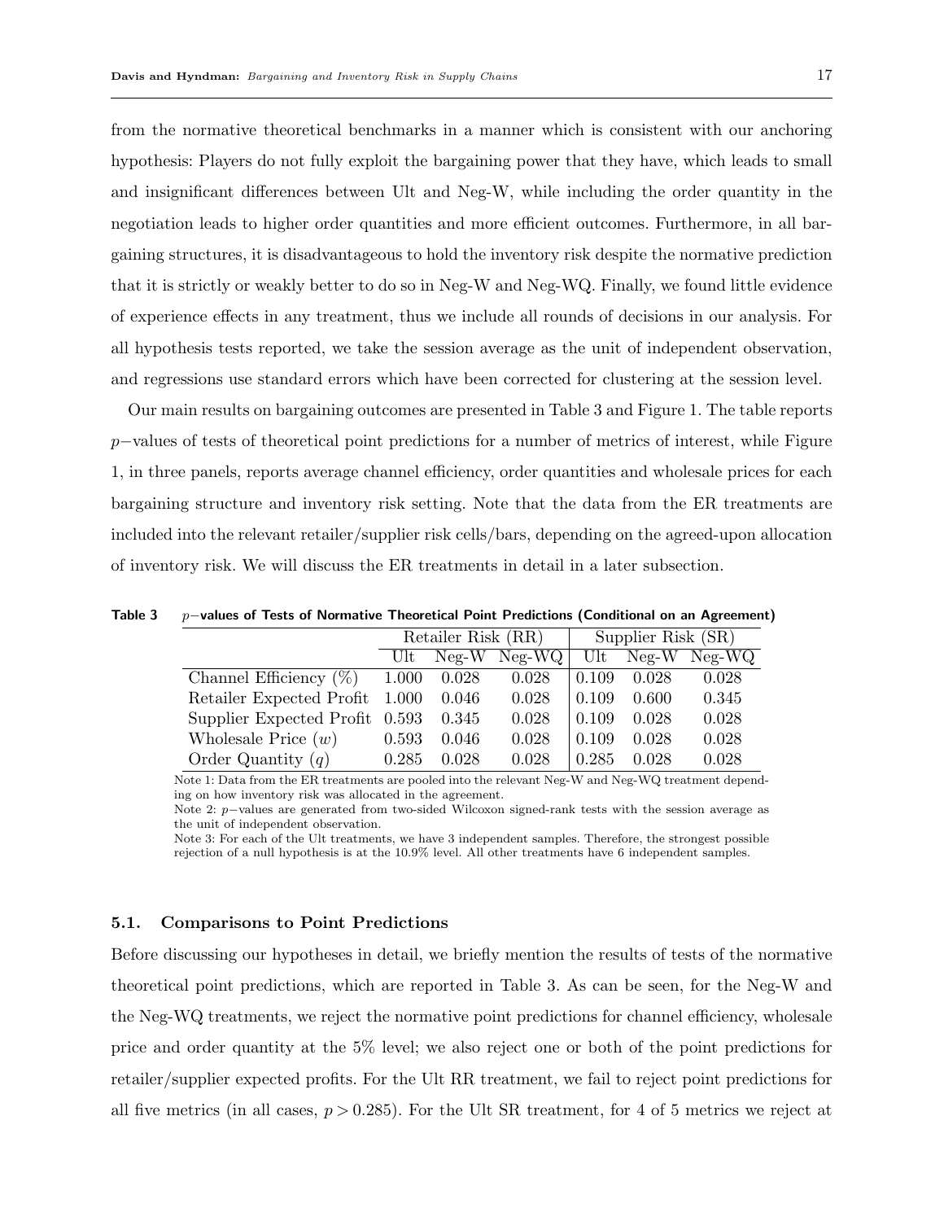from the normative theoretical benchmarks in a manner which is consistent with our anchoring hypothesis: Players do not fully exploit the bargaining power that they have, which leads to small and insignificant differences between Ult and Neg-W, while including the order quantity in the negotiation leads to higher order quantities and more efficient outcomes. Furthermore, in all bargaining structures, it is disadvantageous to hold the inventory risk despite the normative prediction that it is strictly or weakly better to do so in Neg-W and Neg-WQ. Finally, we found little evidence of experience effects in any treatment, thus we include all rounds of decisions in our analysis. For all hypothesis tests reported, we take the session average as the unit of independent observation, and regressions use standard errors which have been corrected for clustering at the session level.

Our main results on bargaining outcomes are presented in Table 3 and Figure 1. The table reports $p-$values of tests of theoretical point predictions for a number of metrics of interest, while Figure 1, in three panels, reports average channel efficiency, order quantities and wholesale prices for each bargaining structure and inventory risk setting. Note that the data from the ER treatments are included into the relevant retailer/supplier risk cells/bars, depending on the agreed-upon allocation of inventory risk. We will discuss the ER treatments in detail in a later subsection.

**Table 3** **$p-$values of Tests of Normative Theoretical Point Predictions (Conditional on an Agreement)**

| | Retailer Risk (RR) | | | Supplier Risk (SR) | | |
|---|---|---|---|---|---|---|
| | Ult | Neg-W | Neg-WQ | Ult | Neg-W | Neg-WQ |
| Channel Efficiency (%) | 1.000 | 0.028 | 0.028 | 0.109 | 0.028 | 0.028 |
| Retailer Expected Profit | 1.000 | 0.046 | 0.028 | 0.109 | 0.600 | 0.345 |
| Supplier Expected Profit | 0.593 | 0.345 | 0.028 | 0.109 | 0.028 | 0.028 |
| Wholesale Price ($w$) | 0.593 | 0.046 | 0.028 | 0.109 | 0.028 | 0.028 |
| Order Quantity ($q$) | 0.285 | 0.028 | 0.028 | 0.285 | 0.028 | 0.028 |

Note 1: Data from the ER treatments are pooled into the relevant Neg-W and Neg-WQ treatment depending on how inventory risk was allocated in the agreement.

Note 2: $p-$values are generated from two-sided Wilcoxon signed-rank tests with the session average as the unit of independent observation.

Note 3: For each of the Ult treatments, we have 3 independent samples. Therefore, the strongest possible rejection of a null hypothesis is at the 10.9% level. All other treatments have 6 independent samples.

### 5.1. Comparisons to Point Predictions

Before discussing our hypotheses in detail, we briefly mention the results of tests of the normative theoretical point predictions, which are reported in Table 3. As can be seen, for the Neg-W and the Neg-WQ treatments, we reject the normative point predictions for channel efficiency, wholesale price and order quantity at the 5% level; we also reject one or both of the point predictions for retailer/supplier expected profits. For the Ult RR treatment, we fail to reject point predictions for all five metrics (in all cases, $p > 0.285$). For the Ult SR treatment, for 4 of 5 metrics we reject at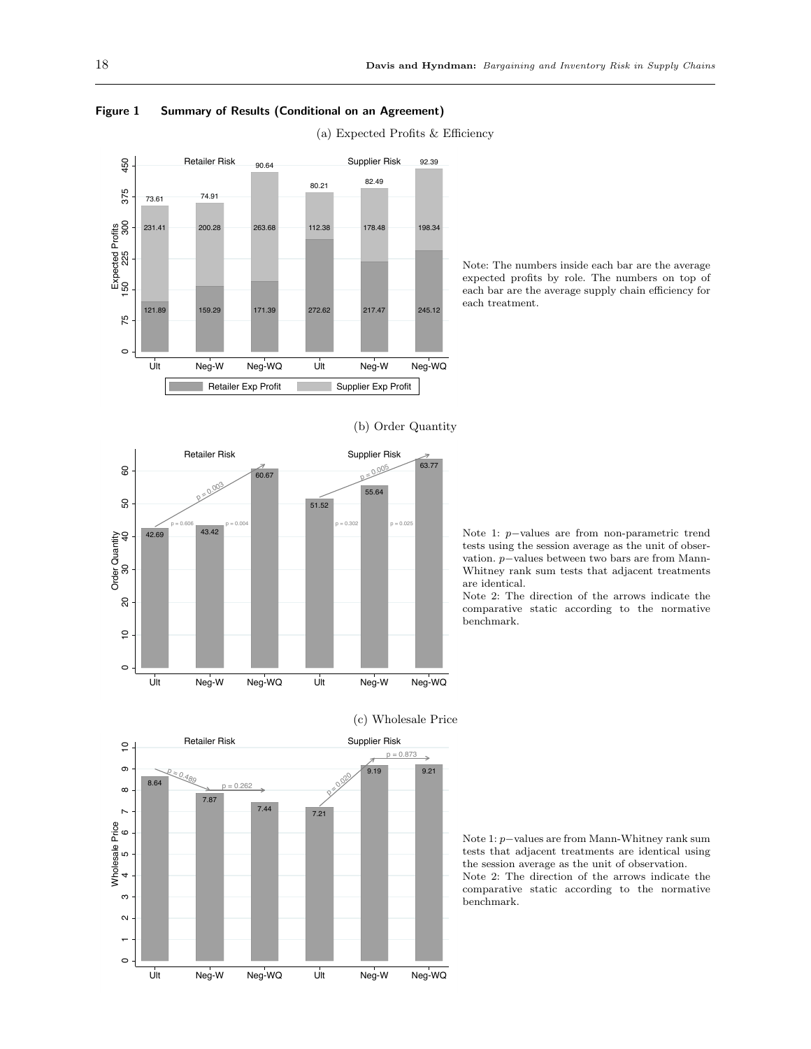**Figure 1 Summary of Results (Conditional on an Agreement)**

(a) Expected Profits & Efficiency

Retailer Risk

Supplier Risk

Expected Profits

0
75
150
225
300
375
450

73.61
74.91
90.64
80.21
82.49
92.39

231.41
200.28
263.68
112.38
178.48
198.34

121.89
159.29
171.39
272.62
217.47
245.12

Ult
Neg-W
Neg-WQ
Ult
Neg-W
Neg-WQ

Retailer Exp Profit
Supplier Exp Profit

Note: The numbers inside each bar are the average expected profits by role. The numbers on top of each bar are the average supply chain efficiency for each treatment.

(b) Order Quantity

Retailer Risk

Supplier Risk

Order Quantity

0
10
20
30
40
50
60

p = 0.003
p = 0.005
p = 0.606
p = 0.004
p = 0.302
p = 0.025

42.69
43.42
60.67
51.52
55.64
63.77

Ult
Neg-W
Neg-WQ
Ult
Neg-W
Neg-WQ

Note 1: $p-$values are from non-parametric trend tests using the session average as the unit of observation. $p-$values between two bars are from Mann-Whitney rank sum tests that adjacent treatments are identical.
Note 2: The direction of the arrows indicate the comparative static according to the normative benchmark.

(c) Wholesale Price

Retailer Risk

Supplier Risk

Wholesale Price

0
1
2
3
4
5
6
7
8
9
10

p = 0.489
p = 0.262
p = 0.020
p = 0.873

8.64
7.87
7.44
7.21
9.19
9.21

Ult
Neg-W
Neg-WQ
Ult
Neg-W
Neg-WQ

Note 1: $p-$values are from Mann-Whitney rank sum tests that adjacent treatments are identical using the session average as the unit of observation.
Note 2: The direction of the arrows indicate the comparative static according to the normative benchmark.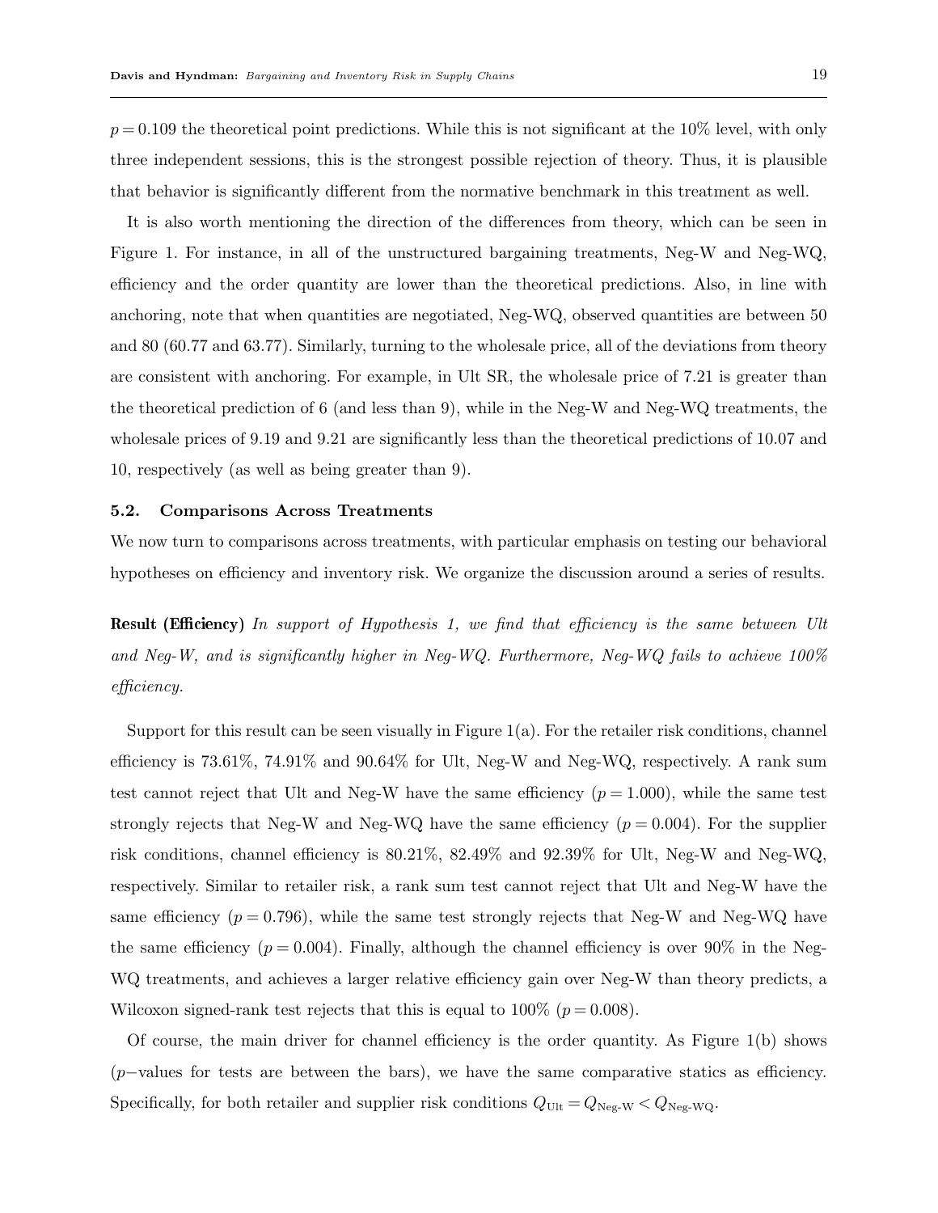$p = 0.109$ the theoretical point predictions. While this is not significant at the 10% level, with only three independent sessions, this is the strongest possible rejection of theory. Thus, it is plausible that behavior is significantly different from the normative benchmark in this treatment as well.

It is also worth mentioning the direction of the differences from theory, which can be seen in Figure 1. For instance, in all of the unstructured bargaining treatments, Neg-W and Neg-WQ, efficiency and the order quantity are lower than the theoretical predictions. Also, in line with anchoring, note that when quantities are negotiated, Neg-WQ, observed quantities are between 50 and 80 (60.77 and 63.77). Similarly, turning to the wholesale price, all of the deviations from theory are consistent with anchoring. For example, in Ult SR, the wholesale price of 7.21 is greater than the theoretical prediction of 6 (and less than 9), while in the Neg-W and Neg-WQ treatments, the wholesale prices of 9.19 and 9.21 are significantly less than the theoretical predictions of 10.07 and 10, respectively (as well as being greater than 9).

### 5.2. Comparisons Across Treatments

We now turn to comparisons across treatments, with particular emphasis on testing our behavioral hypotheses on efficiency and inventory risk. We organize the discussion around a series of results.

**Result (Efficiency)** *In support of Hypothesis 1, we find that efficiency is the same between Ult and Neg-W, and is significantly higher in Neg-WQ. Furthermore, Neg-WQ fails to achieve 100% efficiency.*

Support for this result can be seen visually in Figure 1(a). For the retailer risk conditions, channel efficiency is 73.61%, 74.91% and 90.64% for Ult, Neg-W and Neg-WQ, respectively. A rank sum test cannot reject that Ult and Neg-W have the same efficiency ($p = 1.000$), while the same test strongly rejects that Neg-W and Neg-WQ have the same efficiency ($p = 0.004$). For the supplier risk conditions, channel efficiency is 80.21%, 82.49% and 92.39% for Ult, Neg-W and Neg-WQ, respectively. Similar to retailer risk, a rank sum test cannot reject that Ult and Neg-W have the same efficiency ($p = 0.796$), while the same test strongly rejects that Neg-W and Neg-WQ have the same efficiency ($p = 0.004$). Finally, although the channel efficiency is over 90% in the Neg-WQ treatments, and achieves a larger relative efficiency gain over Neg-W than theory predicts, a Wilcoxon signed-rank test rejects that this is equal to 100% ($p = 0.008$).

Of course, the main driver for channel efficiency is the order quantity. As Figure 1(b) shows ($p-$values for tests are between the bars), we have the same comparative statics as efficiency. Specifically, for both retailer and supplier risk conditions $Q_{\text{Ult}} = Q_{\text{Neg-W}} < Q_{\text{Neg-WQ}}$.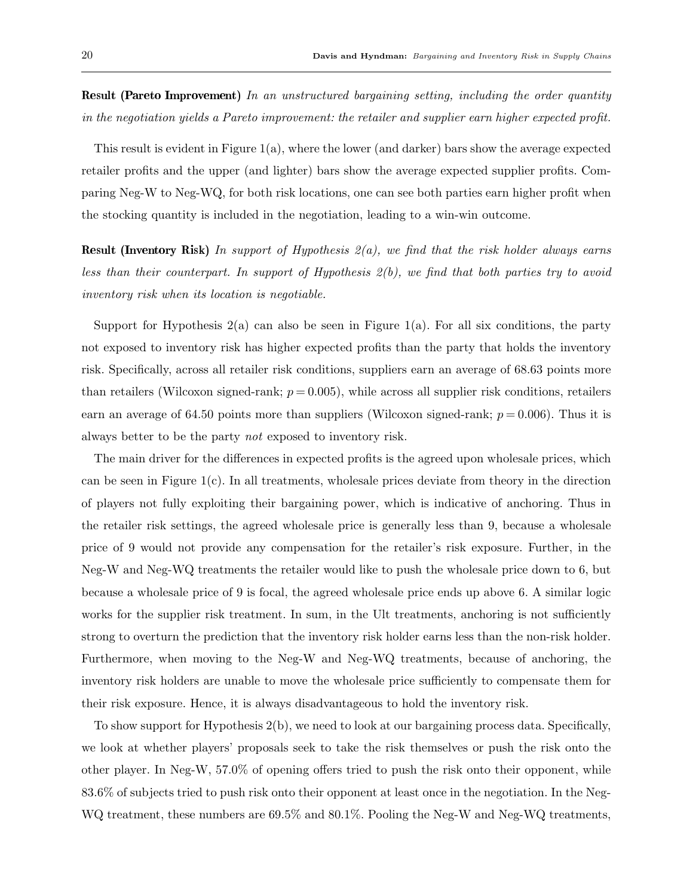**Result (Pareto Improvement)** *In an unstructured bargaining setting, including the order quantity in the negotiation yields a Pareto improvement: the retailer and supplier earn higher expected profit.*

This result is evident in Figure 1(a), where the lower (and darker) bars show the average expected retailer profits and the upper (and lighter) bars show the average expected supplier profits. Comparing Neg-W to Neg-WQ, for both risk locations, one can see both parties earn higher profit when the stocking quantity is included in the negotiation, leading to a win-win outcome.

**Result (Inventory Risk)** *In support of Hypothesis 2(a), we find that the risk holder always earns less than their counterpart. In support of Hypothesis 2(b), we find that both parties try to avoid inventory risk when its location is negotiable.*

Support for Hypothesis 2(a) can also be seen in Figure 1(a). For all six conditions, the party not exposed to inventory risk has higher expected profits than the party that holds the inventory risk. Specifically, across all retailer risk conditions, suppliers earn an average of 68.63 points more than retailers (Wilcoxon signed-rank; $p = 0.005$), while across all supplier risk conditions, retailers earn an average of 64.50 points more than suppliers (Wilcoxon signed-rank; $p = 0.006$). Thus it is always better to be the party *not* exposed to inventory risk.

The main driver for the differences in expected profits is the agreed upon wholesale prices, which can be seen in Figure 1(c). In all treatments, wholesale prices deviate from theory in the direction of players not fully exploiting their bargaining power, which is indicative of anchoring. Thus in the retailer risk settings, the agreed wholesale price is generally less than 9, because a wholesale price of 9 would not provide any compensation for the retailer's risk exposure. Further, in the Neg-W and Neg-WQ treatments the retailer would like to push the wholesale price down to 6, but because a wholesale price of 9 is focal, the agreed wholesale price ends up above 6. A similar logic works for the supplier risk treatment. In sum, in the Ult treatments, anchoring is not sufficiently strong to overturn the prediction that the inventory risk holder earns less than the non-risk holder. Furthermore, when moving to the Neg-W and Neg-WQ treatments, because of anchoring, the inventory risk holders are unable to move the wholesale price sufficiently to compensate them for their risk exposure. Hence, it is always disadvantageous to hold the inventory risk.

To show support for Hypothesis 2(b), we need to look at our bargaining process data. Specifically, we look at whether players' proposals seek to take the risk themselves or push the risk onto the other player. In Neg-W, 57.0% of opening offers tried to push the risk onto their opponent, while 83.6% of subjects tried to push risk onto their opponent at least once in the negotiation. In the Neg-WQ treatment, these numbers are 69.5% and 80.1%. Pooling the Neg-W and Neg-WQ treatments,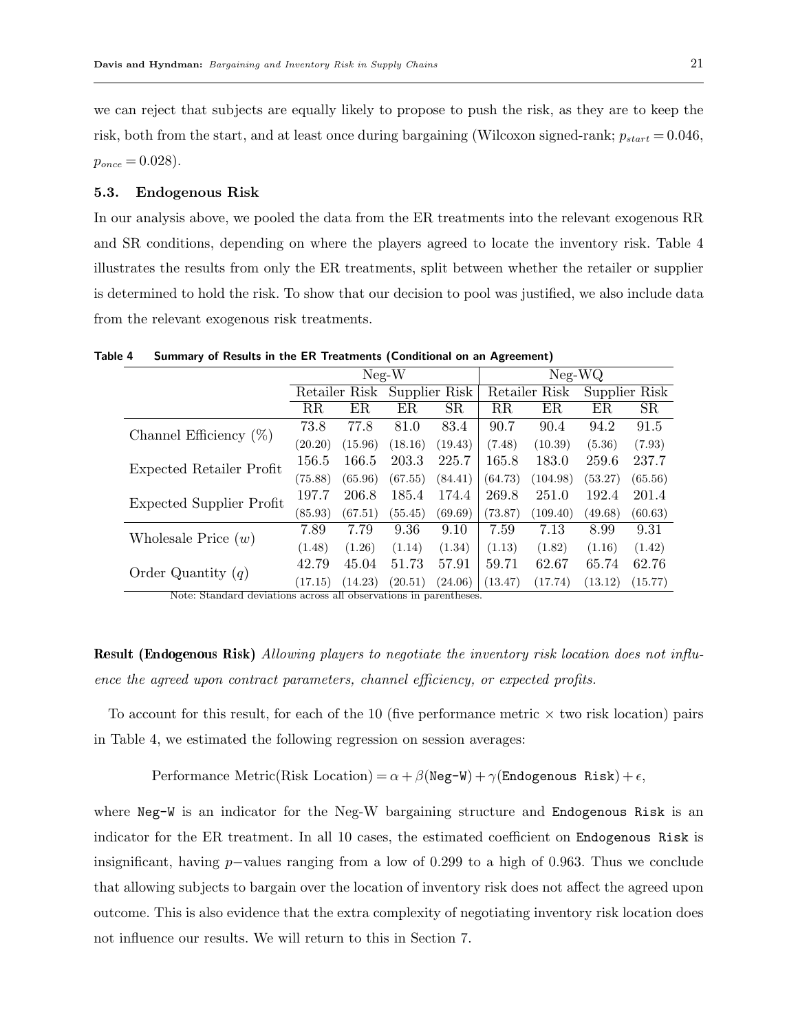we can reject that subjects are equally likely to propose to push the risk, as they are to keep the risk, both from the start, and at least once during bargaining (Wilcoxon signed-rank; $p_{start} = 0.046$, $p_{once} = 0.028$).

### 5.3. Endogenous Risk

In our analysis above, we pooled the data from the ER treatments into the relevant exogenous RR and SR conditions, depending on where the players agreed to locate the inventory risk. Table 4 illustrates the results from only the ER treatments, split between whether the retailer or supplier is determined to hold the risk. To show that our decision to pool was justified, we also include data from the relevant exogenous risk treatments.

**Table 4 Summary of Results in the ER Treatments (Conditional on an Agreement)**

| | Neg-W | | | | Neg-WQ | | | |
|---|---|---|---|---|---|---|---|---|
| | Retailer Risk | | Supplier Risk | | Retailer Risk | | Supplier Risk | |
| | RR | ER | ER | SR | RR | ER | ER | SR |
| Channel Efficiency (%) | 73.8 | 77.8 | 81.0 | 83.4 | 90.7 | 90.4 | 94.2 | 91.5 |
| | (20.20) | (15.96) | (18.16) | (19.43) | (7.48) | (10.39) | (5.36) | (7.93) |
| Expected Retailer Profit | 156.5 | 166.5 | 203.3 | 225.7 | 165.8 | 183.0 | 259.6 | 237.7 |
| | (75.88) | (65.96) | (67.55) | (84.41) | (64.73) | (104.98) | (53.27) | (65.56) |
| Expected Supplier Profit | 197.7 | 206.8 | 185.4 | 174.4 | 269.8 | 251.0 | 192.4 | 201.4 |
| | (85.93) | (67.51) | (55.45) | (69.69) | (73.87) | (109.40) | (49.68) | (60.63) |
| Wholesale Price ($w$) | 7.89 | 7.79 | 9.36 | 9.10 | 7.59 | 7.13 | 8.99 | 9.31 |
| | (1.48) | (1.26) | (1.14) | (1.34) | (1.13) | (1.82) | (1.16) | (1.42) |
| Order Quantity ($q$) | 42.79 | 45.04 | 51.73 | 57.91 | 59.71 | 62.67 | 65.74 | 62.76 |
| | (17.15) | (14.23) | (20.51) | (24.06) | (13.47) | (17.74) | (13.12) | (15.77) |

Note: Standard deviations across all observations in parentheses.

**Result (Endogenous Risk)** *Allowing players to negotiate the inventory risk location does not influence the agreed upon contract parameters, channel efficiency, or expected profits.*

To account for this result, for each of the 10 (five performance metric × two risk location) pairs in Table 4, we estimated the following regression on session averages:

$$\text{Performance Metric(Risk Location)} = \alpha + \beta(\texttt{Neg-W}) + \gamma(\texttt{Endogenous Risk}) + \epsilon,$$

where `Neg-W` is an indicator for the Neg-W bargaining structure and `Endogenous Risk` is an indicator for the ER treatment. In all 10 cases, the estimated coefficient on `Endogenous Risk` is insignificant, having $p$−values ranging from a low of 0.299 to a high of 0.963. Thus we conclude that allowing subjects to bargain over the location of inventory risk does not affect the agreed upon outcome. This is also evidence that the extra complexity of negotiating inventory risk location does not influence our results. We will return to this in Section 7.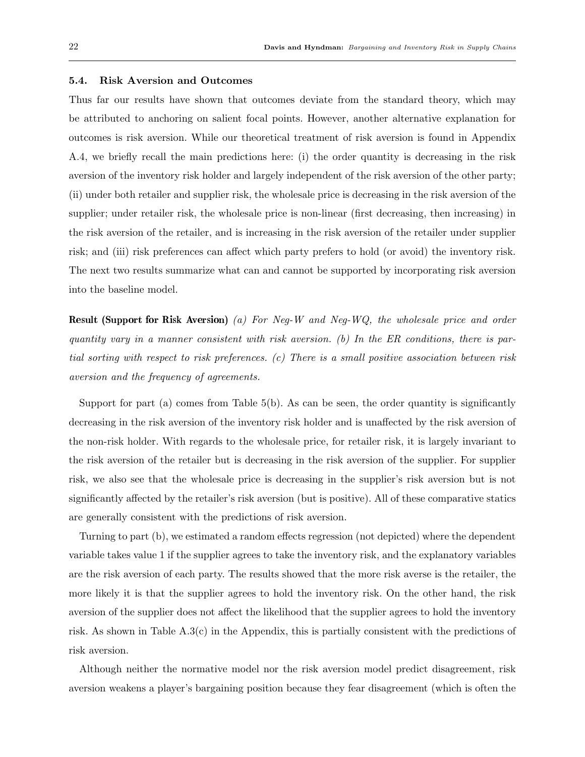### 5.4. Risk Aversion and Outcomes

Thus far our results have shown that outcomes deviate from the standard theory, which may be attributed to anchoring on salient focal points. However, another alternative explanation for outcomes is risk aversion. While our theoretical treatment of risk aversion is found in Appendix A.4, we briefly recall the main predictions here: (i) the order quantity is decreasing in the risk aversion of the inventory risk holder and largely independent of the risk aversion of the other party; (ii) under both retailer and supplier risk, the wholesale price is decreasing in the risk aversion of the supplier; under retailer risk, the wholesale price is non-linear (first decreasing, then increasing) in the risk aversion of the retailer, and is increasing in the risk aversion of the retailer under supplier risk; and (iii) risk preferences can affect which party prefers to hold (or avoid) the inventory risk. The next two results summarize what can and cannot be supported by incorporating risk aversion into the baseline model.

**Result (Support for Risk Aversion)** *(a) For Neg-W and Neg-WQ, the wholesale price and order quantity vary in a manner consistent with risk aversion. (b) In the ER conditions, there is partial sorting with respect to risk preferences. (c) There is a small positive association between risk aversion and the frequency of agreements.*

Support for part (a) comes from Table 5(b). As can be seen, the order quantity is significantly decreasing in the risk aversion of the inventory risk holder and is unaffected by the risk aversion of the non-risk holder. With regards to the wholesale price, for retailer risk, it is largely invariant to the risk aversion of the retailer but is decreasing in the risk aversion of the supplier. For supplier risk, we also see that the wholesale price is decreasing in the supplier's risk aversion but is not significantly affected by the retailer's risk aversion (but is positive). All of these comparative statics are generally consistent with the predictions of risk aversion.

Turning to part (b), we estimated a random effects regression (not depicted) where the dependent variable takes value 1 if the supplier agrees to take the inventory risk, and the explanatory variables are the risk aversion of each party. The results showed that the more risk averse is the retailer, the more likely it is that the supplier agrees to hold the inventory risk. On the other hand, the risk aversion of the supplier does not affect the likelihood that the supplier agrees to hold the inventory risk. As shown in Table A.3(c) in the Appendix, this is partially consistent with the predictions of risk aversion.

Although neither the normative model nor the risk aversion model predict disagreement, risk aversion weakens a player's bargaining position because they fear disagreement (which is often the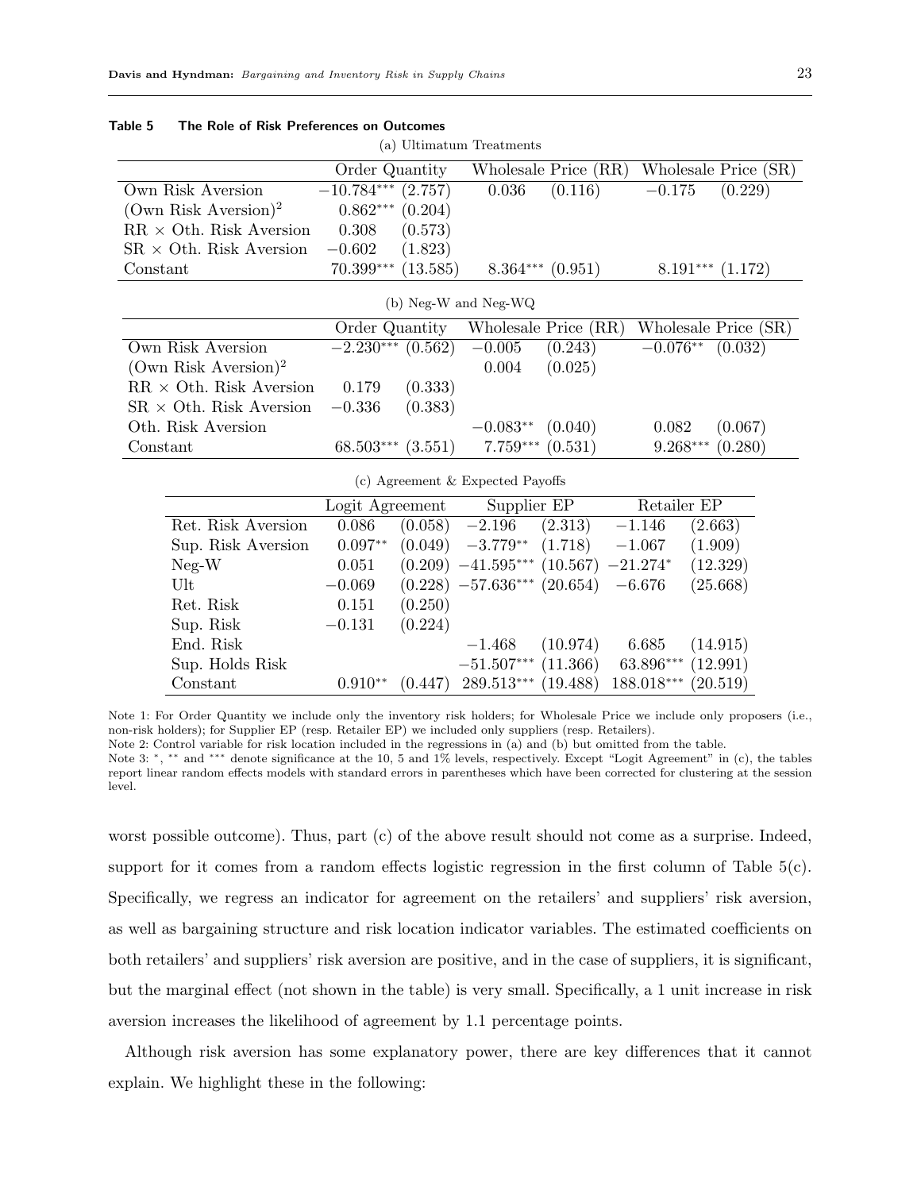**Table 5 The Role of Risk Preferences on Outcomes**

(a) Ultimatum Treatments

| | Order Quantity | | Wholesale Price (RR) | | Wholesale Price (SR) | |
|---|---|---|---|---|---|---|
| Own Risk Aversion | $-10.784^{***}$ | (2.757) | 0.036 | (0.116) | $-0.175$ | (0.229) |
| (Own Risk Aversion)$^2$ | $0.862^{***}$ | (0.204) | | | | |
| RR × Oth. Risk Aversion | 0.308 | (0.573) | | | | |
| SR × Oth. Risk Aversion | $-0.602$ | (1.823) | | | | |
| Constant | $70.399^{***}$ | (13.585) | $8.364^{***}$ | (0.951) | $8.191^{***}$ | (1.172) |

(b) Neg-W and Neg-WQ

| | Order Quantity | | Wholesale Price (RR) | | Wholesale Price (SR) | |
|---|---|---|---|---|---|---|
| Own Risk Aversion | $-2.230^{***}$ | (0.562) | $-0.005$ | (0.243) | $-0.076^{**}$ | (0.032) |
| (Own Risk Aversion)$^2$ | | | 0.004 | (0.025) | | |
| RR × Oth. Risk Aversion | 0.179 | (0.333) | | | | |
| SR × Oth. Risk Aversion | $-0.336$ | (0.383) | | | | |
| Oth. Risk Aversion | | | $-0.083^{**}$ | (0.040) | 0.082 | (0.067) |
| Constant | $68.503^{***}$ | (3.551) | $7.759^{***}$ | (0.531) | $9.268^{***}$ | (0.280) |

(c) Agreement & Expected Payoffs

| | Logit Agreement | | Supplier EP | | Retailer EP | |
|---|---|---|---|---|---|---|
| Ret. Risk Aversion | 0.086 | (0.058) | $-2.196$ | (2.313) | $-1.146$ | (2.663) |
| Sup. Risk Aversion | $0.097^{**}$ | (0.049) | $-3.779^{**}$ | (1.718) | $-1.067$ | (1.909) |
| Neg-W | 0.051 | (0.209) | $-41.595^{***}$ | (10.567) | $-21.274^{*}$ | (12.329) |
| Ult | $-0.069$ | (0.228) | $-57.636^{***}$ | (20.654) | $-6.676$ | (25.668) |
| Ret. Risk | 0.151 | (0.250) | | | | |
| Sup. Risk | $-0.131$ | (0.224) | | | | |
| End. Risk | | | $-1.468$ | (10.974) | 6.685 | (14.915) |
| Sup. Holds Risk | | | $-51.507^{***}$ | (11.366) | $63.896^{***}$ | (12.991) |
| Constant | $0.910^{**}$ | (0.447) | $289.513^{***}$ | (19.488) | $188.018^{***}$ | (20.519) |

Note 1: For Order Quantity we include only the inventory risk holders; for Wholesale Price we include only proposers (i.e., non-risk holders); for Supplier EP (resp. Retailer EP) we included only suppliers (resp. Retailers).

Note 2: Control variable for risk location included in the regressions in (a) and (b) but omitted from the table.

Note 3: $^{*}$, $^{**}$ and $^{***}$ denote significance at the 10, 5 and 1% levels, respectively. Except "Logit Agreement" in (c), the tables report linear random effects models with standard errors in parentheses which have been corrected for clustering at the session level.

worst possible outcome). Thus, part (c) of the above result should not come as a surprise. Indeed, support for it comes from a random effects logistic regression in the first column of Table 5(c). Specifically, we regress an indicator for agreement on the retailers' and suppliers' risk aversion, as well as bargaining structure and risk location indicator variables. The estimated coefficients on both retailers' and suppliers' risk aversion are positive, and in the case of suppliers, it is significant, but the marginal effect (not shown in the table) is very small. Specifically, a 1 unit increase in risk aversion increases the likelihood of agreement by 1.1 percentage points.

Although risk aversion has some explanatory power, there are key differences that it cannot explain. We highlight these in the following: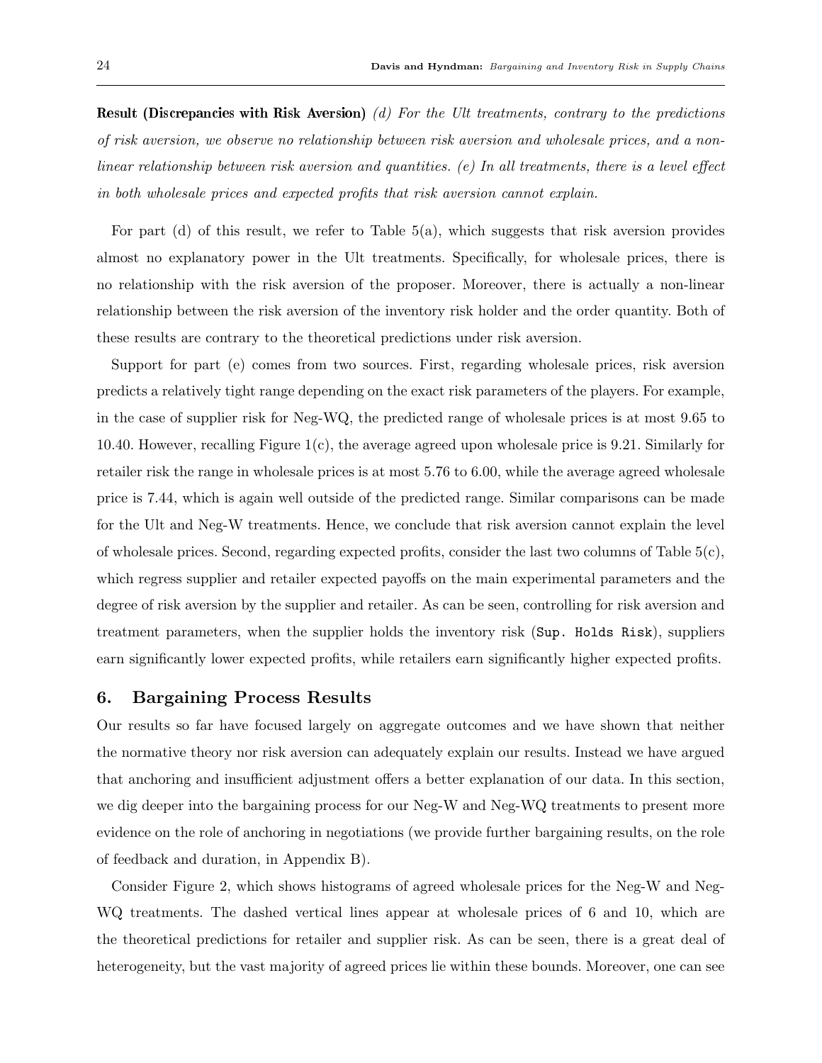**Result (Discrepancies with Risk Aversion)** *(d) For the Ult treatments, contrary to the predictions of risk aversion, we observe no relationship between risk aversion and wholesale prices, and a non-linear relationship between risk aversion and quantities. (e) In all treatments, there is a level effect in both wholesale prices and expected profits that risk aversion cannot explain.*

For part (d) of this result, we refer to Table 5(a), which suggests that risk aversion provides almost no explanatory power in the Ult treatments. Specifically, for wholesale prices, there is no relationship with the risk aversion of the proposer. Moreover, there is actually a non-linear relationship between the risk aversion of the inventory risk holder and the order quantity. Both of these results are contrary to the theoretical predictions under risk aversion.

Support for part (e) comes from two sources. First, regarding wholesale prices, risk aversion predicts a relatively tight range depending on the exact risk parameters of the players. For example, in the case of supplier risk for Neg-WQ, the predicted range of wholesale prices is at most 9.65 to 10.40. However, recalling Figure 1(c), the average agreed upon wholesale price is 9.21. Similarly for retailer risk the range in wholesale prices is at most 5.76 to 6.00, while the average agreed wholesale price is 7.44, which is again well outside of the predicted range. Similar comparisons can be made for the Ult and Neg-W treatments. Hence, we conclude that risk aversion cannot explain the level of wholesale prices. Second, regarding expected profits, consider the last two columns of Table 5(c), which regress supplier and retailer expected payoffs on the main experimental parameters and the degree of risk aversion by the supplier and retailer. As can be seen, controlling for risk aversion and treatment parameters, when the supplier holds the inventory risk (`Sup. Holds Risk`), suppliers earn significantly lower expected profits, while retailers earn significantly higher expected profits.

## 6. Bargaining Process Results

Our results so far have focused largely on aggregate outcomes and we have shown that neither the normative theory nor risk aversion can adequately explain our results. Instead we have argued that anchoring and insufficient adjustment offers a better explanation of our data. In this section, we dig deeper into the bargaining process for our Neg-W and Neg-WQ treatments to present more evidence on the role of anchoring in negotiations (we provide further bargaining results, on the role of feedback and duration, in Appendix B).

Consider Figure 2, which shows histograms of agreed wholesale prices for the Neg-W and Neg-WQ treatments. The dashed vertical lines appear at wholesale prices of 6 and 10, which are the theoretical predictions for retailer and supplier risk. As can be seen, there is a great deal of heterogeneity, but the vast majority of agreed prices lie within these bounds. Moreover, one can see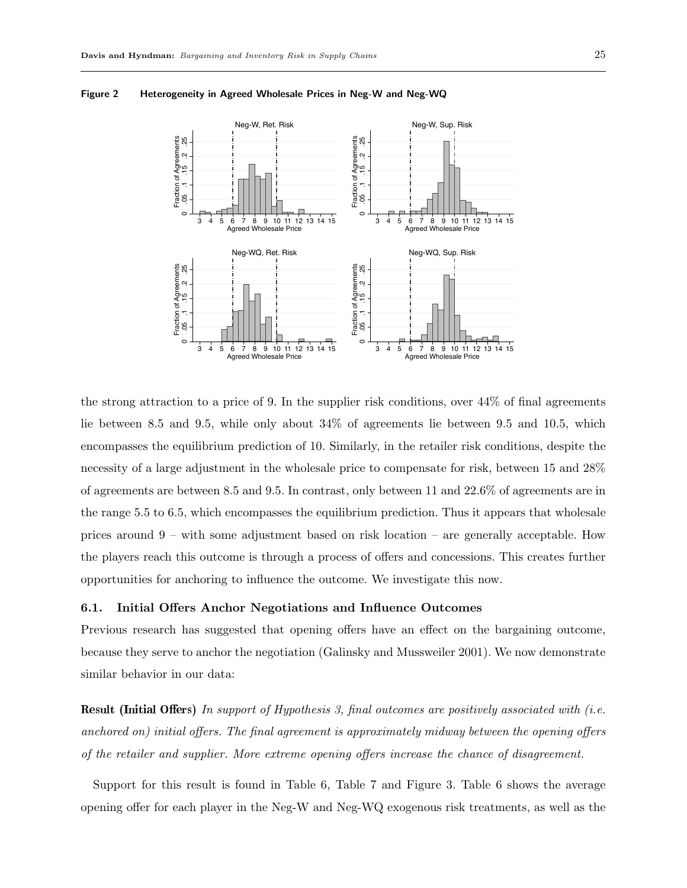**Figure 2 Heterogeneity in Agreed Wholesale Prices in Neg-W and Neg-WQ**

Neg-W, Ret. Risk

Neg-W, Sup. Risk

Neg-WQ, Ret. Risk

Neg-WQ, Sup. Risk

Fraction of Agreements

0 .05 .1 .15 .2 .25

3 4 5 6 7 8 9 10 11 12 13 14 15

Agreed Wholesale Price

the strong attraction to a price of 9. In the supplier risk conditions, over 44% of final agreements lie between 8.5 and 9.5, while only about 34% of agreements lie between 9.5 and 10.5, which encompasses the equilibrium prediction of 10. Similarly, in the retailer risk conditions, despite the necessity of a large adjustment in the wholesale price to compensate for risk, between 15 and 28% of agreements are between 8.5 and 9.5. In contrast, only between 11 and 22.6% of agreements are in the range 5.5 to 6.5, which encompasses the equilibrium prediction. Thus it appears that wholesale prices around 9 – with some adjustment based on risk location – are generally acceptable. How the players reach this outcome is through a process of offers and concessions. This creates further opportunities for anchoring to influence the outcome. We investigate this now.

### 6.1. Initial Offers Anchor Negotiations and Influence Outcomes

Previous research has suggested that opening offers have an effect on the bargaining outcome, because they serve to anchor the negotiation (Galinsky and Mussweiler 2001). We now demonstrate similar behavior in our data:

**Result (Initial Offers)** *In support of Hypothesis 3, final outcomes are positively associated with (i.e. anchored on) initial offers. The final agreement is approximately midway between the opening offers of the retailer and supplier. More extreme opening offers increase the chance of disagreement.*

Support for this result is found in Table 6, Table 7 and Figure 3. Table 6 shows the average opening offer for each player in the Neg-W and Neg-WQ exogenous risk treatments, as well as the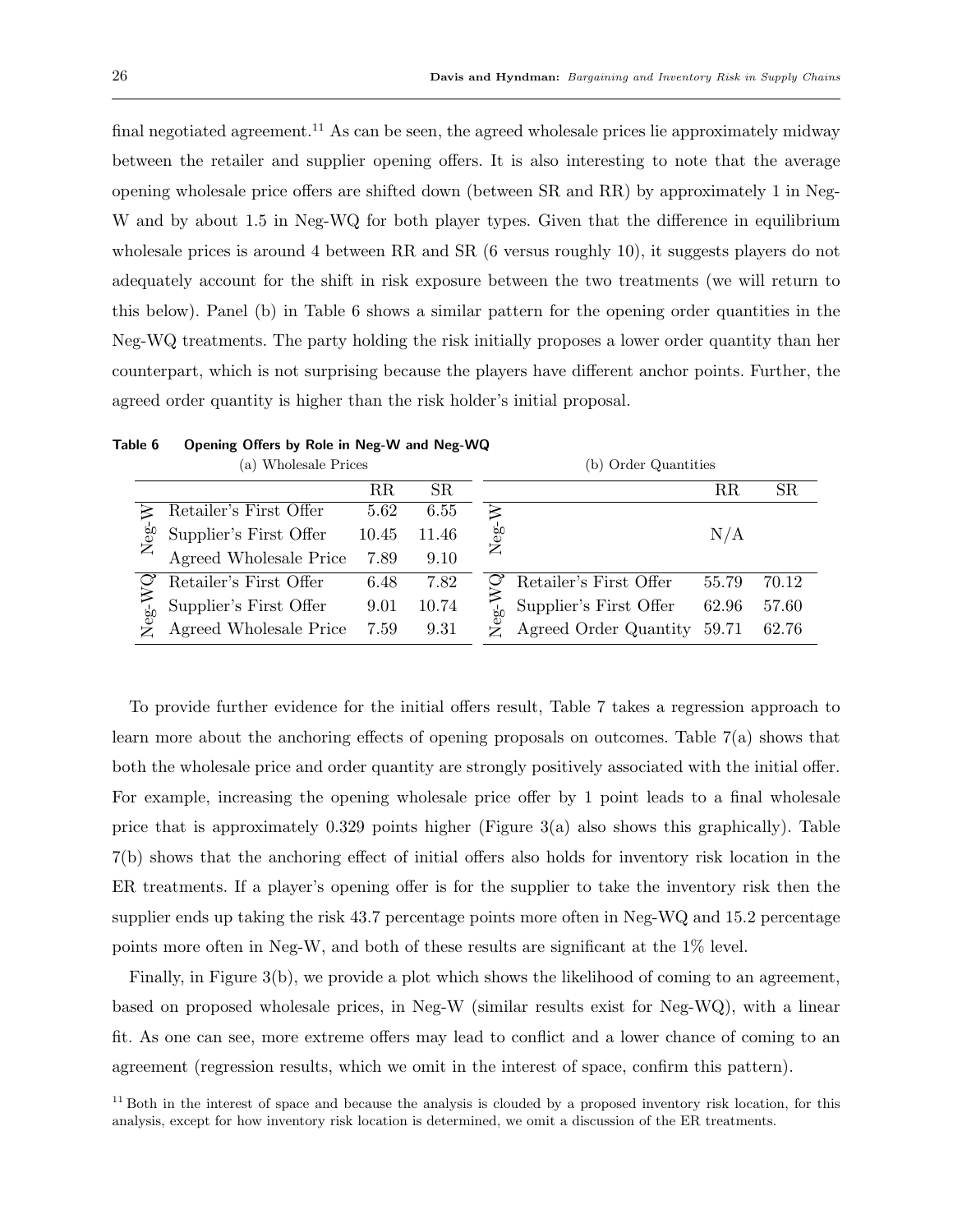final negotiated agreement.[11] As can be seen, the agreed wholesale prices lie approximately midway between the retailer and supplier opening offers. It is also interesting to note that the average opening wholesale price offers are shifted down (between SR and RR) by approximately 1 in Neg-W and by about 1.5 in Neg-WQ for both player types. Given that the difference in equilibrium wholesale prices is around 4 between RR and SR (6 versus roughly 10), it suggests players do not adequately account for the shift in risk exposure between the two treatments (we will return to this below). Panel (b) in Table 6 shows a similar pattern for the opening order quantities in the Neg-WQ treatments. The party holding the risk initially proposes a lower order quantity than her counterpart, which is not surprising because the players have different anchor points. Further, the agreed order quantity is higher than the risk holder's initial proposal.

**Table 6 Opening Offers by Role in Neg-W and Neg-WQ**

(a) Wholesale Prices

| | | RR | SR |
|---|---|---|---|
| Neg-W | Retailer's First Offer | 5.62 | 6.55 |
| | Supplier's First Offer | 10.45 | 11.46 |
| | Agreed Wholesale Price | 7.89 | 9.10 |
| Neg-WQ | Retailer's First Offer | 6.48 | 7.82 |
| | Supplier's First Offer | 9.01 | 10.74 |
| | Agreed Wholesale Price | 7.59 | 9.31 |

(b) Order Quantities

| | | RR | SR |
|---|---|---|---|
| Neg-W | | N/A | |
| Neg-WQ | Retailer's First Offer | 55.79 | 70.12 |
| | Supplier's First Offer | 62.96 | 57.60 |
| | Agreed Order Quantity | 59.71 | 62.76 |

To provide further evidence for the initial offers result, Table 7 takes a regression approach to learn more about the anchoring effects of opening proposals on outcomes. Table 7(a) shows that both the wholesale price and order quantity are strongly positively associated with the initial offer. For example, increasing the opening wholesale price offer by 1 point leads to a final wholesale price that is approximately 0.329 points higher (Figure 3(a) also shows this graphically). Table 7(b) shows that the anchoring effect of initial offers also holds for inventory risk location in the ER treatments. If a player's opening offer is for the supplier to take the inventory risk then the supplier ends up taking the risk 43.7 percentage points more often in Neg-WQ and 15.2 percentage points more often in Neg-W, and both of these results are significant at the 1% level.

Finally, in Figure 3(b), we provide a plot which shows the likelihood of coming to an agreement, based on proposed wholesale prices, in Neg-W (similar results exist for Neg-WQ), with a linear fit. As one can see, more extreme offers may lead to conflict and a lower chance of coming to an agreement (regression results, which we omit in the interest of space, confirm this pattern).

[11] Both in the interest of space and because the analysis is clouded by a proposed inventory risk location, for this analysis, except for how inventory risk location is determined, we omit a discussion of the ER treatments.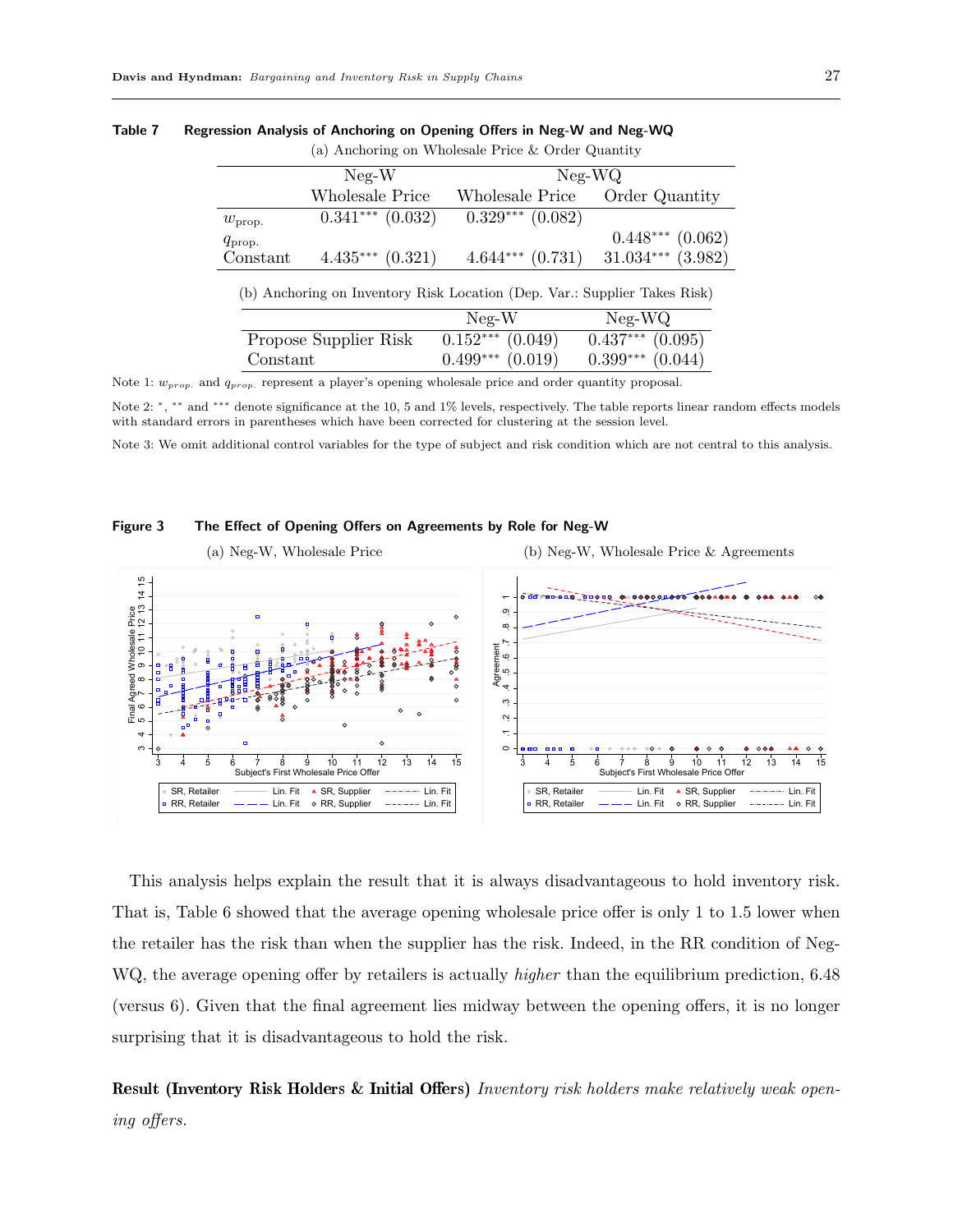**Table 7 Regression Analysis of Anchoring on Opening Offers in Neg-W and Neg-WQ**

(a) Anchoring on Wholesale Price & Order Quantity

| | Neg-W | Neg-WQ | |
|---|---|---|---|
| | Wholesale Price | Wholesale Price | Order Quantity |
| $w_{\text{prop.}}$ | 0.341*** (0.032) | 0.329*** (0.082) | |
| $q_{\text{prop.}}$ | | | 0.448*** (0.062) |
| Constant | 4.435*** (0.321) | 4.644*** (0.731) | 31.034*** (3.982) |

(b) Anchoring on Inventory Risk Location (Dep. Var.: Supplier Takes Risk)

| | Neg-W | Neg-WQ |
|---|---|---|
| Propose Supplier Risk | 0.152*** (0.049) | 0.437*** (0.095) |
| Constant | 0.499*** (0.019) | 0.399*** (0.044) |

Note 1: $w_{prop.}$ and $q_{prop.}$ represent a player's opening wholesale price and order quantity proposal.

Note 2: *, ** and *** denote significance at the 10, 5 and 1% levels, respectively. The table reports linear random effects models with standard errors in parentheses which have been corrected for clustering at the session level.

Note 3: We omit additional control variables for the type of subject and risk condition which are not central to this analysis.

**Figure 3 The Effect of Opening Offers on Agreements by Role for Neg-W**

(a) Neg-W, Wholesale Price

Final Agreed Wholesale Price

Subject's First Wholesale Price Offer

SR, Retailer — Lin. Fit; SR, Supplier — Lin. Fit; RR, Retailer — Lin. Fit; RR, Supplier — Lin. Fit

(b) Neg-W, Wholesale Price & Agreements

Agreement

Subject's First Wholesale Price Offer

SR, Retailer — Lin. Fit; SR, Supplier — Lin. Fit; RR, Retailer — Lin. Fit; RR, Supplier — Lin. Fit

This analysis helps explain the result that it is always disadvantageous to hold inventory risk. That is, Table 6 showed that the average opening wholesale price offer is only 1 to 1.5 lower when the retailer has the risk than when the supplier has the risk. Indeed, in the RR condition of Neg-WQ, the average opening offer by retailers is actually *higher* than the equilibrium prediction, 6.48 (versus 6). Given that the final agreement lies midway between the opening offers, it is no longer surprising that it is disadvantageous to hold the risk.

**Result (Inventory Risk Holders & Initial Offers)** *Inventory risk holders make relatively weak opening offers.*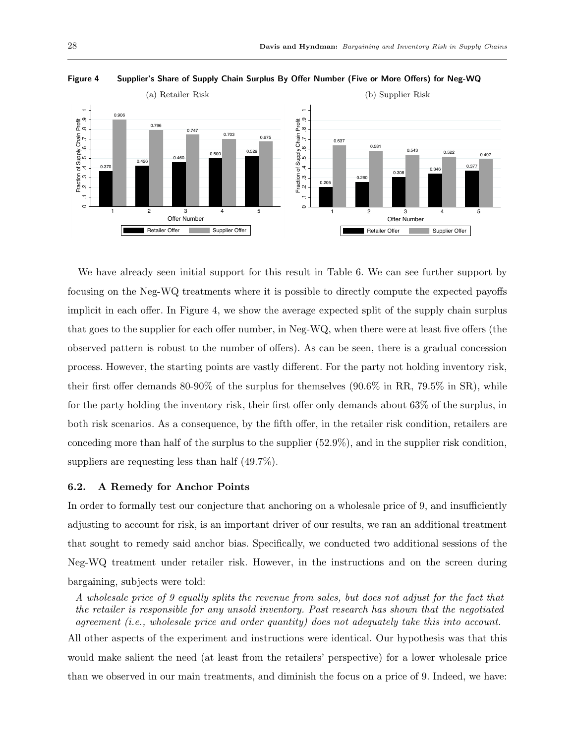**Figure 4 Supplier's Share of Supply Chain Surplus By Offer Number (Five or More Offers) for Neg-WQ**

(a) Retailer Risk

Fraction of Supply Chain Profit

0 .1 .2 .3 .4 .5 .6 .7 .8 .9 1

0.370 0.906
0.426 0.796
0.460 0.747
0.500 0.703
0.529 0.675

1 2 3 4 5

Offer Number

Retailer Offer Supplier Offer

(b) Supplier Risk

Fraction of Supply Chain Profit

0 .1 .2 .3 .4 .5 .6 .7 .8 .9 1

0.205 0.637
0.260 0.581
0.308 0.543
0.346 0.522
0.377 0.497

1 2 3 4 5

Offer Number

Retailer Offer Supplier Offer

We have already seen initial support for this result in Table 6. We can see further support by focusing on the Neg-WQ treatments where it is possible to directly compute the expected payoffs implicit in each offer. In Figure 4, we show the average expected split of the supply chain surplus that goes to the supplier for each offer number, in Neg-WQ, when there were at least five offers (the observed pattern is robust to the number of offers). As can be seen, there is a gradual concession process. However, the starting points are vastly different. For the party not holding inventory risk, their first offer demands 80-90% of the surplus for themselves (90.6% in RR, 79.5% in SR), while for the party holding the inventory risk, their first offer only demands about 63% of the surplus, in both risk scenarios. As a consequence, by the fifth offer, in the retailer risk condition, retailers are conceding more than half of the surplus to the supplier (52.9%), and in the supplier risk condition, suppliers are requesting less than half (49.7%).

### 6.2. A Remedy for Anchor Points

In order to formally test our conjecture that anchoring on a wholesale price of 9, and insufficiently adjusting to account for risk, is an important driver of our results, we ran an additional treatment that sought to remedy said anchor bias. Specifically, we conducted two additional sessions of the Neg-WQ treatment under retailer risk. However, in the instructions and on the screen during bargaining, subjects were told:

*A wholesale price of 9 equally splits the revenue from sales, but does not adjust for the fact that the retailer is responsible for any unsold inventory. Past research has shown that the negotiated agreement (i.e., wholesale price and order quantity) does not adequately take this into account.*

All other aspects of the experiment and instructions were identical. Our hypothesis was that this would make salient the need (at least from the retailers' perspective) for a lower wholesale price than we observed in our main treatments, and diminish the focus on a price of 9. Indeed, we have: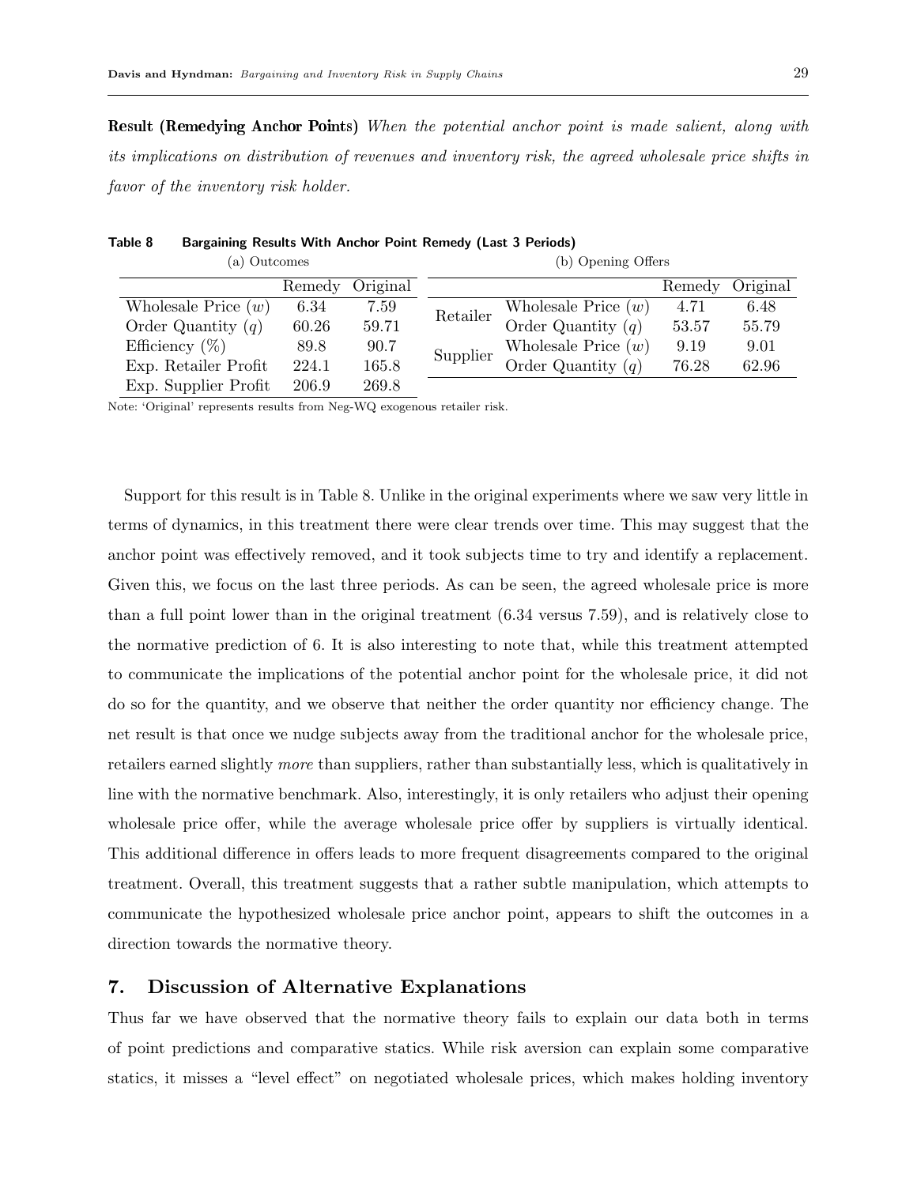**Result (Remedying Anchor Points)** *When the potential anchor point is made salient, along with its implications on distribution of revenues and inventory risk, the agreed wholesale price shifts in favor of the inventory risk holder.*

**Table 8 Bargaining Results With Anchor Point Remedy (Last 3 Periods)**

(a) Outcomes

| | Remedy | Original |
|---|---|---|
| Wholesale Price ($w$) | 6.34 | 7.59 |
| Order Quantity ($q$) | 60.26 | 59.71 |
| Efficiency (%) | 89.8 | 90.7 |
| Exp. Retailer Profit | 224.1 | 165.8 |
| Exp. Supplier Profit | 206.9 | 269.8 |

(b) Opening Offers

| | | Remedy | Original |
|---|---|---|---|
| Retailer | Wholesale Price ($w$) | 4.71 | 6.48 |
| | Order Quantity ($q$) | 53.57 | 55.79 |
| Supplier | Wholesale Price ($w$) | 9.19 | 9.01 |
| | Order Quantity ($q$) | 76.28 | 62.96 |

Note: 'Original' represents results from Neg-WQ exogenous retailer risk.

Support for this result is in Table 8. Unlike in the original experiments where we saw very little in terms of dynamics, in this treatment there were clear trends over time. This may suggest that the anchor point was effectively removed, and it took subjects time to try and identify a replacement. Given this, we focus on the last three periods. As can be seen, the agreed wholesale price is more than a full point lower than in the original treatment (6.34 versus 7.59), and is relatively close to the normative prediction of 6. It is also interesting to note that, while this treatment attempted to communicate the implications of the potential anchor point for the wholesale price, it did not do so for the quantity, and we observe that neither the order quantity nor efficiency change. The net result is that once we nudge subjects away from the traditional anchor for the wholesale price, retailers earned slightly *more* than suppliers, rather than substantially less, which is qualitatively in line with the normative benchmark. Also, interestingly, it is only retailers who adjust their opening wholesale price offer, while the average wholesale price offer by suppliers is virtually identical. This additional difference in offers leads to more frequent disagreements compared to the original treatment. Overall, this treatment suggests that a rather subtle manipulation, which attempts to communicate the hypothesized wholesale price anchor point, appears to shift the outcomes in a direction towards the normative theory.

## 7. Discussion of Alternative Explanations

Thus far we have observed that the normative theory fails to explain our data both in terms of point predictions and comparative statics. While risk aversion can explain some comparative statics, it misses a "level effect" on negotiated wholesale prices, which makes holding inventory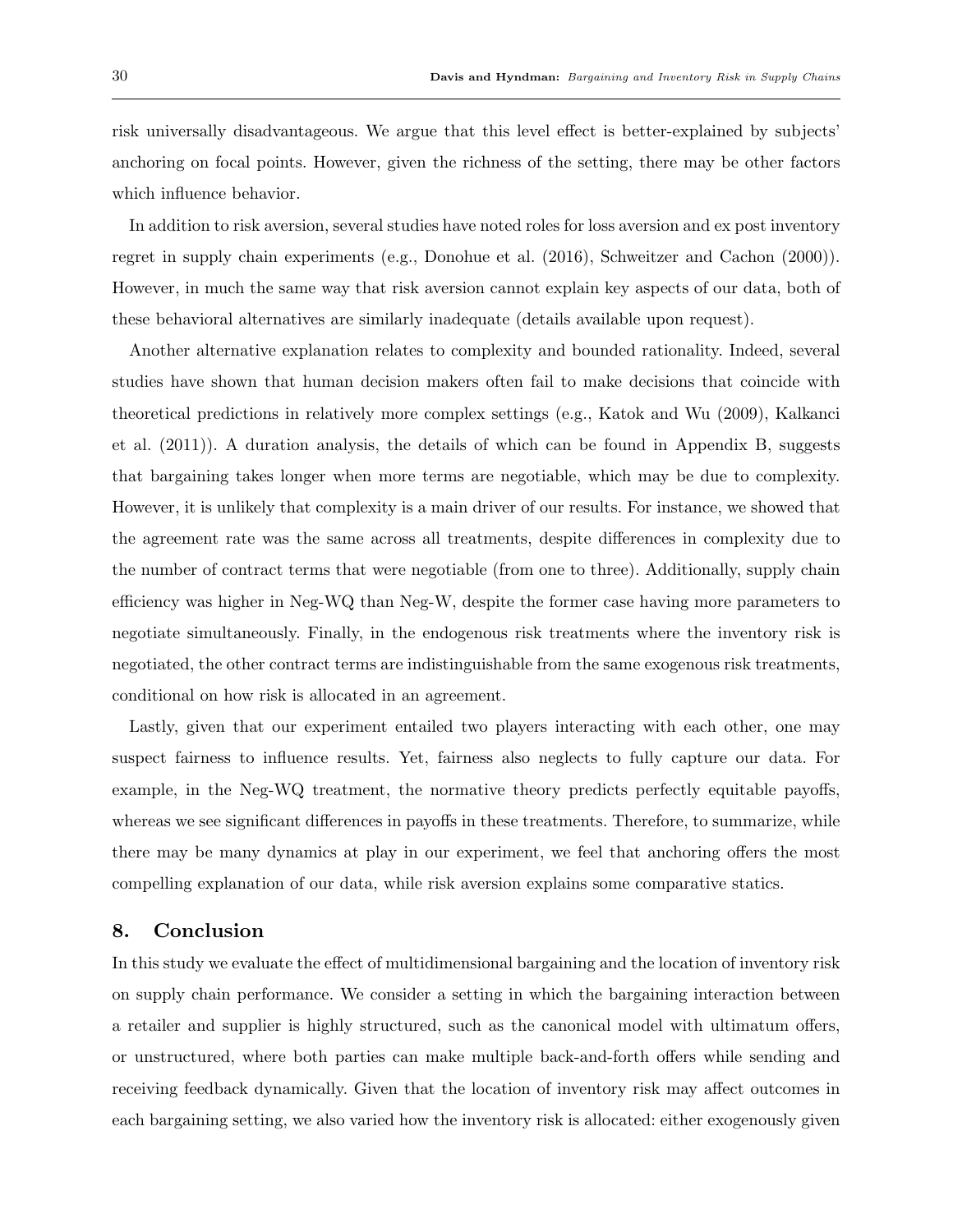risk universally disadvantageous. We argue that this level effect is better-explained by subjects' anchoring on focal points. However, given the richness of the setting, there may be other factors which influence behavior.

In addition to risk aversion, several studies have noted roles for loss aversion and ex post inventory regret in supply chain experiments (e.g., Donohue et al. (2016), Schweitzer and Cachon (2000)). However, in much the same way that risk aversion cannot explain key aspects of our data, both of these behavioral alternatives are similarly inadequate (details available upon request).

Another alternative explanation relates to complexity and bounded rationality. Indeed, several studies have shown that human decision makers often fail to make decisions that coincide with theoretical predictions in relatively more complex settings (e.g., Katok and Wu (2009), Kalkanci et al. (2011)). A duration analysis, the details of which can be found in Appendix B, suggests that bargaining takes longer when more terms are negotiable, which may be due to complexity. However, it is unlikely that complexity is a main driver of our results. For instance, we showed that the agreement rate was the same across all treatments, despite differences in complexity due to the number of contract terms that were negotiable (from one to three). Additionally, supply chain efficiency was higher in Neg-WQ than Neg-W, despite the former case having more parameters to negotiate simultaneously. Finally, in the endogenous risk treatments where the inventory risk is negotiated, the other contract terms are indistinguishable from the same exogenous risk treatments, conditional on how risk is allocated in an agreement.

Lastly, given that our experiment entailed two players interacting with each other, one may suspect fairness to influence results. Yet, fairness also neglects to fully capture our data. For example, in the Neg-WQ treatment, the normative theory predicts perfectly equitable payoffs, whereas we see significant differences in payoffs in these treatments. Therefore, to summarize, while there may be many dynamics at play in our experiment, we feel that anchoring offers the most compelling explanation of our data, while risk aversion explains some comparative statics.

## 8. Conclusion

In this study we evaluate the effect of multidimensional bargaining and the location of inventory risk on supply chain performance. We consider a setting in which the bargaining interaction between a retailer and supplier is highly structured, such as the canonical model with ultimatum offers, or unstructured, where both parties can make multiple back-and-forth offers while sending and receiving feedback dynamically. Given that the location of inventory risk may affect outcomes in each bargaining setting, we also varied how the inventory risk is allocated: either exogenously given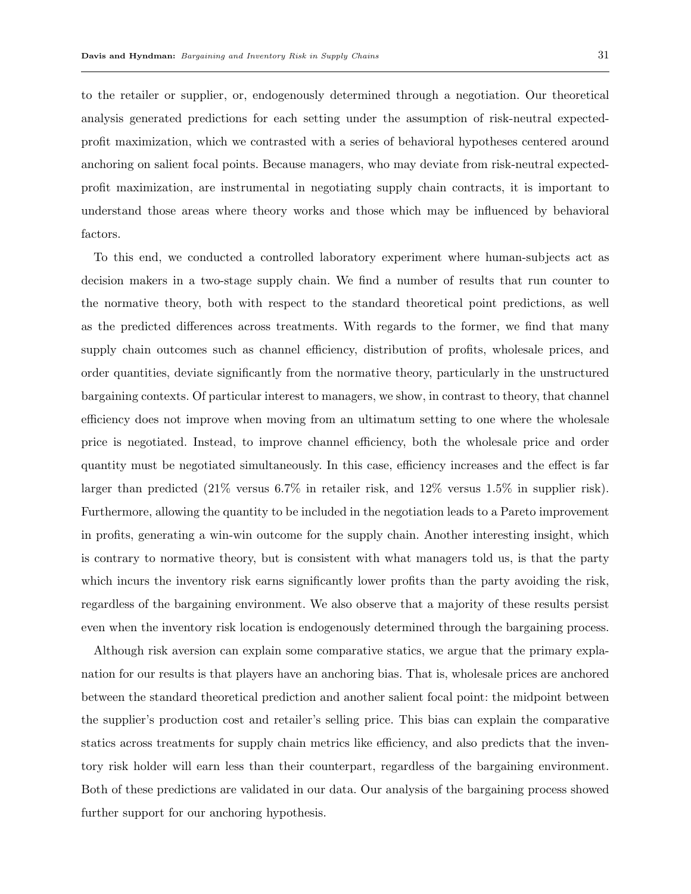to the retailer or supplier, or, endogenously determined through a negotiation. Our theoretical analysis generated predictions for each setting under the assumption of risk-neutral expected-profit maximization, which we contrasted with a series of behavioral hypotheses centered around anchoring on salient focal points. Because managers, who may deviate from risk-neutral expected-profit maximization, are instrumental in negotiating supply chain contracts, it is important to understand those areas where theory works and those which may be influenced by behavioral factors.

To this end, we conducted a controlled laboratory experiment where human-subjects act as decision makers in a two-stage supply chain. We find a number of results that run counter to the normative theory, both with respect to the standard theoretical point predictions, as well as the predicted differences across treatments. With regards to the former, we find that many supply chain outcomes such as channel efficiency, distribution of profits, wholesale prices, and order quantities, deviate significantly from the normative theory, particularly in the unstructured bargaining contexts. Of particular interest to managers, we show, in contrast to theory, that channel efficiency does not improve when moving from an ultimatum setting to one where the wholesale price is negotiated. Instead, to improve channel efficiency, both the wholesale price and order quantity must be negotiated simultaneously. In this case, efficiency increases and the effect is far larger than predicted (21% versus 6.7% in retailer risk, and 12% versus 1.5% in supplier risk). Furthermore, allowing the quantity to be included in the negotiation leads to a Pareto improvement in profits, generating a win-win outcome for the supply chain. Another interesting insight, which is contrary to normative theory, but is consistent with what managers told us, is that the party which incurs the inventory risk earns significantly lower profits than the party avoiding the risk, regardless of the bargaining environment. We also observe that a majority of these results persist even when the inventory risk location is endogenously determined through the bargaining process.

Although risk aversion can explain some comparative statics, we argue that the primary explanation for our results is that players have an anchoring bias. That is, wholesale prices are anchored between the standard theoretical prediction and another salient focal point: the midpoint between the supplier's production cost and retailer's selling price. This bias can explain the comparative statics across treatments for supply chain metrics like efficiency, and also predicts that the inventory risk holder will earn less than their counterpart, regardless of the bargaining environment. Both of these predictions are validated in our data. Our analysis of the bargaining process showed further support for our anchoring hypothesis.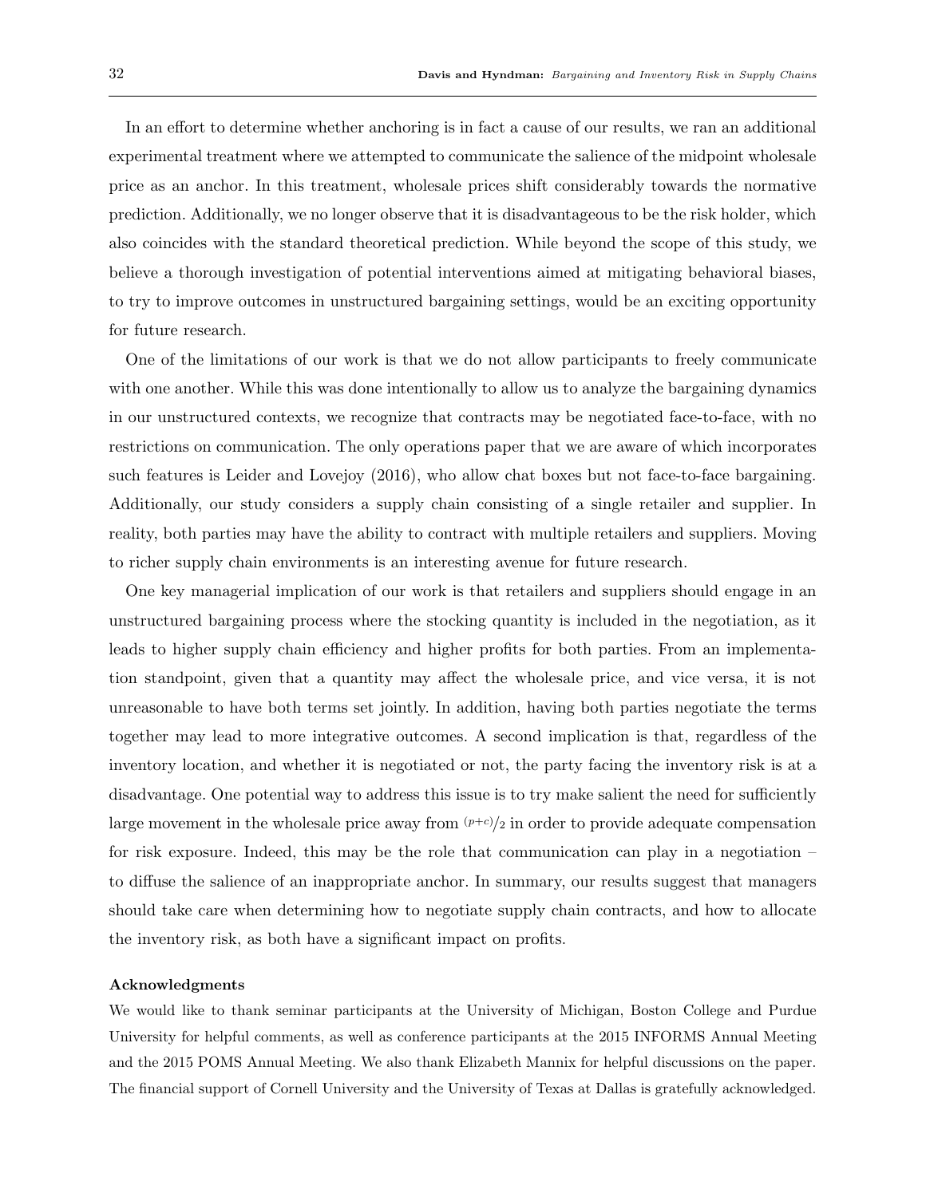In an effort to determine whether anchoring is in fact a cause of our results, we ran an additional experimental treatment where we attempted to communicate the salience of the midpoint wholesale price as an anchor. In this treatment, wholesale prices shift considerably towards the normative prediction. Additionally, we no longer observe that it is disadvantageous to be the risk holder, which also coincides with the standard theoretical prediction. While beyond the scope of this study, we believe a thorough investigation of potential interventions aimed at mitigating behavioral biases, to try to improve outcomes in unstructured bargaining settings, would be an exciting opportunity for future research.

One of the limitations of our work is that we do not allow participants to freely communicate with one another. While this was done intentionally to allow us to analyze the bargaining dynamics in our unstructured contexts, we recognize that contracts may be negotiated face-to-face, with no restrictions on communication. The only operations paper that we are aware of which incorporates such features is Leider and Lovejoy (2016), who allow chat boxes but not face-to-face bargaining. Additionally, our study considers a supply chain consisting of a single retailer and supplier. In reality, both parties may have the ability to contract with multiple retailers and suppliers. Moving to richer supply chain environments is an interesting avenue for future research.

One key managerial implication of our work is that retailers and suppliers should engage in an unstructured bargaining process where the stocking quantity is included in the negotiation, as it leads to higher supply chain efficiency and higher profits for both parties. From an implementation standpoint, given that a quantity may affect the wholesale price, and vice versa, it is not unreasonable to have both terms set jointly. In addition, having both parties negotiate the terms together may lead to more integrative outcomes. A second implication is that, regardless of the inventory location, and whether it is negotiated or not, the party facing the inventory risk is at a disadvantage. One potential way to address this issue is to try make salient the need for sufficiently large movement in the wholesale price away from $(p+c)/2$ in order to provide adequate compensation for risk exposure. Indeed, this may be the role that communication can play in a negotiation – to diffuse the salience of an inappropriate anchor. In summary, our results suggest that managers should take care when determining how to negotiate supply chain contracts, and how to allocate the inventory risk, as both have a significant impact on profits.

**Acknowledgments**

We would like to thank seminar participants at the University of Michigan, Boston College and Purdue University for helpful comments, as well as conference participants at the 2015 INFORMS Annual Meeting and the 2015 POMS Annual Meeting. We also thank Elizabeth Mannix for helpful discussions on the paper. The financial support of Cornell University and the University of Texas at Dallas is gratefully acknowledged.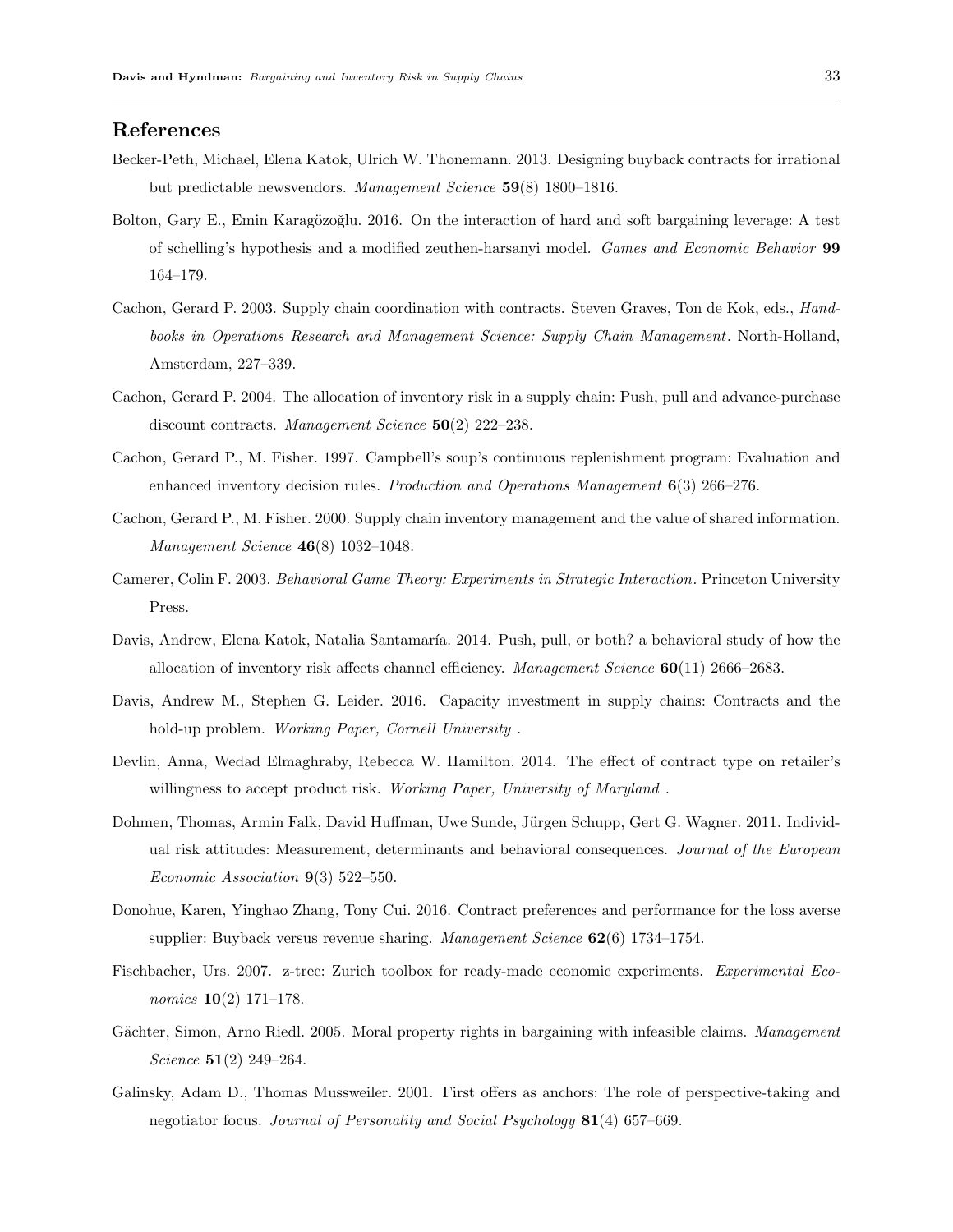## References

Becker-Peth, Michael, Elena Katok, Ulrich W. Thonemann. 2013. Designing buyback contracts for irrational but predictable newsvendors. *Management Science* **59**(8) 1800–1816.

Bolton, Gary E., Emin Karagözoğlu. 2016. On the interaction of hard and soft bargaining leverage: A test of schelling's hypothesis and a modified zeuthen-harsanyi model. *Games and Economic Behavior* **99** 164–179.

Cachon, Gerard P. 2003. Supply chain coordination with contracts. Steven Graves, Ton de Kok, eds., *Handbooks in Operations Research and Management Science: Supply Chain Management*. North-Holland, Amsterdam, 227–339.

Cachon, Gerard P. 2004. The allocation of inventory risk in a supply chain: Push, pull and advance-purchase discount contracts. *Management Science* **50**(2) 222–238.

Cachon, Gerard P., M. Fisher. 1997. Campbell's soup's continuous replenishment program: Evaluation and enhanced inventory decision rules. *Production and Operations Management* **6**(3) 266–276.

Cachon, Gerard P., M. Fisher. 2000. Supply chain inventory management and the value of shared information. *Management Science* **46**(8) 1032–1048.

Camerer, Colin F. 2003. *Behavioral Game Theory: Experiments in Strategic Interaction*. Princeton University Press.

Davis, Andrew, Elena Katok, Natalia Santamaría. 2014. Push, pull, or both? a behavioral study of how the allocation of inventory risk affects channel efficiency. *Management Science* **60**(11) 2666–2683.

Davis, Andrew M., Stephen G. Leider. 2016. Capacity investment in supply chains: Contracts and the hold-up problem. *Working Paper, Cornell University* .

Devlin, Anna, Wedad Elmaghraby, Rebecca W. Hamilton. 2014. The effect of contract type on retailer's willingness to accept product risk. *Working Paper, University of Maryland* .

Dohmen, Thomas, Armin Falk, David Huffman, Uwe Sunde, Jürgen Schupp, Gert G. Wagner. 2011. Individual risk attitudes: Measurement, determinants and behavioral consequences. *Journal of the European Economic Association* **9**(3) 522–550.

Donohue, Karen, Yinghao Zhang, Tony Cui. 2016. Contract preferences and performance for the loss averse supplier: Buyback versus revenue sharing. *Management Science* **62**(6) 1734–1754.

Fischbacher, Urs. 2007. z-tree: Zurich toolbox for ready-made economic experiments. *Experimental Economics* **10**(2) 171–178.

Gächter, Simon, Arno Riedl. 2005. Moral property rights in bargaining with infeasible claims. *Management Science* **51**(2) 249–264.

Galinsky, Adam D., Thomas Mussweiler. 2001. First offers as anchors: The role of perspective-taking and negotiator focus. *Journal of Personality and Social Psychology* **81**(4) 657–669.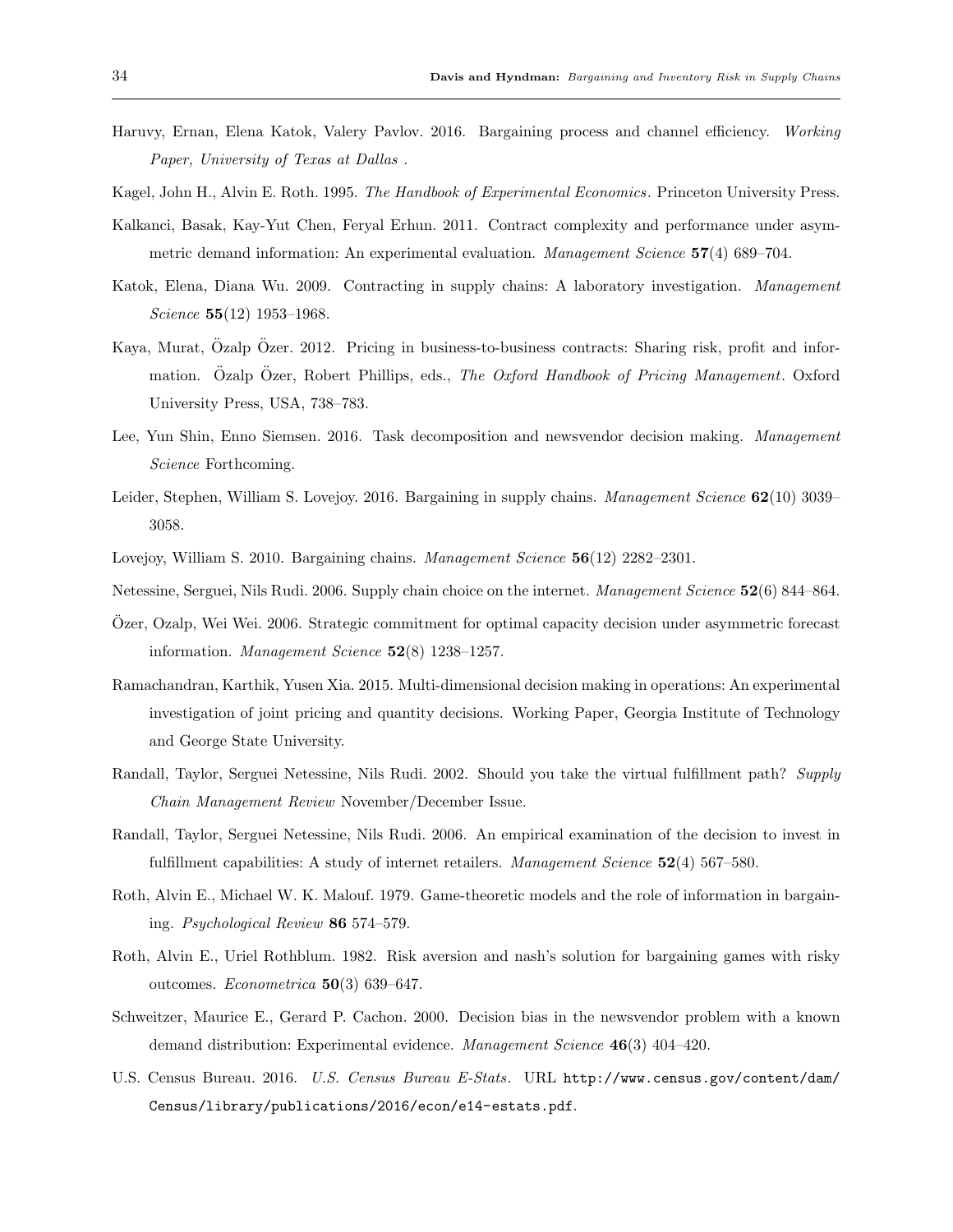Haruvy, Ernan, Elena Katok, Valery Pavlov. 2016. Bargaining process and channel efficiency. *Working Paper, University of Texas at Dallas* .

Kagel, John H., Alvin E. Roth. 1995. *The Handbook of Experimental Economics*. Princeton University Press.

Kalkanci, Basak, Kay-Yut Chen, Feryal Erhun. 2011. Contract complexity and performance under asymmetric demand information: An experimental evaluation. *Management Science* **57**(4) 689–704.

Katok, Elena, Diana Wu. 2009. Contracting in supply chains: A laboratory investigation. *Management Science* **55**(12) 1953–1968.

Kaya, Murat, Özalp Özer. 2012. Pricing in business-to-business contracts: Sharing risk, profit and information. Özalp Özer, Robert Phillips, eds., *The Oxford Handbook of Pricing Management*. Oxford University Press, USA, 738–783.

Lee, Yun Shin, Enno Siemsen. 2016. Task decomposition and newsvendor decision making. *Management Science* Forthcoming.

Leider, Stephen, William S. Lovejoy. 2016. Bargaining in supply chains. *Management Science* **62**(10) 3039–3058.

Lovejoy, William S. 2010. Bargaining chains. *Management Science* **56**(12) 2282–2301.

Netessine, Serguei, Nils Rudi. 2006. Supply chain choice on the internet. *Management Science* **52**(6) 844–864.

Özer, Ozalp, Wei Wei. 2006. Strategic commitment for optimal capacity decision under asymmetric forecast information. *Management Science* **52**(8) 1238–1257.

Ramachandran, Karthik, Yusen Xia. 2015. Multi-dimensional decision making in operations: An experimental investigation of joint pricing and quantity decisions. Working Paper, Georgia Institute of Technology and George State University.

Randall, Taylor, Serguei Netessine, Nils Rudi. 2002. Should you take the virtual fulfillment path? *Supply Chain Management Review* November/December Issue.

Randall, Taylor, Serguei Netessine, Nils Rudi. 2006. An empirical examination of the decision to invest in fulfillment capabilities: A study of internet retailers. *Management Science* **52**(4) 567–580.

Roth, Alvin E., Michael W. K. Malouf. 1979. Game-theoretic models and the role of information in bargaining. *Psychological Review* **86** 574–579.

Roth, Alvin E., Uriel Rothblum. 1982. Risk aversion and nash's solution for bargaining games with risky outcomes. *Econometrica* **50**(3) 639–647.

Schweitzer, Maurice E., Gerard P. Cachon. 2000. Decision bias in the newsvendor problem with a known demand distribution: Experimental evidence. *Management Science* **46**(3) 404–420.

U.S. Census Bureau. 2016. *U.S. Census Bureau E-Stats*. URL http://www.census.gov/content/dam/Census/library/publications/2016/econ/e14-estats.pdf.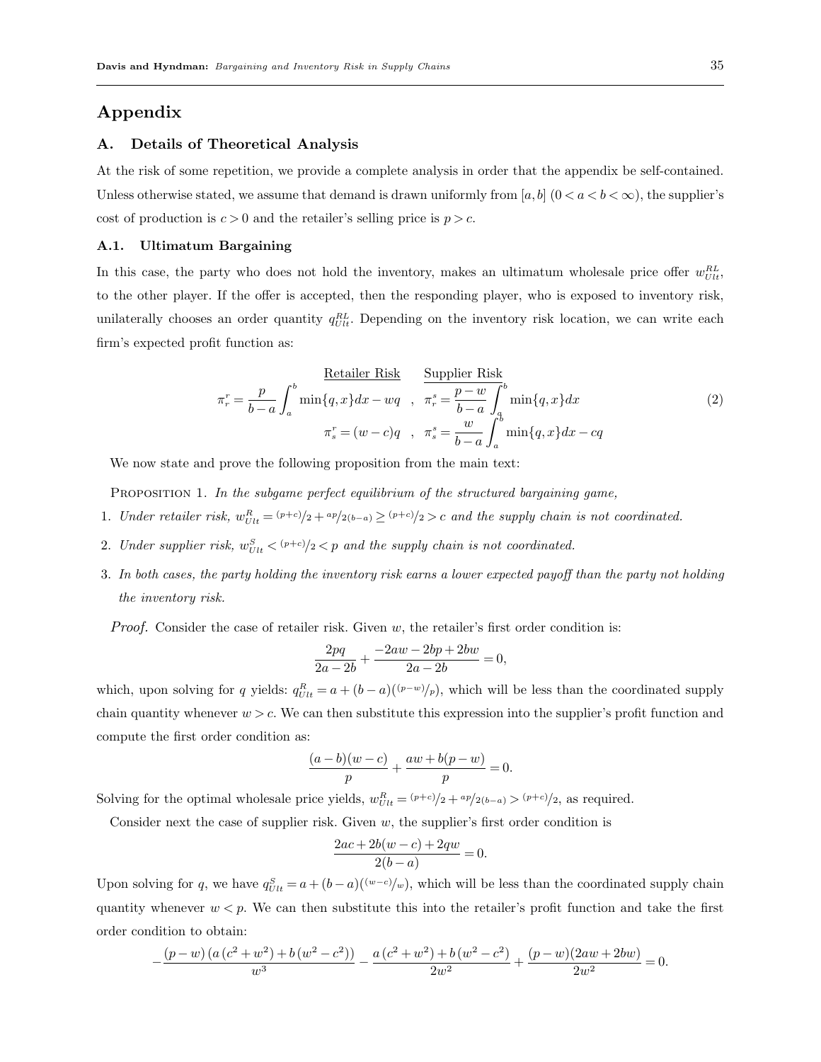## Appendix

### A. Details of Theoretical Analysis

At the risk of some repetition, we provide a complete analysis in order that the appendix be self-contained. Unless otherwise stated, we assume that demand is drawn uniformly from $[a,b]$ $(0 < a < b < \infty)$, the supplier's cost of production is $c > 0$ and the retailer's selling price is $p > c$.

#### A.1. Ultimatum Bargaining

In this case, the party who does not hold the inventory, makes an ultimatum wholesale price offer $w^{RL}_{Ult}$, to the other player. If the offer is accepted, then the responding player, who is exposed to inventory risk, unilaterally chooses an order quantity $q^{RL}_{Ult}$. Depending on the inventory risk location, we can write each firm's expected profit function as:

$$\begin{array}{ccc} & \underline{\text{Retailer Risk}} & \underline{\text{Supplier Risk}} \\ \pi^r_r = \dfrac{p}{b-a}\displaystyle\int_a^b \min\{q,x\}dx - wq & , & \pi^s_r = \dfrac{p-w}{b-a}\displaystyle\int_a^b \min\{q,x\}dx \\ \pi^r_s = (w-c)q & , & \pi^s_s = \dfrac{w}{b-a}\displaystyle\int_a^b \min\{q,x\}dx - cq \end{array} \tag{2}$$

We now state and prove the following proposition from the main text:

PROPOSITION 1. *In the subgame perfect equilibrium of the structured bargaining game,*

1. *Under retailer risk, $w^R_{Ult} = {}^{(p+c)}/_2 + {}^{ap}/_{2(b-a)} \geq {}^{(p+c)}/_2 > c$ and the supply chain is not coordinated.*
2. *Under supplier risk, $w^S_{Ult} < {}^{(p+c)}/_2 < p$ and the supply chain is not coordinated.*
3. *In both cases, the party holding the inventory risk earns a lower expected payoff than the party not holding the inventory risk.*

*Proof.* Consider the case of retailer risk. Given $w$, the retailer's first order condition is:

$$\frac{2pq}{2a-2b} + \frac{-2aw - 2bp + 2bw}{2a-2b} = 0,$$

which, upon solving for $q$ yields: $q^R_{Ult} = a + (b-a)({}^{(p-w)}/_p)$, which will be less than the coordinated supply chain quantity whenever $w > c$. We can then substitute this expression into the supplier's profit function and compute the first order condition as:

$$\frac{(a-b)(w-c)}{p} + \frac{aw + b(p-w)}{p} = 0.$$

Solving for the optimal wholesale price yields, $w^R_{Ult} = {}^{(p+c)}/_2 + {}^{ap}/_{2(b-a)} > {}^{(p+c)}/_2$, as required.

Consider next the case of supplier risk. Given $w$, the supplier's first order condition is

$$\frac{2ac + 2b(w-c) + 2qw}{2(b-a)} = 0.$$

Upon solving for $q$, we have $q^S_{Ult} = a + (b-a)({}^{(w-c)}/_w)$, which will be less than the coordinated supply chain quantity whenever $w < p$. We can then substitute this into the retailer's profit function and take the first order condition to obtain:

$$-\frac{(p-w)\left(a\left(c^2+w^2\right)+b\left(w^2-c^2\right)\right)}{w^3} - \frac{a\left(c^2+w^2\right)+b\left(w^2-c^2\right)}{2w^2} + \frac{(p-w)(2aw+2bw)}{2w^2} = 0.$$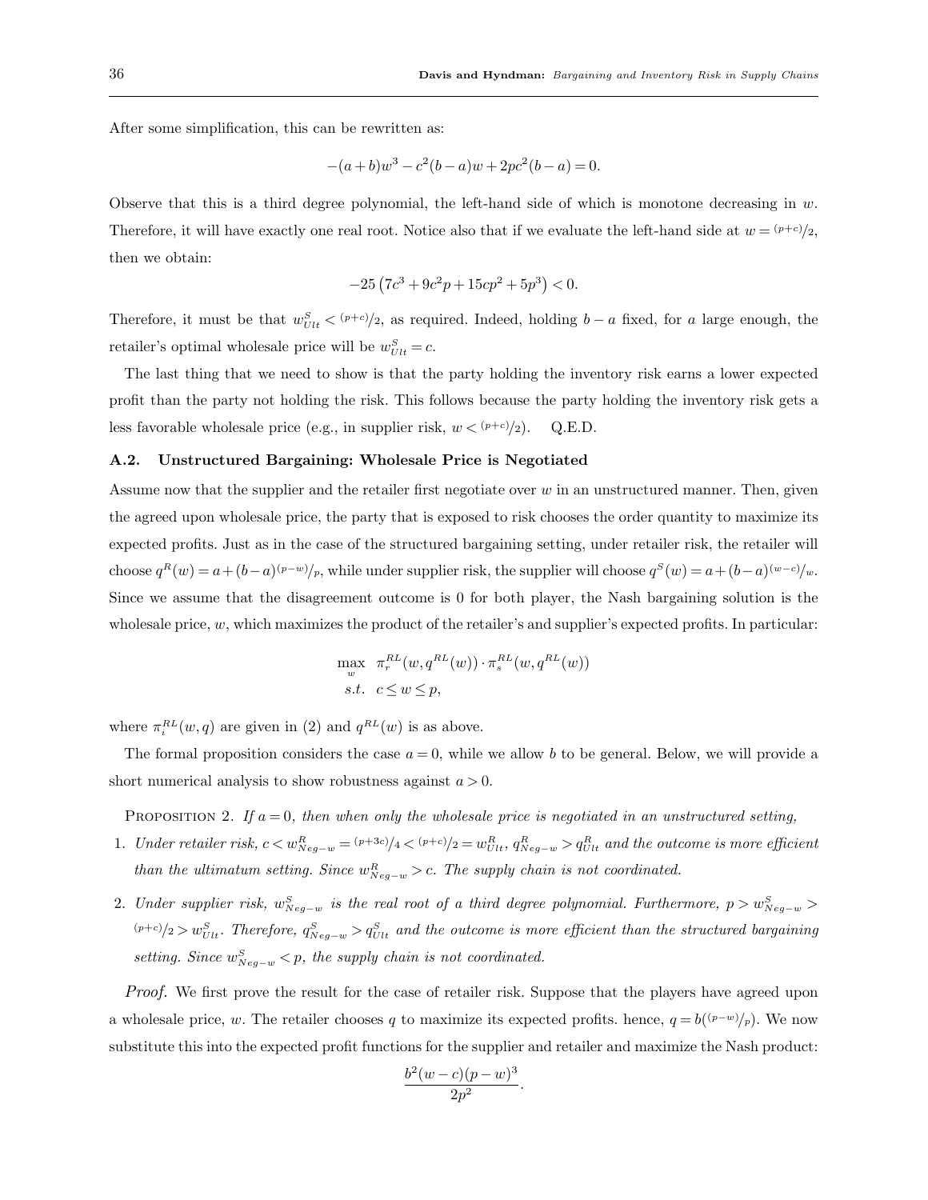After some simplification, this can be rewritten as:

$$-(a+b)w^3 - c^2(b-a)w + 2pc^2(b-a) = 0.$$

Observe that this is a third degree polynomial, the left-hand side of which is monotone decreasing in $w$. Therefore, it will have exactly one real root. Notice also that if we evaluate the left-hand side at $w = (p+c)/2$, then we obtain:

$$-25\left(7c^3 + 9c^2p + 15cp^2 + 5p^3\right) < 0.$$

Therefore, it must be that $w^S_{Ult} < (p+c)/2$, as required. Indeed, holding $b-a$ fixed, for $a$ large enough, the retailer's optimal wholesale price will be $w^S_{Ult} = c$.

The last thing that we need to show is that the party holding the inventory risk earns a lower expected profit than the party not holding the risk. This follows because the party holding the inventory risk gets a less favorable wholesale price (e.g., in supplier risk, $w < (p+c)/2$). Q.E.D.

### A.2. Unstructured Bargaining: Wholesale Price is Negotiated

Assume now that the supplier and the retailer first negotiate over $w$ in an unstructured manner. Then, given the agreed upon wholesale price, the party that is exposed to risk chooses the order quantity to maximize its expected profits. Just as in the case of the structured bargaining setting, under retailer risk, the retailer will choose $q^R(w) = a + (b-a)(p-w)/p$, while under supplier risk, the supplier will choose $q^S(w) = a + (b-a)(w-c)/w$. Since we assume that the disagreement outcome is 0 for both player, the Nash bargaining solution is the wholesale price, $w$, which maximizes the product of the retailer's and supplier's expected profits. In particular:

$$\begin{aligned} \max_{w} \quad & \pi_r^{RL}(w, q^{RL}(w)) \cdot \pi_s^{RL}(w, q^{RL}(w)) \\ s.t. \quad & c \le w \le p, \end{aligned}$$

where $\pi_i^{RL}(w,q)$ are given in (2) and $q^{RL}(w)$ is as above.

The formal proposition considers the case $a = 0$, while we allow $b$ to be general. Below, we will provide a short numerical analysis to show robustness against $a > 0$.

Proposition 2. *If $a = 0$, then when only the wholesale price is negotiated in an unstructured setting,*

1. *Under retailer risk, $c < w^R_{Neg-w} = (p+3c)/4 < (p+c)/2 = w^R_{Ult}$, $q^R_{Neg-w} > q^R_{Ult}$ and the outcome is more efficient than the ultimatum setting. Since $w^R_{Neg-w} > c$. The supply chain is not coordinated.*
2. *Under supplier risk, $w^S_{Neg-w}$ is the real root of a third degree polynomial. Furthermore, $p > w^S_{Neg-w} > (p+c)/2 > w^S_{Ult}$. Therefore, $q^S_{Neg-w} > q^S_{Ult}$ and the outcome is more efficient than the structured bargaining setting. Since $w^S_{Neg-w} < p$, the supply chain is not coordinated.*

*Proof.* We first prove the result for the case of retailer risk. Suppose that the players have agreed upon a wholesale price, $w$. The retailer chooses $q$ to maximize its expected profits. hence, $q = b((p-w)/p)$. We now substitute this into the expected profit functions for the supplier and retailer and maximize the Nash product:

$$\frac{b^2(w-c)(p-w)^3}{2p^2}.$$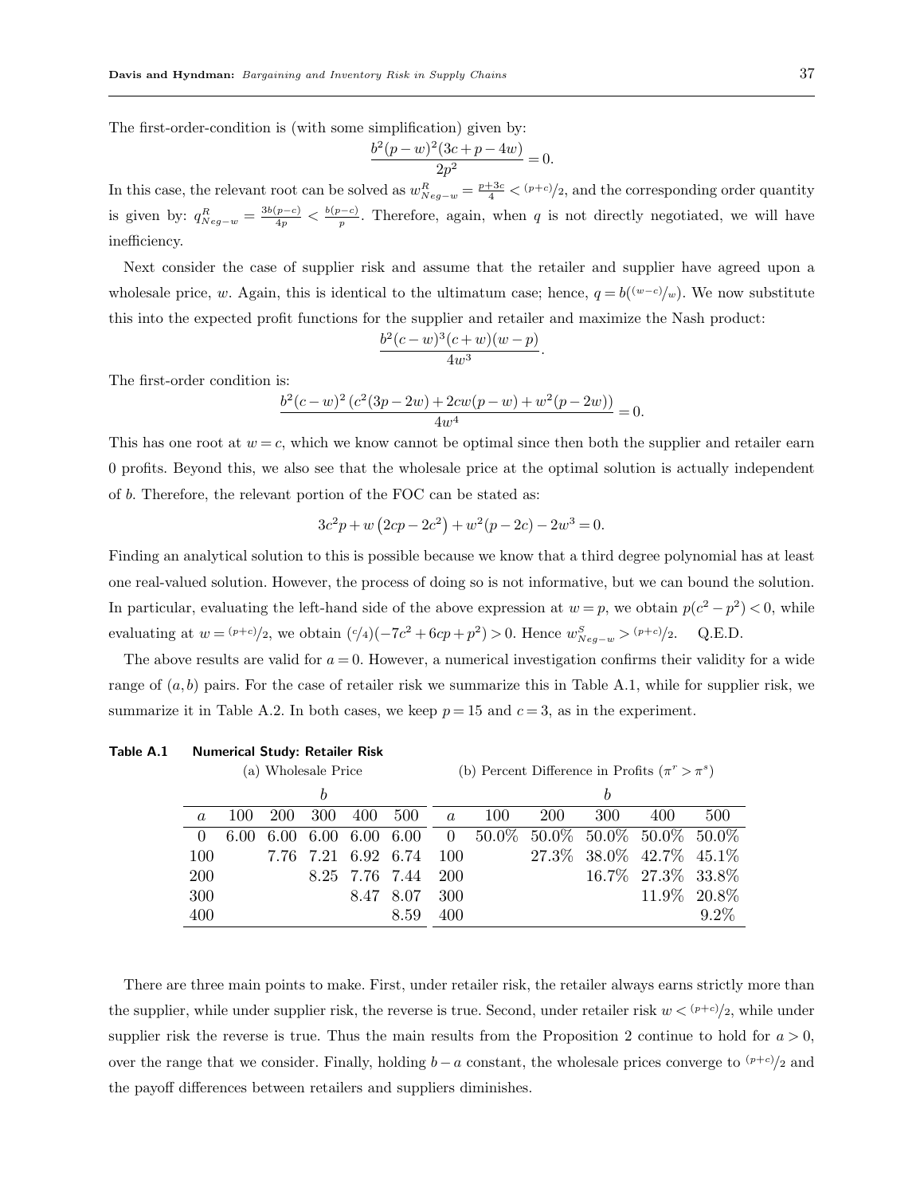The first-order-condition is (with some simplification) given by:

$$\frac{b^2(p-w)^2(3c+p-4w)}{2p^2}=0.$$

In this case, the relevant root can be solved as $w^R_{Neg-w}=\frac{p+3c}{4}<{}^{(p+c)}/_2$, and the corresponding order quantity is given by: $q^R_{Neg-w}=\frac{3b(p-c)}{4p}<\frac{b(p-c)}{p}$. Therefore, again, when $q$ is not directly negotiated, we will have inefficiency.

Next consider the case of supplier risk and assume that the retailer and supplier have agreed upon a wholesale price, $w$. Again, this is identical to the ultimatum case; hence, $q=b({}^{(w-c)}/_w)$. We now substitute this into the expected profit functions for the supplier and retailer and maximize the Nash product:

$$\frac{b^2(c-w)^3(c+w)(w-p)}{4w^3}.$$

The first-order condition is:

$$\frac{b^2(c-w)^2\left(c^2(3p-2w)+2cw(p-w)+w^2(p-2w)\right)}{4w^4}=0.$$

This has one root at $w=c$, which we know cannot be optimal since then both the supplier and retailer earn 0 profits. Beyond this, we also see that the wholesale price at the optimal solution is actually independent of $b$. Therefore, the relevant portion of the FOC can be stated as:

$$3c^2p+w\left(2cp-2c^2\right)+w^2(p-2c)-2w^3=0.$$

Finding an analytical solution to this is possible because we know that a third degree polynomial has at least one real-valued solution. However, the process of doing so is not informative, but we can bound the solution. In particular, evaluating the left-hand side of the above expression at $w=p$, we obtain $p(c^2-p^2)<0$, while evaluating at $w={}^{(p+c)}/_2$, we obtain $({}^c/_4)(-7c^2+6cp+p^2)>0$. Hence $w^S_{Neg-w}>{}^{(p+c)}/_2$. Q.E.D.

The above results are valid for $a=0$. However, a numerical investigation confirms their validity for a wide range of $(a,b)$ pairs. For the case of retailer risk we summarize this in Table A.1, while for supplier risk, we summarize it in Table A.2. In both cases, we keep $p=15$ and $c=3$, as in the experiment.

**Table A.1 Numerical Study: Retailer Risk**

| (a) Wholesale Price | | | | | | (b) Percent Difference in Profits ($\pi^r>\pi^s$) | | | | | |
|---|---|---|---|---|---|---|---|---|---|---|---|
| | $b$ | | | | | | $b$ | | | | |
| $a$ | 100 | 200 | 300 | 400 | 500 | $a$ | 100 | 200 | 300 | 400 | 500 |
| 0 | 6.00 | 6.00 | 6.00 | 6.00 | 6.00 | 0 | 50.0% | 50.0% | 50.0% | 50.0% | 50.0% |
| 100 | | 7.76 | 7.21 | 6.92 | 6.74 | 100 | | 27.3% | 38.0% | 42.7% | 45.1% |
| 200 | | | 8.25 | 7.76 | 7.44 | 200 | | | 16.7% | 27.3% | 33.8% |
| 300 | | | | 8.47 | 8.07 | 300 | | | | 11.9% | 20.8% |
| 400 | | | | | 8.59 | 400 | | | | | 9.2% |

There are three main points to make. First, under retailer risk, the retailer always earns strictly more than the supplier, while under supplier risk, the reverse is true. Second, under retailer risk $w<{}^{(p+c)}/_2$, while under supplier risk the reverse is true. Thus the main results from the Proposition 2 continue to hold for $a>0$, over the range that we consider. Finally, holding $b-a$ constant, the wholesale prices converge to ${}^{(p+c)}/_2$ and the payoff differences between retailers and suppliers diminishes.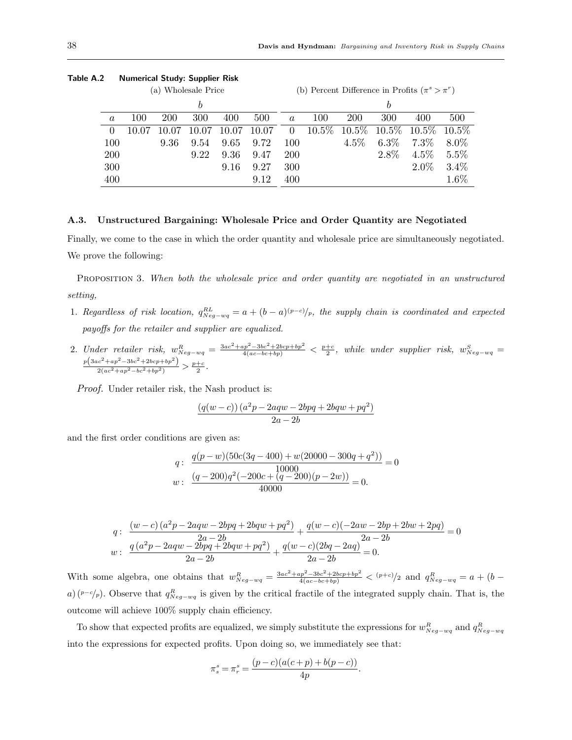**Table A.2 Numerical Study: Supplier Risk**

| | (a) Wholesale Price | | | | | | (b) Percent Difference in Profits ($\pi^s > \pi^r$) | | | | |
|---|---|---|---|---|---|---|---|---|---|---|---|
| | $b$ | | | | | | $b$ | | | | |
| $a$ | 100 | 200 | 300 | 400 | 500 | $a$ | 100 | 200 | 300 | 400 | 500 |
| 0 | 10.07 | 10.07 | 10.07 | 10.07 | 10.07 | 0 | 10.5% | 10.5% | 10.5% | 10.5% | 10.5% |
| 100 | | 9.36 | 9.54 | 9.65 | 9.72 | 100 | | 4.5% | 6.3% | 7.3% | 8.0% |
| 200 | | | 9.22 | 9.36 | 9.47 | 200 | | | 2.8% | 4.5% | 5.5% |
| 300 | | | | 9.16 | 9.27 | 300 | | | | 2.0% | 3.4% |
| 400 | | | | | 9.12 | 400 | | | | | 1.6% |

### A.3. Unstructured Bargaining: Wholesale Price and Order Quantity are Negotiated

Finally, we come to the case in which the order quantity and wholesale price are simultaneously negotiated. We prove the following:

PROPOSITION 3. *When both the wholesale price and order quantity are negotiated in an unstructured setting,*

1. *Regardless of risk location, $q^{RL}_{Neg-wq} = a + (b-a)^{(p-c)}/_{p}$, the supply chain is coordinated and expected payoffs for the retailer and supplier are equalized.*
2. *Under retailer risk, $w^R_{Neg-wq} = \frac{3ac^2+ap^2-3bc^2+2bcp+bp^2}{4(ac-bc+bp)} < \frac{p+c}{2}$, while under supplier risk, $w^S_{Neg-wq} = \frac{p\left(3ac^2+ap^2-3bc^2+2bcp+bp^2\right)}{2(ac^2+ap^2-bc^2+bp^2)} > \frac{p+c}{2}$.*

*Proof.* Under retailer risk, the Nash product is:

$$\frac{(q(w-c))\left(a^2p-2aqw-2bpq+2bqw+pq^2\right)}{2a-2b}$$

and the first order conditions are given as:

$$q: \ \frac{q(p-w)(50c(3q-400)+w(20000-300q+q^2))}{10000} = 0$$
$$w: \ \frac{(q-200)q^2(-200c+(q-200)(p-2w))}{40000} = 0.$$

$$q: \ \frac{(w-c)\left(a^2p-2aqw-2bpq+2bqw+pq^2\right)}{2a-2b} + \frac{q(w-c)(-2aw-2bp+2bw+2pq)}{2a-2b} = 0$$
$$w: \ \frac{q\left(a^2p-2aqw-2bpq+2bqw+pq^2\right)}{2a-2b} + \frac{q(w-c)(2bq-2aq)}{2a-2b} = 0.$$

With some algebra, one obtains that $w^R_{Neg-wq} = \frac{3ac^2+ap^2-3bc^2+2bcp+bp^2}{4(ac-bc+bp)} < {}^{(p+c)}/_{2}$ and $q^R_{Neg-wq} = a + (b-a)\left({}^{p-c}/_{p}\right)$. Observe that $q^R_{Neg-wq}$ is given by the critical fractile of the integrated supply chain. That is, the outcome will achieve 100% supply chain efficiency.

To show that expected profits are equalized, we simply substitute the expressions for $w^R_{Neg-wq}$ and $q^R_{Neg-wq}$ into the expressions for expected profits. Upon doing so, we immediately see that:

$$\pi^s_s = \pi^s_r = \frac{(p-c)(a(c+p)+b(p-c))}{4p}.$$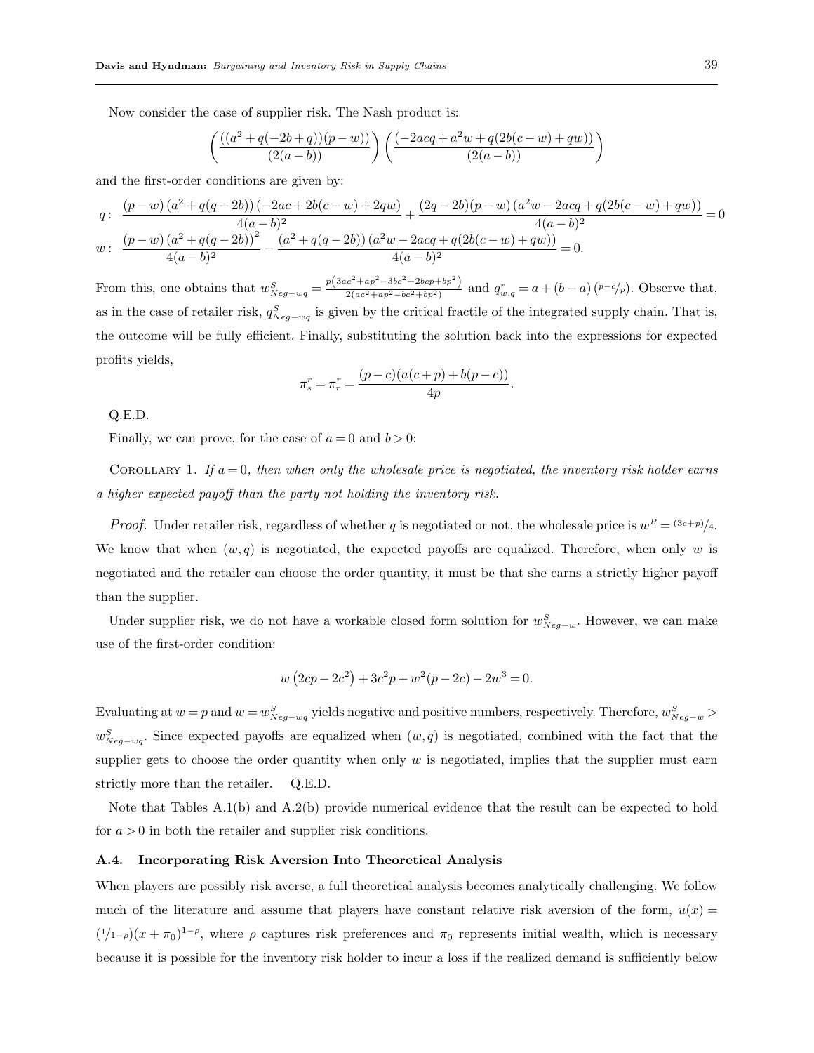Now consider the case of supplier risk. The Nash product is:

$$\left(\frac{((a^2+q(-2b+q))(p-w))}{(2(a-b))}\right)\left(\frac{(-2acq+a^2w+q(2b(c-w)+qw))}{(2(a-b))}\right)$$

and the first-order conditions are given by:

$$q: \ \frac{(p-w)\left(a^2+q(q-2b)\right)\left(-2ac+2b(c-w)+2qw\right)}{4(a-b)^2}+\frac{(2q-2b)(p-w)\left(a^2w-2acq+q(2b(c-w)+qw)\right)}{4(a-b)^2}=0$$

$$w: \ \frac{(p-w)\left(a^2+q(q-2b)\right)^2}{4(a-b)^2}-\frac{\left(a^2+q(q-2b)\right)\left(a^2w-2acq+q(2b(c-w)+qw)\right)}{4(a-b)^2}=0.$$

From this, one obtains that $w^S_{Neg-wq}=\frac{p\left(3ac^2+ap^2-3bc^2+2bcp+bp^2\right)}{2(ac^2+ap^2-bc^2+bp^2)}$ and $q^r_{w,q}=a+(b-a)\,(p-c/p)$. Observe that, as in the case of retailer risk, $q^S_{Neg-wq}$ is given by the critical fractile of the integrated supply chain. That is, the outcome will be fully efficient. Finally, substituting the solution back into the expressions for expected profits yields,

$$\pi^r_s=\pi^r_r=\frac{(p-c)(a(c+p)+b(p-c))}{4p}.$$

Q.E.D.

Finally, we can prove, for the case of $a=0$ and $b>0$:

Corollary 1. *If $a=0$, then when only the wholesale price is negotiated, the inventory risk holder earns a higher expected payoff than the party not holding the inventory risk.*

*Proof.* Under retailer risk, regardless of whether $q$ is negotiated or not, the wholesale price is $w^R=(3c+p)/4$. We know that when $(w,q)$ is negotiated, the expected payoffs are equalized. Therefore, when only $w$ is negotiated and the retailer can choose the order quantity, it must be that she earns a strictly higher payoff than the supplier.

Under supplier risk, we do not have a workable closed form solution for $w^S_{Neg-w}$. However, we can make use of the first-order condition:

$$w\left(2cp-2c^2\right)+3c^2p+w^2(p-2c)-2w^3=0.$$

Evaluating at $w=p$ and $w=w^S_{Neg-wq}$ yields negative and positive numbers, respectively. Therefore, $w^S_{Neg-w}>w^S_{Neg-wq}$. Since expected payoffs are equalized when $(w,q)$ is negotiated, combined with the fact that the supplier gets to choose the order quantity when only $w$ is negotiated, implies that the supplier must earn strictly more than the retailer. Q.E.D.

Note that Tables A.1(b) and A.2(b) provide numerical evidence that the result can be expected to hold for $a>0$ in both the retailer and supplier risk conditions.

### A.4. Incorporating Risk Aversion Into Theoretical Analysis

When players are possibly risk averse, a full theoretical analysis becomes analytically challenging. We follow much of the literature and assume that players have constant relative risk aversion of the form, $u(x)=(1/1-\rho)(x+\pi_0)^{1-\rho}$, where $\rho$ captures risk preferences and $\pi_0$ represents initial wealth, which is necessary because it is possible for the inventory risk holder to incur a loss if the realized demand is sufficiently below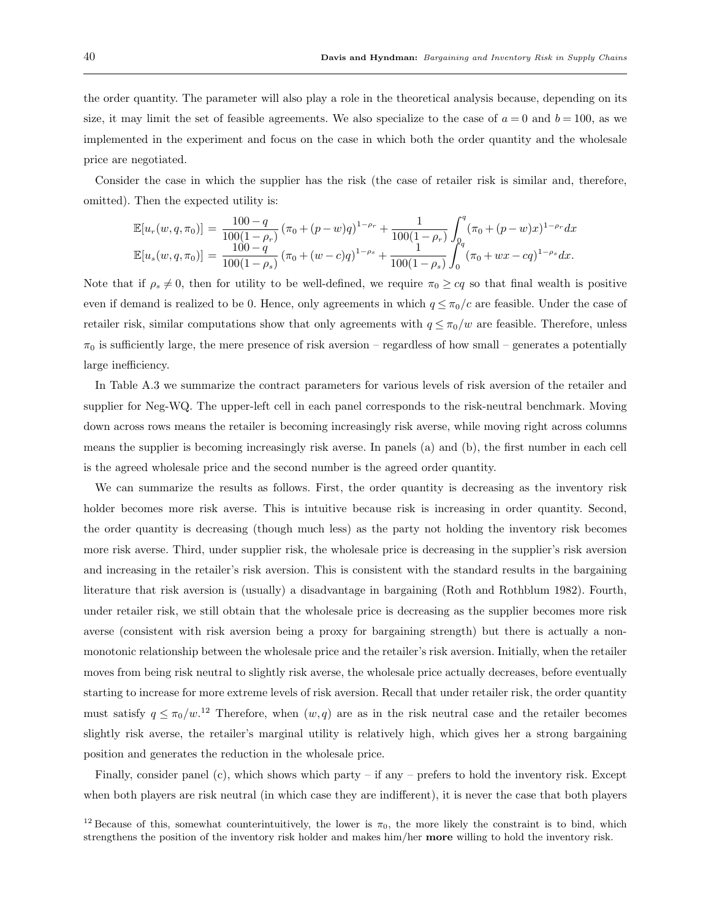the order quantity. The parameter will also play a role in the theoretical analysis because, depending on its size, it may limit the set of feasible agreements. We also specialize to the case of $a = 0$ and $b = 100$, as we implemented in the experiment and focus on the case in which both the order quantity and the wholesale price are negotiated.

Consider the case in which the supplier has the risk (the case of retailer risk is similar and, therefore, omitted). Then the expected utility is:

$$\mathbb{E}[u_r(w,q,\pi_0)] = \frac{100-q}{100(1-\rho_r)}\left(\pi_0 + (p-w)q\right)^{1-\rho_r} + \frac{1}{100(1-\rho_r)}\int_0^q (\pi_0 + (p-w)x)^{1-\rho_r}dx$$
$$\mathbb{E}[u_s(w,q,\pi_0)] = \frac{100-q}{100(1-\rho_s)}\left(\pi_0 + (w-c)q\right)^{1-\rho_s} + \frac{1}{100(1-\rho_s)}\int_0^q (\pi_0 + wx - cq)^{1-\rho_s}dx.$$

Note that if $\rho_s \neq 0$, then for utility to be well-defined, we require $\pi_0 \geq cq$ so that final wealth is positive even if demand is realized to be 0. Hence, only agreements in which $q \leq \pi_0/c$ are feasible. Under the case of retailer risk, similar computations show that only agreements with $q \leq \pi_0/w$ are feasible. Therefore, unless $\pi_0$ is sufficiently large, the mere presence of risk aversion – regardless of how small – generates a potentially large inefficiency.

In Table A.3 we summarize the contract parameters for various levels of risk aversion of the retailer and supplier for Neg-WQ. The upper-left cell in each panel corresponds to the risk-neutral benchmark. Moving down across rows means the retailer is becoming increasingly risk averse, while moving right across columns means the supplier is becoming increasingly risk averse. In panels (a) and (b), the first number in each cell is the agreed wholesale price and the second number is the agreed order quantity.

We can summarize the results as follows. First, the order quantity is decreasing as the inventory risk holder becomes more risk averse. This is intuitive because risk is increasing in order quantity. Second, the order quantity is decreasing (though much less) as the party not holding the inventory risk becomes more risk averse. Third, under supplier risk, the wholesale price is decreasing in the supplier's risk aversion and increasing in the retailer's risk aversion. This is consistent with the standard results in the bargaining literature that risk aversion is (usually) a disadvantage in bargaining (Roth and Rothblum 1982). Fourth, under retailer risk, we still obtain that the wholesale price is decreasing as the supplier becomes more risk averse (consistent with risk aversion being a proxy for bargaining strength) but there is actually a non-monotonic relationship between the wholesale price and the retailer's risk aversion. Initially, when the retailer moves from being risk neutral to slightly risk averse, the wholesale price actually decreases, before eventually starting to increase for more extreme levels of risk aversion. Recall that under retailer risk, the order quantity must satisfy $q \leq \pi_0/w$.[12] Therefore, when $(w, q)$ are as in the risk neutral case and the retailer becomes slightly risk averse, the retailer's marginal utility is relatively high, which gives her a strong bargaining position and generates the reduction in the wholesale price.

Finally, consider panel (c), which shows which party – if any – prefers to hold the inventory risk. Except when both players are risk neutral (in which case they are indifferent), it is never the case that both players

[12] Because of this, somewhat counterintuitively, the lower is $\pi_0$, the more likely the constraint is to bind, which strengthens the position of the inventory risk holder and makes him/her **more** willing to hold the inventory risk.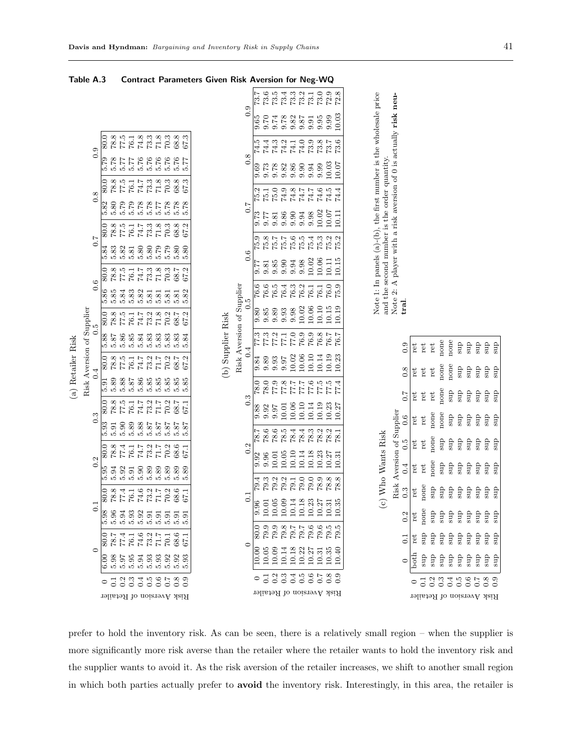**Table A.3 Contract Parameters Given Risk Aversion for Neg-WQ**

(a) Retailer Risk

| Risk Aversion of Retailer | Risk Aversion of Supplier: 0 | 0.1 | 0.2 | 0.3 | 0.4 | 0.5 | 0.6 | 0.7 | 0.8 | 0.9 |
|---|---|---|---|---|---|---|---|---|---|---|
| 0 | 6.00 80.0 | 5.98 80.0 | 5.95 80.0 | 5.93 80.0 | 5.91 80.0 | 5.88 80.0 | 5.86 80.0 | 5.84 80.0 | 5.82 80.0 | 5.79 80.0 |
| 0.1 | 5.98 78.7 | 5.96 78.8 | 5.94 78.8 | 5.91 78.8 | 5.89 78.8 | 5.87 78.8 | 5.85 78.8 | 5.83 78.8 | 5.80 78.8 | 5.78 78.8 |
| 0.2 | 5.97 77.4 | 5.94 77.4 | 5.92 77.4 | 5.90 77.5 | 5.88 77.5 | 5.86 77.5 | 5.84 77.5 | 5.82 77.5 | 5.79 77.5 | 5.77 77.5 |
| 0.3 | 5.95 76.1 | 5.93 76.1 | 5.91 76.1 | 5.89 76.1 | 5.87 76.1 | 5.85 76.1 | 5.83 76.1 | 5.81 76.1 | 5.79 76.1 | 5.77 76.1 |
| 0.4 | 5.94 74.6 | 5.92 74.6 | 5.90 74.7 | 5.88 74.7 | 5.86 74.7 | 5.84 74.7 | 5.82 74.7 | 5.80 74.7 | 5.78 74.7 | 5.76 74.8 |
| 0.5 | 5.93 73.2 | 5.91 73.2 | 5.89 73.2 | 5.87 73.2 | 5.85 73.2 | 5.83 73.2 | 5.81 73.3 | 5.80 73.3 | 5.78 73.3 | 5.76 73.3 |
| 0.6 | 5.93 71.7 | 5.91 71.7 | 5.89 71.7 | 5.87 71.7 | 5.85 71.7 | 5.83 71.8 | 5.81 71.8 | 5.79 71.8 | 5.77 71.8 | 5.76 71.8 |
| 0.7 | 5.92 70.1 | 5.91 70.2 | 5.89 70.2 | 5.87 70.2 | 5.85 70.2 | 5.83 70.2 | 5.81 70.3 | 5.79 70.3 | 5.78 70.3 | 5.76 70.3 |
| 0.8 | 5.92 68.6 | 5.91 68.6 | 5.89 68.6 | 5.87 68.7 | 5.85 68.7 | 5.83 68.7 | 5.81 68.7 | 5.80 68.8 | 5.78 68.8 | 5.76 68.8 |
| 0.9 | 5.93 67.1 | 5.91 67.1 | 5.89 67.1 | 5.87 67.1 | 5.85 67.2 | 5.84 67.2 | 5.82 67.2 | 5.80 67.2 | 5.78 67.3 | 5.77 67.3 |

(b) Supplier Risk

| Risk Aversion of Retailer | Risk Aversion of Supplier: 0 | 0.1 | 0.2 | 0.3 | 0.4 | 0.5 | 0.6 | 0.7 | 0.8 | 0.9 |
|---|---|---|---|---|---|---|---|---|---|---|
| 0 | 10.00 80.0 | 9.96 79.4 | 9.92 78.7 | 9.88 78.0 | 9.84 77.3 | 9.80 76.6 | 9.77 75.9 | 9.73 75.2 | 9.69 74.5 | 9.65 73.7 |
| 0.1 | 10.05 79.9 | 10.01 79.3 | 9.96 78.6 | 9.92 78.0 | 9.89 77.3 | 9.85 76.6 | 9.81 75.8 | 9.77 75.1 | 9.73 74.4 | 9.70 73.6 |
| 0.2 | 10.09 79.9 | 10.05 79.2 | 10.01 78.6 | 9.97 77.9 | 9.93 77.2 | 9.89 76.5 | 9.85 75.7 | 9.81 75.0 | 9.78 74.3 | 9.74 73.5 |
| 0.3 | 10.14 79.8 | 10.09 79.2 | 10.05 78.5 | 10.01 77.8 | 9.97 77.1 | 9.93 76.4 | 9.90 75.7 | 9.86 74.9 | 9.82 74.2 | 9.78 73.4 |
| 0.4 | 10.18 79.7 | 10.14 79.1 | 10.10 78.4 | 10.06 77.7 | 10.02 77.0 | 9.98 76.3 | 9.94 75.6 | 9.90 74.8 | 9.86 74.1 | 9.82 73.3 |
| 0.5 | 10.22 79.7 | 10.18 79.0 | 10.14 78.4 | 10.10 77.7 | 10.06 76.9 | 10.02 76.2 | 9.98 75.5 | 9.94 74.7 | 9.90 74.0 | 9.87 73.2 |
| 0.6 | 10.27 79.6 | 10.23 79.0 | 10.18 78.3 | 10.14 77.6 | 10.10 76.9 | 10.06 76.1 | 10.02 75.4 | 9.98 74.7 | 9.94 73.9 | 9.91 73.1 |
| 0.7 | 10.31 79.6 | 10.27 78.9 | 10.23 78.2 | 10.19 77.5 | 10.14 76.8 | 10.10 76.1 | 10.06 75.3 | 10.02 74.6 | 9.99 73.8 | 9.95 73.0 |
| 0.8 | 10.35 79.5 | 10.31 78.8 | 10.27 78.2 | 10.23 77.5 | 10.19 76.7 | 10.15 76.0 | 10.11 75.2 | 10.07 74.5 | 10.03 73.7 | 9.99 72.9 |
| 0.9 | 10.40 79.5 | 10.35 78.8 | 10.31 78.1 | 10.27 77.4 | 10.23 76.7 | 10.19 75.9 | 10.15 75.2 | 10.11 74.4 | 10.07 73.6 | 10.03 72.8 |

(c) Who Wants Risk

| Risk Aversion of Retailer | Risk Aversion of Supplier: 0 | 0.1 | 0.2 | 0.3 | 0.4 | 0.5 | 0.6 | 0.7 | 0.8 | 0.9 |
|---|---|---|---|---|---|---|---|---|---|---|
| 0 | both | ret | ret | ret | ret | ret | ret | ret | ret | ret |
| 0.1 | sup | sup | none | none | ret | ret | ret | ret | ret | ret |
| 0.2 | sup | sup | sup | sup | none | none | none | ret | ret | ret |
| 0.3 | sup | sup | sup | sup | sup | sup | none | none | none | none |
| 0.4 | sup | sup | sup | sup | sup | sup | sup | sup | none | none |
| 0.5 | sup | sup | sup | sup | sup | sup | sup | sup | sup | sup |
| 0.6 | sup | sup | sup | sup | sup | sup | sup | sup | sup | sup |
| 0.7 | sup | sup | sup | sup | sup | sup | sup | sup | sup | sup |
| 0.8 | sup | sup | sup | sup | sup | sup | sup | sup | sup | sup |
| 0.9 | sup | sup | sup | sup | sup | sup | sup | sup | sup | sup |

Note 1: In panels (a)-(b), the first number is the wholesale price and the second number is the order quantity.
Note 2: A player with a risk aversion of 0 is actually **risk neutral**.

prefer to hold the inventory risk. As can be seen, there is a relatively small region – when the supplier is more significantly more risk averse than the retailer where the retailer wants to hold the inventory risk and the supplier wants to avoid it. As the risk aversion of the retailer increases, we shift to another small region in which both parties actually prefer to **avoid** the inventory risk. Interestingly, in this area, the retailer is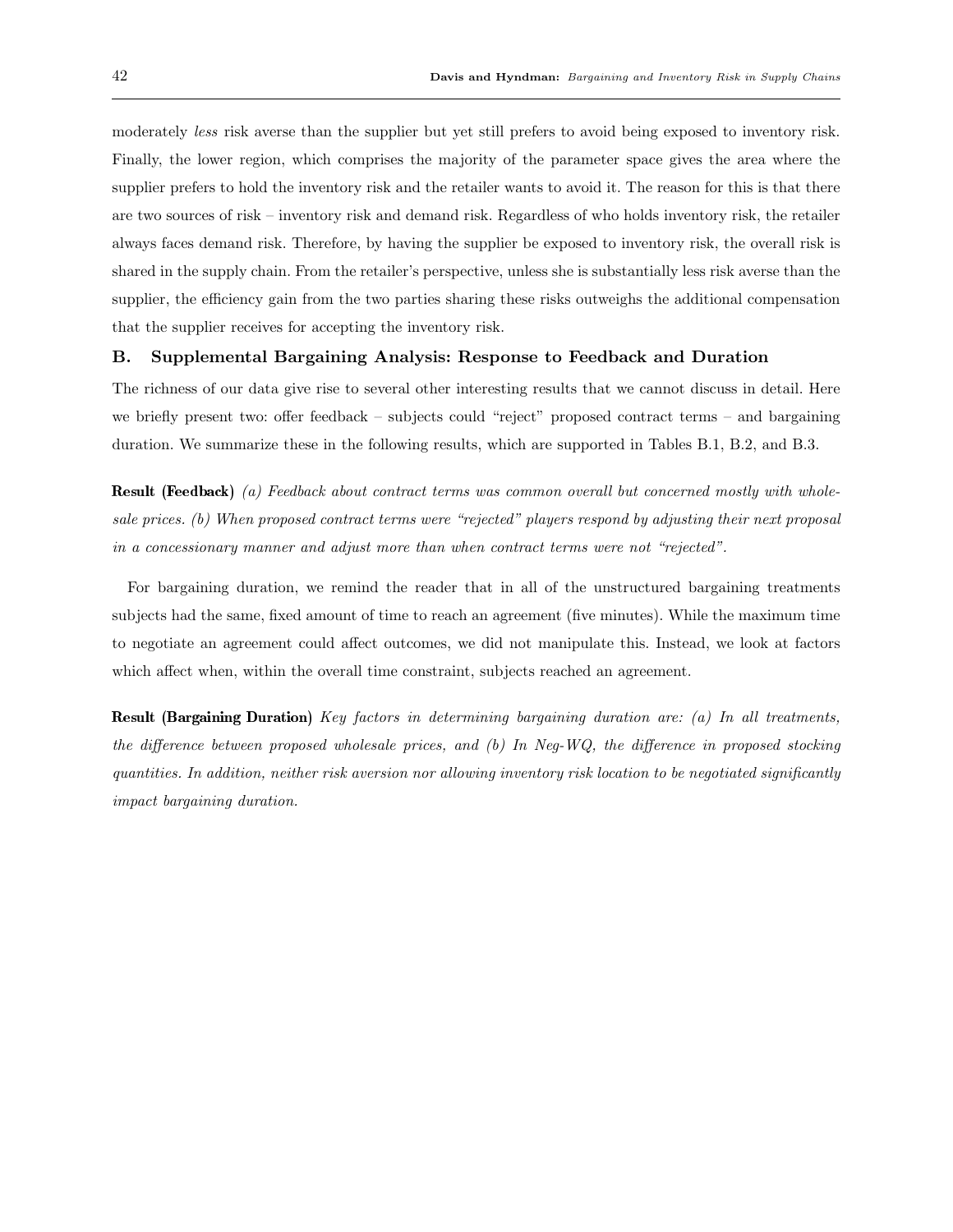moderately *less* risk averse than the supplier but yet still prefers to avoid being exposed to inventory risk. Finally, the lower region, which comprises the majority of the parameter space gives the area where the supplier prefers to hold the inventory risk and the retailer wants to avoid it. The reason for this is that there are two sources of risk – inventory risk and demand risk. Regardless of who holds inventory risk, the retailer always faces demand risk. Therefore, by having the supplier be exposed to inventory risk, the overall risk is shared in the supply chain. From the retailer's perspective, unless she is substantially less risk averse than the supplier, the efficiency gain from the two parties sharing these risks outweighs the additional compensation that the supplier receives for accepting the inventory risk.

## B. Supplemental Bargaining Analysis: Response to Feedback and Duration

The richness of our data give rise to several other interesting results that we cannot discuss in detail. Here we briefly present two: offer feedback – subjects could "reject" proposed contract terms – and bargaining duration. We summarize these in the following results, which are supported in Tables B.1, B.2, and B.3.

**Result (Feedback)** *(a) Feedback about contract terms was common overall but concerned mostly with wholesale prices. (b) When proposed contract terms were "rejected" players respond by adjusting their next proposal in a concessionary manner and adjust more than when contract terms were not "rejected".*

For bargaining duration, we remind the reader that in all of the unstructured bargaining treatments subjects had the same, fixed amount of time to reach an agreement (five minutes). While the maximum time to negotiate an agreement could affect outcomes, we did not manipulate this. Instead, we look at factors which affect when, within the overall time constraint, subjects reached an agreement.

**Result (Bargaining Duration)** *Key factors in determining bargaining duration are: (a) In all treatments, the difference between proposed wholesale prices, and (b) In Neg-WQ, the difference in proposed stocking quantities. In addition, neither risk aversion nor allowing inventory risk location to be negotiated significantly impact bargaining duration.*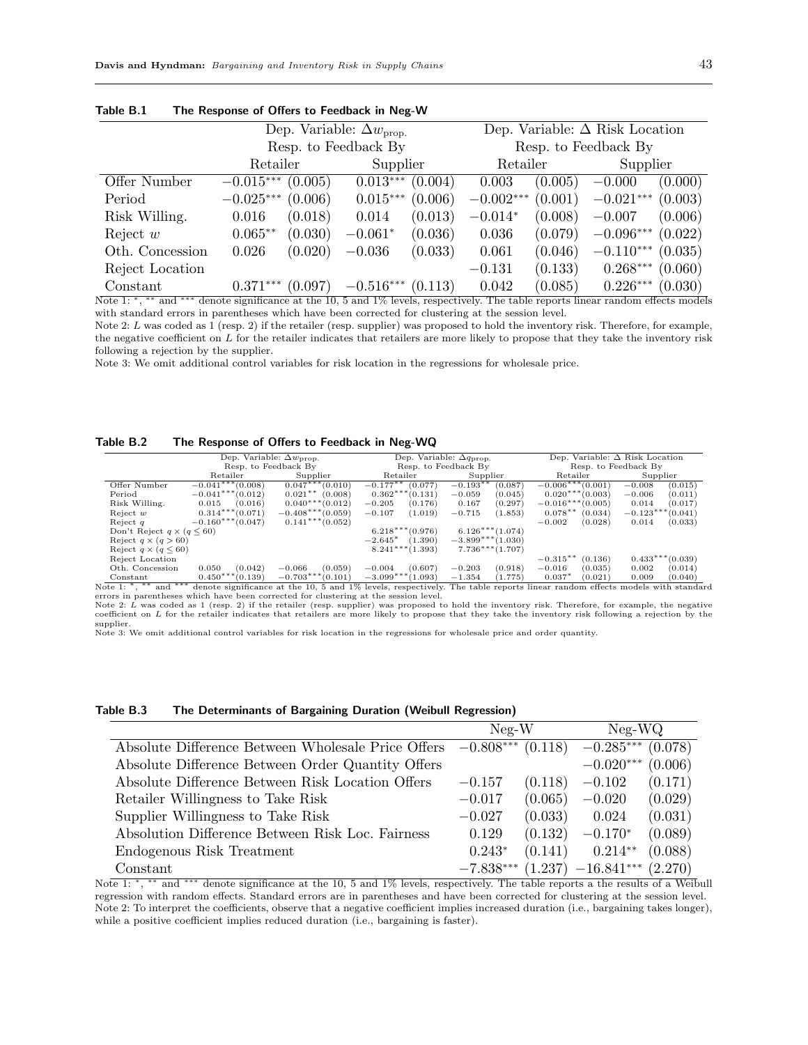**Table B.1 The Response of Offers to Feedback in Neg-W**

| | Dep. Variable: $\Delta w_{\text{prop.}}$ | | | | Dep. Variable: $\Delta$ Risk Location | | | |
|---|---|---|---|---|---|---|---|---|
| | Resp. to Feedback By | | | | Resp. to Feedback By | | | |
| | Retailer | | Supplier | | Retailer | | Supplier | |
| Offer Number | $-0.015^{***}$ | (0.005) | $0.013^{***}$ | (0.004) | 0.003 | (0.005) | $-0.000$ | (0.000) |
| Period | $-0.025^{***}$ | (0.006) | $0.015^{***}$ | (0.006) | $-0.002^{***}$ | (0.001) | $-0.021^{***}$ | (0.003) |
| Risk Willing. | 0.016 | (0.018) | 0.014 | (0.013) | $-0.014^{*}$ | (0.008) | $-0.007$ | (0.006) |
| Reject $w$ | $0.065^{**}$ | (0.030) | $-0.061^{*}$ | (0.036) | 0.036 | (0.079) | $-0.096^{***}$ | (0.022) |
| Oth. Concession | 0.026 | (0.020) | $-0.036$ | (0.033) | 0.061 | (0.046) | $-0.110^{***}$ | (0.035) |
| Reject Location | | | | | $-0.131$ | (0.133) | $0.268^{***}$ | (0.060) |
| Constant | $0.371^{***}$ | (0.097) | $-0.516^{***}$ | (0.113) | 0.042 | (0.085) | $0.226^{***}$ | (0.030) |

Note 1: $^{*}$, $^{**}$ and $^{***}$ denote significance at the 10, 5 and 1% levels, respectively. The table reports linear random effects models with standard errors in parentheses which have been corrected for clustering at the session level.

Note 2: $L$ was coded as 1 (resp. 2) if the retailer (resp. supplier) was proposed to hold the inventory risk. Therefore, for example, the negative coefficient on $L$ for the retailer indicates that retailers are more likely to propose that they take the inventory risk following a rejection by the supplier.

Note 3: We omit additional control variables for risk location in the regressions for wholesale price.

**Table B.2 The Response of Offers to Feedback in Neg-WQ**

| | Dep. Variable: $\Delta w_{\text{prop.}}$ | | | | Dep. Variable: $\Delta q_{\text{prop.}}$ | | | | Dep. Variable: $\Delta$ Risk Location | | | |
|---|---|---|---|---|---|---|---|---|---|---|---|---|
| | Resp. to Feedback By | | | | Resp. to Feedback By | | | | Resp. to Feedback By | | | |
| | Retailer | | Supplier | | Retailer | | Supplier | | Retailer | | Supplier | |
| Offer Number | $-0.041^{***}$ | (0.008) | $0.047^{***}$ | (0.010) | $-0.177^{**}$ | (0.077) | $-0.193^{**}$ | (0.087) | $-0.006^{***}$ | (0.001) | $-0.008$ | (0.015) |
| Period | $-0.041^{***}$ | (0.012) | $0.021^{**}$ | (0.008) | $0.362^{***}$ | (0.131) | $-0.059$ | (0.045) | $0.020^{***}$ | (0.003) | $-0.006$ | (0.011) |
| Risk Willing. | 0.015 | (0.016) | $0.040^{***}$ | (0.012) | $-0.205$ | (0.176) | 0.167 | (0.297) | $-0.016^{***}$ | (0.005) | 0.014 | (0.017) |
| Reject $w$ | $0.314^{***}$ | (0.071) | $-0.408^{***}$ | (0.059) | $-0.107$ | (1.019) | $-0.715$ | (1.853) | $0.078^{**}$ | (0.034) | $-0.123^{***}$ | (0.041) |
| Reject $q$ | $-0.160^{***}$ | (0.047) | $0.141^{***}$ | (0.052) | | | | | $-0.002$ | (0.028) | 0.014 | (0.033) |
| Don't Reject $q \times (q \leq 60)$ | | | | | $6.218^{***}$ | (0.976) | $6.126^{***}$ | (1.074) | | | | |
| Reject $q \times (q > 60)$ | | | | | $-2.645^{*}$ | (1.390) | $-3.899^{***}$ | (1.030) | | | | |
| Reject $q \times (q \leq 60)$ | | | | | $8.241^{***}$ | (1.393) | $7.736^{***}$ | (1.707) | | | | |
| Reject Location | | | | | | | | | $-0.315^{**}$ | (0.136) | $0.433^{***}$ | (0.039) |
| Oth. Concession | 0.050 | (0.042) | $-0.066$ | (0.059) | $-0.004$ | (0.607) | $-0.203$ | (0.918) | $-0.016$ | (0.035) | 0.002 | (0.014) |
| Constant | $0.450^{***}$ | (0.139) | $-0.703^{***}$ | (0.101) | $-3.099^{***}$ | (1.093) | $-1.354$ | (1.775) | $0.037^{*}$ | (0.021) | 0.009 | (0.040) |

Note 1: $^{*}$, $^{**}$ and $^{***}$ denote significance at the 10, 5 and 1% levels, respectively. The table reports linear random effects models with standard errors in parentheses which have been corrected for clustering at the session level.

Note 2: $L$ was coded as 1 (resp. 2) if the retailer (resp. supplier) was proposed to hold the inventory risk. Therefore, for example, the negative coefficient on $L$ for the retailer indicates that retailers are more likely to propose that they take the inventory risk following a rejection by the supplier.

Note 3: We omit additional control variables for risk location in the regressions for wholesale price and order quantity.

**Table B.3 The Determinants of Bargaining Duration (Weibull Regression)**

| | Neg-W | | Neg-WQ | |
|---|---|---|---|---|
| Absolute Difference Between Wholesale Price Offers | $-0.808^{***}$ | (0.118) | $-0.285^{***}$ | (0.078) |
| Absolute Difference Between Order Quantity Offers | | | $-0.020^{***}$ | (0.006) |
| Absolute Difference Between Risk Location Offers | $-0.157$ | (0.118) | $-0.102$ | (0.171) |
| Retailer Willingness to Take Risk | $-0.017$ | (0.065) | $-0.020$ | (0.029) |
| Supplier Willingness to Take Risk | $-0.027$ | (0.033) | 0.024 | (0.031) |
| Absolution Difference Between Risk Loc. Fairness | 0.129 | (0.132) | $-0.170^{*}$ | (0.089) |
| Endogenous Risk Treatment | $0.243^{*}$ | (0.141) | $0.214^{**}$ | (0.088) |
| Constant | $-7.838^{***}$ | (1.237) | $-16.841^{***}$ | (2.270) |

Note 1: $^{*}$, $^{**}$ and $^{***}$ denote significance at the 10, 5 and 1% levels, respectively. The table reports a the results of a Weibull regression with random effects. Standard errors are in parentheses and have been corrected for clustering at the session level.

Note 2: To interpret the coefficients, observe that a negative coefficient implies increased duration (i.e., bargaining takes longer), while a positive coefficient implies reduced duration (i.e., bargaining is faster).